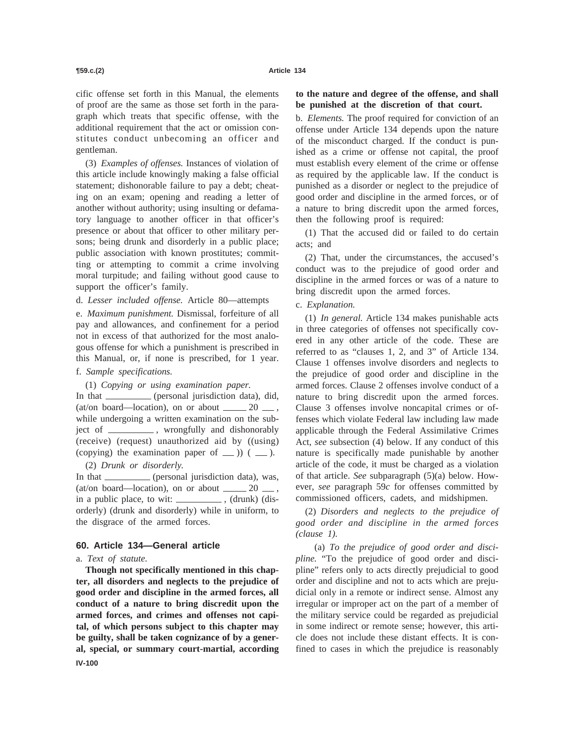cific offense set forth in this Manual, the elements of proof are the same as those set forth in the paragraph which treats that specific offense, with the additional requirement that the act or omission constitutes conduct unbecoming an officer and gentleman.

(3) *Examples of offenses.* Instances of violation of this article include knowingly making a false official statement; dishonorable failure to pay a debt; cheating on an exam; opening and reading a letter of another without authority; using insulting or defamatory language to another officer in that officer's presence or about that officer to other military persons; being drunk and disorderly in a public place; public association with known prostitutes; committing or attempting to commit a crime involving moral turpitude; and failing without good cause to support the officer's family.

d. *Lesser included offense.* Article 80—attempts

e. *Maximum punishment.* Dismissal, forfeiture of all pay and allowances, and confinement for a period not in excess of that authorized for the most analogous offense for which a punishment is prescribed in this Manual, or, if none is prescribed, for 1 year.

f. *Sample specifications.*

(1) *Copying or using examination paper.*
In that __________ (personal jurisdiction data), did, (at/on board—location), on or about _____ 20 ___, while undergoing a written examination on the subject of __________, wrongfully and dishonorably (receive) (request) unauthorized aid by ((using) (copying) the examination paper of ___)) (___).

(2) *Drunk or disorderly.*
In that __________ (personal jurisdiction data), was, (at/on board—location), on or about _____ 20 ___, in a public place, to wit: __________, (drunk) (disorderly) (drunk and disorderly) while in uniform, to the disgrace of the armed forces.

## 60. Article 134—General article

a. *Text of statute.*

**Though not specifically mentioned in this chapter, all disorders and neglects to the prejudice of good order and discipline in the armed forces, all conduct of a nature to bring discredit upon the armed forces, and crimes and offenses not capital, of which persons subject to this chapter may be guilty, shall be taken cognizance of by a general, special, or summary court-martial, according to the nature and degree of the offense, and shall be punished at the discretion of that court.**

b. *Elements.* The proof required for conviction of an offense under Article 134 depends upon the nature of the misconduct charged. If the conduct is punished as a crime or offense not capital, the proof must establish every element of the crime or offense as required by the applicable law. If the conduct is punished as a disorder or neglect to the prejudice of good order and discipline in the armed forces, or of a nature to bring discredit upon the armed forces, then the following proof is required:

(1) That the accused did or failed to do certain acts; and

(2) That, under the circumstances, the accused's conduct was to the prejudice of good order and discipline in the armed forces or was of a nature to bring discredit upon the armed forces.

c. *Explanation.*

(1) *In general.* Article 134 makes punishable acts in three categories of offenses not specifically covered in any other article of the code. These are referred to as "clauses 1, 2, and 3" of Article 134. Clause 1 offenses involve disorders and neglects to the prejudice of good order and discipline in the armed forces. Clause 2 offenses involve conduct of a nature to bring discredit upon the armed forces. Clause 3 offenses involve noncapital crimes or offenses which violate Federal law including law made applicable through the Federal Assimilative Crimes Act, *see* subsection (4) below. If any conduct of this nature is specifically made punishable by another article of the code, it must be charged as a violation of that article. *See* subparagraph (5)(a) below. However, *see* paragraph 59*c* for offenses committed by commissioned officers, cadets, and midshipmen.

(2) *Disorders and neglects to the prejudice of good order and discipline in the armed forces (clause 1).*

(a) *To the prejudice of good order and discipline.* "To the prejudice of good order and discipline" refers only to acts directly prejudicial to good order and discipline and not to acts which are prejudicial only in a remote or indirect sense. Almost any irregular or improper act on the part of a member of the military service could be regarded as prejudicial in some indirect or remote sense; however, this article does not include these distant effects. It is confined to cases in which the prejudice is reasonably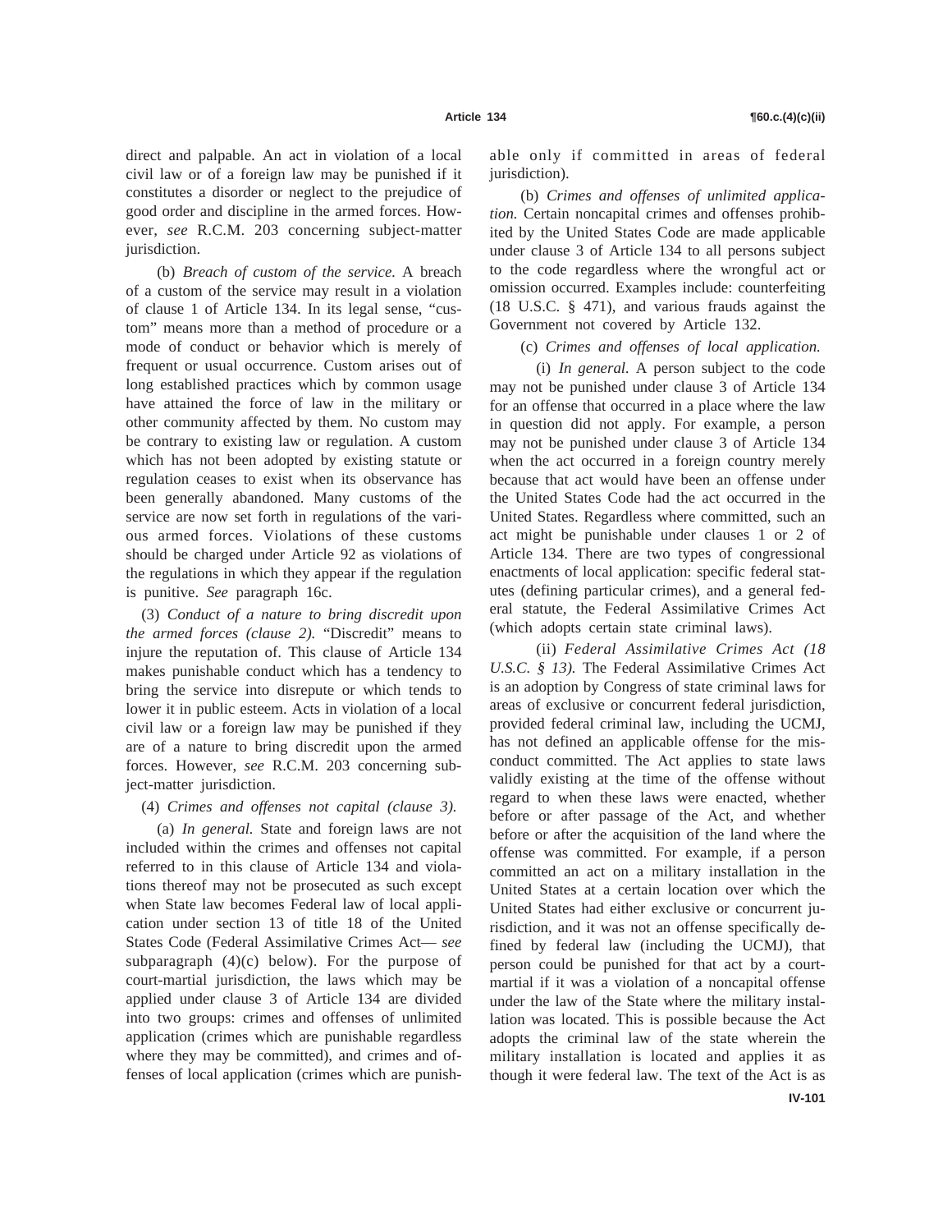direct and palpable. An act in violation of a local civil law or of a foreign law may be punished if it constitutes a disorder or neglect to the prejudice of good order and discipline in the armed forces. However, *see* R.C.M. 203 concerning subject-matter jurisdiction.

(b) *Breach of custom of the service.* A breach of a custom of the service may result in a violation of clause 1 of Article 134. In its legal sense, "custom" means more than a method of procedure or a mode of conduct or behavior which is merely of frequent or usual occurrence. Custom arises out of long established practices which by common usage have attained the force of law in the military or other community affected by them. No custom may be contrary to existing law or regulation. A custom which has not been adopted by existing statute or regulation ceases to exist when its observance has been generally abandoned. Many customs of the service are now set forth in regulations of the various armed forces. Violations of these customs should be charged under Article 92 as violations of the regulations in which they appear if the regulation is punitive. *See* paragraph 16c.

(3) *Conduct of a nature to bring discredit upon the armed forces (clause 2).* "Discredit" means to injure the reputation of. This clause of Article 134 makes punishable conduct which has a tendency to bring the service into disrepute or which tends to lower it in public esteem. Acts in violation of a local civil law or a foreign law may be punished if they are of a nature to bring discredit upon the armed forces. However, *see* R.C.M. 203 concerning subject-matter jurisdiction.

(4) *Crimes and offenses not capital (clause 3).*

(a) *In general.* State and foreign laws are not included within the crimes and offenses not capital referred to in this clause of Article 134 and violations thereof may not be prosecuted as such except when State law becomes Federal law of local application under section 13 of title 18 of the United States Code (Federal Assimilative Crimes Act— *see* subparagraph (4)(c) below). For the purpose of court-martial jurisdiction, the laws which may be applied under clause 3 of Article 134 are divided into two groups: crimes and offenses of unlimited application (crimes which are punishable regardless where they may be committed), and crimes and offenses of local application (crimes which are punishable only if committed in areas of federal jurisdiction).

(b) *Crimes and offenses of unlimited application.* Certain noncapital crimes and offenses prohibited by the United States Code are made applicable under clause 3 of Article 134 to all persons subject to the code regardless where the wrongful act or omission occurred. Examples include: counterfeiting (18 U.S.C. § 471), and various frauds against the Government not covered by Article 132.

(c) *Crimes and offenses of local application.*

(i) *In general.* A person subject to the code may not be punished under clause 3 of Article 134 for an offense that occurred in a place where the law in question did not apply. For example, a person may not be punished under clause 3 of Article 134 when the act occurred in a foreign country merely because that act would have been an offense under the United States Code had the act occurred in the United States. Regardless where committed, such an act might be punishable under clauses 1 or 2 of Article 134. There are two types of congressional enactments of local application: specific federal statutes (defining particular crimes), and a general federal statute, the Federal Assimilative Crimes Act (which adopts certain state criminal laws).

(ii) *Federal Assimilative Crimes Act (18 U.S.C. § 13).* The Federal Assimilative Crimes Act is an adoption by Congress of state criminal laws for areas of exclusive or concurrent federal jurisdiction, provided federal criminal law, including the UCMJ, has not defined an applicable offense for the misconduct committed. The Act applies to state laws validly existing at the time of the offense without regard to when these laws were enacted, whether before or after passage of the Act, and whether before or after the acquisition of the land where the offense was committed. For example, if a person committed an act on a military installation in the United States at a certain location over which the United States had either exclusive or concurrent jurisdiction, and it was not an offense specifically defined by federal law (including the UCMJ), that person could be punished for that act by a court-martial if it was a violation of a noncapital offense under the law of the State where the military installation was located. This is possible because the Act adopts the criminal law of the state wherein the military installation is located and applies it as though it were federal law. The text of the Act is as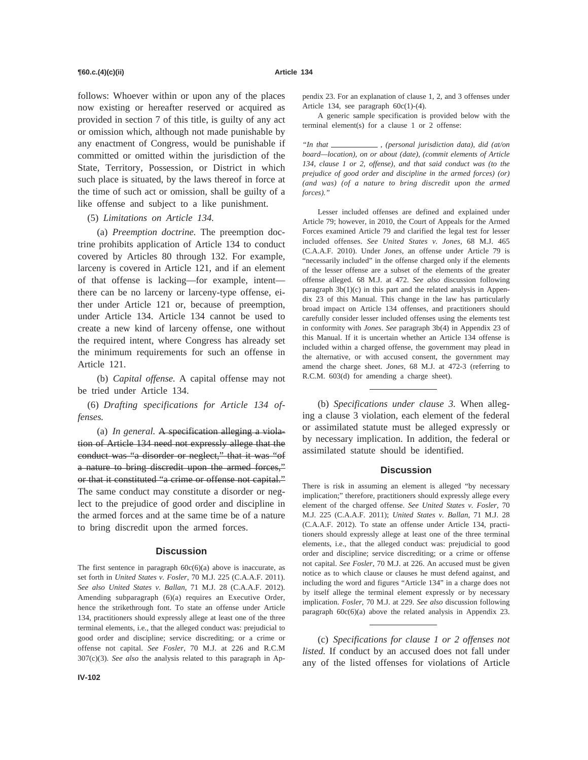follows: Whoever within or upon any of the places now existing or hereafter reserved or acquired as provided in section 7 of this title, is guilty of any act or omission which, although not made punishable by any enactment of Congress, would be punishable if committed or omitted within the jurisdiction of the State, Territory, Possession, or District in which such place is situated, by the laws thereof in force at the time of such act or omission, shall be guilty of a like offense and subject to a like punishment.

(5) *Limitations on Article 134.*

(a) *Preemption doctrine.* The preemption doctrine prohibits application of Article 134 to conduct covered by Articles 80 through 132. For example, larceny is covered in Article 121, and if an element of that offense is lacking—for example, intent—there can be no larceny or larceny-type offense, either under Article 121 or, because of preemption, under Article 134. Article 134 cannot be used to create a new kind of larceny offense, one without the required intent, where Congress has already set the minimum requirements for such an offense in Article 121.

(b) *Capital offense.* A capital offense may not be tried under Article 134.

(6) *Drafting specifications for Article 134 offenses.*

(a) *In general.* ~~A specification alleging a violation of Article 134 need not expressly allege that the conduct was "a disorder or neglect," that it was "of a nature to bring discredit upon the armed forces," or that it constituted "a crime or offense not capital."~~ The same conduct may constitute a disorder or neglect to the prejudice of good order and discipline in the armed forces and at the same time be of a nature to bring discredit upon the armed forces.

### Discussion

The first sentence in paragraph 60c(6)(a) above is inaccurate, as set forth in *United States v. Fosler*, 70 M.J. 225 (C.A.A.F. 2011). *See also United States v. Ballan*, 71 M.J. 28 (C.A.A.F. 2012). Amending subparagraph (6)(a) requires an Executive Order, hence the strikethrough font. To state an offense under Article 134, practitioners should expressly allege at least one of the three terminal elements, i.e., that the alleged conduct was: prejudicial to good order and discipline; service discrediting; or a crime or offense not capital. *See Fosler*, 70 M.J. at 226 and R.C.M 307(c)(3). *See also* the analysis related to this paragraph in Appendix 23. For an explanation of clause 1, 2, and 3 offenses under Article 134, see paragraph 60c(1)-(4).

A generic sample specification is provided below with the terminal element(s) for a clause 1 or 2 offense:

*"In that \_\_\_\_\_\_\_\_\_\_\_\_ , (personal jurisdiction data), did (at/on board—location), on or about (date), (commit elements of Article 134, clause 1 or 2, offense), and that said conduct was (to the prejudice of good order and discipline in the armed forces) (or) (and was) (of a nature to bring discredit upon the armed forces)."*

Lesser included offenses are defined and explained under Article 79; however, in 2010, the Court of Appeals for the Armed Forces examined Article 79 and clarified the legal test for lesser included offenses. *See United States v. Jones*, 68 M.J. 465 (C.A.A.F. 2010). Under *Jones*, an offense under Article 79 is "necessarily included" in the offense charged only if the elements of the lesser offense are a subset of the elements of the greater offense alleged. 68 M.J. at 472. *See also* discussion following paragraph 3b(1)(c) in this part and the related analysis in Appendix 23 of this Manual. This change in the law has particularly broad impact on Article 134 offenses, and practitioners should carefully consider lesser included offenses using the elements test in conformity with *Jones*. *See* paragraph 3b(4) in Appendix 23 of this Manual. If it is uncertain whether an Article 134 offense is included within a charged offense, the government may plead in the alternative, or with accused consent, the government may amend the charge sheet. *Jones*, 68 M.J. at 472-3 (referring to R.C.M. 603(d) for amending a charge sheet).

---

(b) *Specifications under clause 3.* When alleging a clause 3 violation, each element of the federal or assimilated statute must be alleged expressly or by necessary implication. In addition, the federal or assimilated statute should be identified.

### Discussion

There is risk in assuming an element is alleged "by necessary implication;" therefore, practitioners should expressly allege every element of the charged offense. *See United States v. Fosler*, 70 M.J. 225 (C.A.A.F. 2011); *United States v. Ballan*, 71 M.J. 28 (C.A.A.F. 2012). To state an offense under Article 134, practitioners should expressly allege at least one of the three terminal elements, i.e., that the alleged conduct was: prejudicial to good order and discipline; service discrediting; or a crime or offense not capital. *See Fosler*, 70 M.J. at 226. An accused must be given notice as to which clause or clauses he must defend against, and including the word and figures "Article 134" in a charge does not by itself allege the terminal element expressly or by necessary implication. *Fosler*, 70 M.J. at 229. *See also* discussion following paragraph 60c(6)(a) above the related analysis in Appendix 23.

---

(c) *Specifications for clause 1 or 2 offenses not listed.* If conduct by an accused does not fall under any of the listed offenses for violations of Article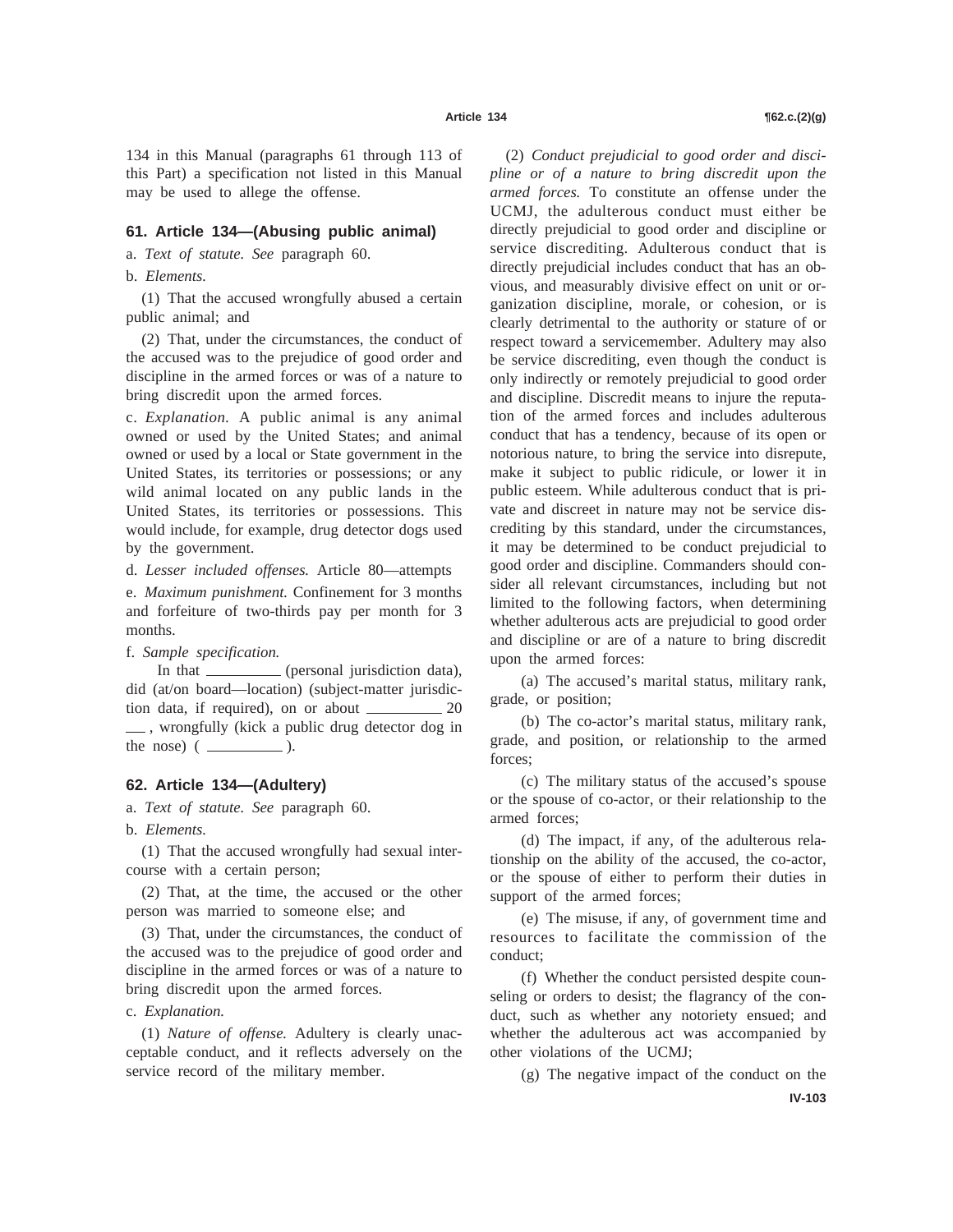134 in this Manual (paragraphs 61 through 113 of this Part) a specification not listed in this Manual may be used to allege the offense.

## 61. Article 134—(Abusing public animal)

a. *Text of statute. See* paragraph 60.

b. *Elements.*

(1) That the accused wrongfully abused a certain public animal; and

(2) That, under the circumstances, the conduct of the accused was to the prejudice of good order and discipline in the armed forces or was of a nature to bring discredit upon the armed forces.

c. *Explanation.* A public animal is any animal owned or used by the United States; and animal owned or used by a local or State government in the United States, its territories or possessions; or any wild animal located on any public lands in the United States, its territories or possessions. This would include, for example, drug detector dogs used by the government.

d. *Lesser included offenses.* Article 80—attempts

e. *Maximum punishment.* Confinement for 3 months and forfeiture of two-thirds pay per month for 3 months.

f. *Sample specification.*

In that __________ (personal jurisdiction data), did (at/on board—location) (subject-matter jurisdiction data, if required), on or about __________ 20 ___ , wrongfully (kick a public drug detector dog in the nose) ( __________ ).

## 62. Article 134—(Adultery)

a. *Text of statute. See* paragraph 60.

b. *Elements.*

(1) That the accused wrongfully had sexual intercourse with a certain person;

(2) That, at the time, the accused or the other person was married to someone else; and

(3) That, under the circumstances, the conduct of the accused was to the prejudice of good order and discipline in the armed forces or was of a nature to bring discredit upon the armed forces.

c. *Explanation.*

(1) *Nature of offense.* Adultery is clearly unacceptable conduct, and it reflects adversely on the service record of the military member.

(2) *Conduct prejudicial to good order and discipline or of a nature to bring discredit upon the armed forces.* To constitute an offense under the UCMJ, the adulterous conduct must either be directly prejudicial to good order and discipline or service discrediting. Adulterous conduct that is directly prejudicial includes conduct that has an obvious, and measurably divisive effect on unit or organization discipline, morale, or cohesion, or is clearly detrimental to the authority or stature of or respect toward a servicemember. Adultery may also be service discrediting, even though the conduct is only indirectly or remotely prejudicial to good order and discipline. Discredit means to injure the reputation of the armed forces and includes adulterous conduct that has a tendency, because of its open or notorious nature, to bring the service into disrepute, make it subject to public ridicule, or lower it in public esteem. While adulterous conduct that is private and discreet in nature may not be service discrediting by this standard, under the circumstances, it may be determined to be conduct prejudicial to good order and discipline. Commanders should consider all relevant circumstances, including but not limited to the following factors, when determining whether adulterous acts are prejudicial to good order and discipline or are of a nature to bring discredit upon the armed forces:

(a) The accused's marital status, military rank, grade, or position;

(b) The co-actor's marital status, military rank, grade, and position, or relationship to the armed forces;

(c) The military status of the accused's spouse or the spouse of co-actor, or their relationship to the armed forces;

(d) The impact, if any, of the adulterous relationship on the ability of the accused, the co-actor, or the spouse of either to perform their duties in support of the armed forces;

(e) The misuse, if any, of government time and resources to facilitate the commission of the conduct;

(f) Whether the conduct persisted despite counseling or orders to desist; the flagrancy of the conduct, such as whether any notoriety ensued; and whether the adulterous act was accompanied by other violations of the UCMJ;

(g) The negative impact of the conduct on the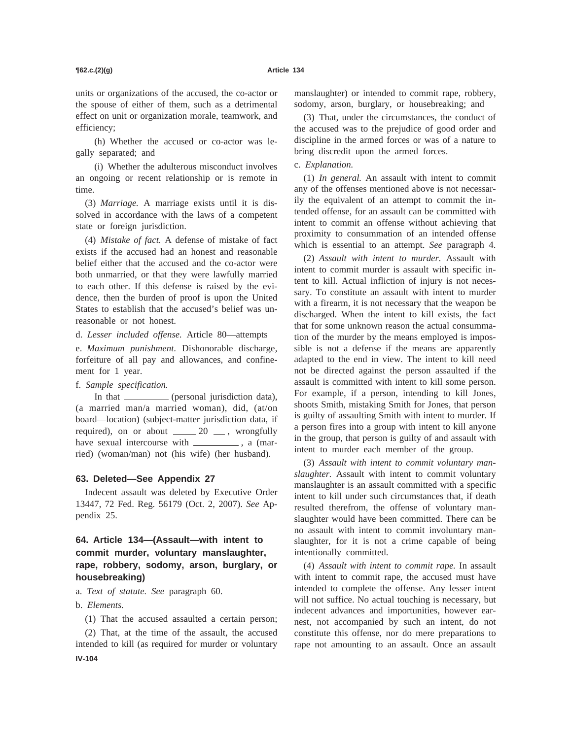units or organizations of the accused, the co-actor or the spouse of either of them, such as a detrimental effect on unit or organization morale, teamwork, and efficiency;

(h) Whether the accused or co-actor was legally separated; and

(i) Whether the adulterous misconduct involves an ongoing or recent relationship or is remote in time.

(3) *Marriage.* A marriage exists until it is dissolved in accordance with the laws of a competent state or foreign jurisdiction.

(4) *Mistake of fact.* A defense of mistake of fact exists if the accused had an honest and reasonable belief either that the accused and the co-actor were both unmarried, or that they were lawfully married to each other. If this defense is raised by the evidence, then the burden of proof is upon the United States to establish that the accused's belief was unreasonable or not honest.

d. *Lesser included offense.* Article 80—attempts

e. *Maximum punishment.* Dishonorable discharge, forfeiture of all pay and allowances, and confinement for 1 year.

f. *Sample specification.*

In that ________ (personal jurisdiction data), (a married man/a married woman), did, (at/on board—location) (subject-matter jurisdiction data, if required), on or about _____ 20 __, wrongfully have sexual intercourse with ________, a (married) (woman/man) not (his wife) (her husband).

## 63. Deleted—See Appendix 27

Indecent assault was deleted by Executive Order 13447, 72 Fed. Reg. 56179 (Oct. 2, 2007). *See* Appendix 25.

## 64. Article 134—(Assault—with intent to commit murder, voluntary manslaughter, rape, robbery, sodomy, arson, burglary, or housebreaking)

a. *Text of statute. See* paragraph 60.

b. *Elements.*

(1) That the accused assaulted a certain person;

(2) That, at the time of the assault, the accused intended to kill (as required for murder or voluntary manslaughter) or intended to commit rape, robbery, sodomy, arson, burglary, or housebreaking; and

(3) That, under the circumstances, the conduct of the accused was to the prejudice of good order and discipline in the armed forces or was of a nature to bring discredit upon the armed forces.

c. *Explanation.*

(1) *In general.* An assault with intent to commit any of the offenses mentioned above is not necessarily the equivalent of an attempt to commit the intended offense, for an assault can be committed with intent to commit an offense without achieving that proximity to consummation of an intended offense which is essential to an attempt. *See* paragraph 4.

(2) *Assault with intent to murder.* Assault with intent to commit murder is assault with specific intent to kill. Actual infliction of injury is not necessary. To constitute an assault with intent to murder with a firearm, it is not necessary that the weapon be discharged. When the intent to kill exists, the fact that for some unknown reason the actual consummation of the murder by the means employed is impossible is not a defense if the means are apparently adapted to the end in view. The intent to kill need not be directed against the person assaulted if the assault is committed with intent to kill some person. For example, if a person, intending to kill Jones, shoots Smith, mistaking Smith for Jones, that person is guilty of assaulting Smith with intent to murder. If a person fires into a group with intent to kill anyone in the group, that person is guilty of and assault with intent to murder each member of the group.

(3) *Assault with intent to commit voluntary manslaughter.* Assault with intent to commit voluntary manslaughter is an assault committed with a specific intent to kill under such circumstances that, if death resulted therefrom, the offense of voluntary manslaughter would have been committed. There can be no assault with intent to commit involuntary manslaughter, for it is not a crime capable of being intentionally committed.

(4) *Assault with intent to commit rape.* In assault with intent to commit rape, the accused must have intended to complete the offense. Any lesser intent will not suffice. No actual touching is necessary, but indecent advances and importunities, however earnest, not accompanied by such an intent, do not constitute this offense, nor do mere preparations to rape not amounting to an assault. Once an assault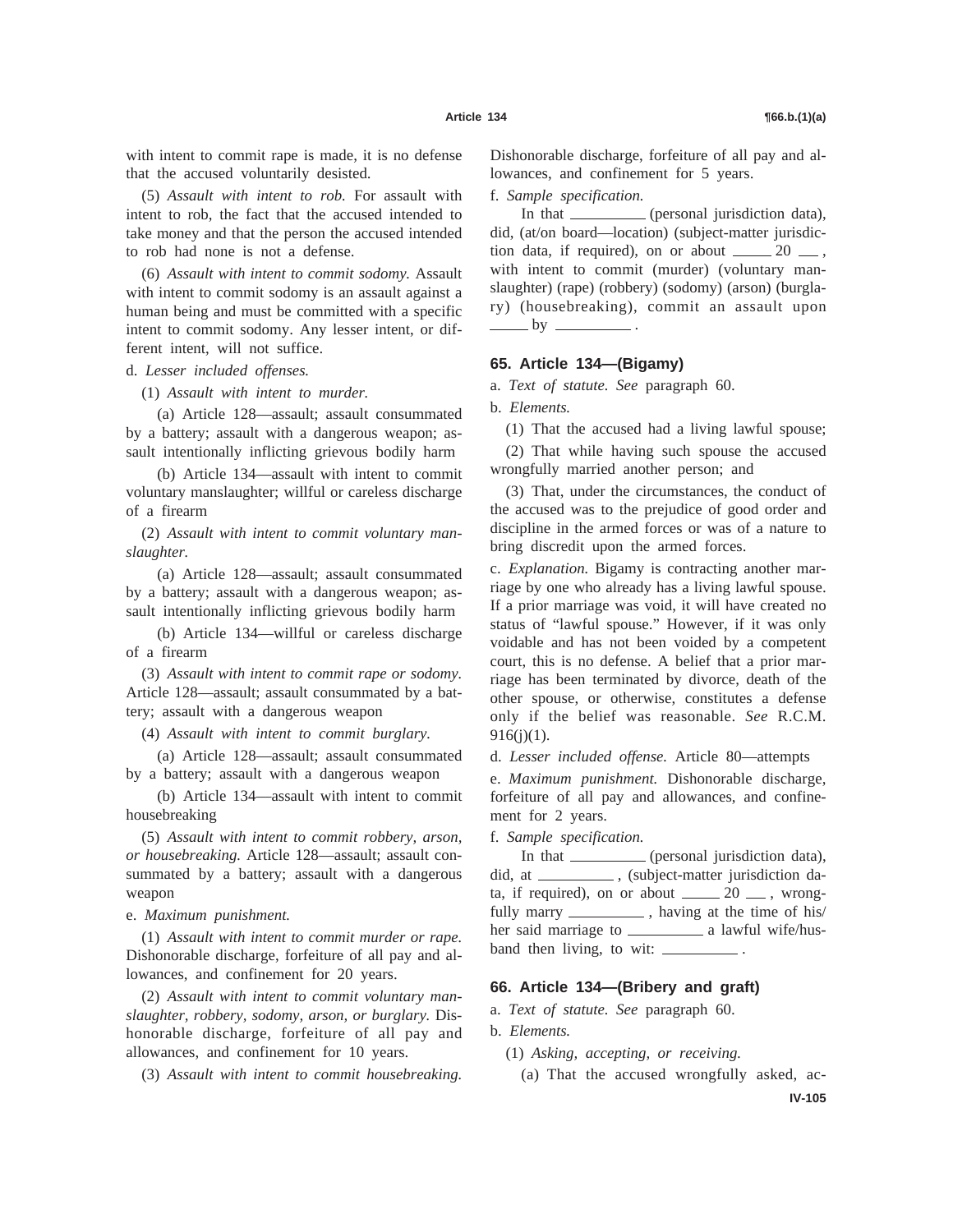with intent to commit rape is made, it is no defense that the accused voluntarily desisted.

(5) *Assault with intent to rob.* For assault with intent to rob, the fact that the accused intended to take money and that the person the accused intended to rob had none is not a defense.

(6) *Assault with intent to commit sodomy.* Assault with intent to commit sodomy is an assault against a human being and must be committed with a specific intent to commit sodomy. Any lesser intent, or different intent, will not suffice.

d. *Lesser included offenses.*

(1) *Assault with intent to murder.*

(a) Article 128—assault; assault consummated by a battery; assault with a dangerous weapon; assault intentionally inflicting grievous bodily harm

(b) Article 134—assault with intent to commit voluntary manslaughter; willful or careless discharge of a firearm

(2) *Assault with intent to commit voluntary manslaughter.*

(a) Article 128—assault; assault consummated by a battery; assault with a dangerous weapon; assault intentionally inflicting grievous bodily harm

(b) Article 134—willful or careless discharge of a firearm

(3) *Assault with intent to commit rape or sodomy.* Article 128—assault; assault consummated by a battery; assault with a dangerous weapon

(4) *Assault with intent to commit burglary.*

(a) Article 128—assault; assault consummated by a battery; assault with a dangerous weapon

(b) Article 134—assault with intent to commit housebreaking

(5) *Assault with intent to commit robbery, arson, or housebreaking.* Article 128—assault; assault consummated by a battery; assault with a dangerous weapon

e. *Maximum punishment.*

(1) *Assault with intent to commit murder or rape.* Dishonorable discharge, forfeiture of all pay and allowances, and confinement for 20 years.

(2) *Assault with intent to commit voluntary manslaughter, robbery, sodomy, arson, or burglary.* Dishonorable discharge, forfeiture of all pay and allowances, and confinement for 10 years.

(3) *Assault with intent to commit housebreaking.* Dishonorable discharge, forfeiture of all pay and allowances, and confinement for 5 years.

f. *Sample specification.*

In that ________ (personal jurisdiction data), did, (at/on board—location) (subject-matter jurisdiction data, if required), on or about _____ 20 ___, with intent to commit (murder) (voluntary manslaughter) (rape) (robbery) (sodomy) (arson) (burglary) (housebreaking), commit an assault upon _____ by ________.

## 65. Article 134—(Bigamy)

a. *Text of statute. See* paragraph 60.

b. *Elements.*

(1) That the accused had a living lawful spouse;

(2) That while having such spouse the accused wrongfully married another person; and

(3) That, under the circumstances, the conduct of the accused was to the prejudice of good order and discipline in the armed forces or was of a nature to bring discredit upon the armed forces.

c. *Explanation.* Bigamy is contracting another marriage by one who already has a living lawful spouse. If a prior marriage was void, it will have created no status of "lawful spouse." However, if it was only voidable and has not been voided by a competent court, this is no defense. A belief that a prior marriage has been terminated by divorce, death of the other spouse, or otherwise, constitutes a defense only if the belief was reasonable. *See* R.C.M. 916(j)(1).

d. *Lesser included offense.* Article 80—attempts

e. *Maximum punishment.* Dishonorable discharge, forfeiture of all pay and allowances, and confinement for 2 years.

f. *Sample specification.*

In that ________ (personal jurisdiction data), did, at ________, (subject-matter jurisdiction data, if required), on or about _____ 20 ___, wrongfully marry ________, having at the time of his/her said marriage to ________ a lawful wife/husband then living, to wit: ________.

## 66. Article 134—(Bribery and graft)

a. *Text of statute. See* paragraph 60.

b. *Elements.*

(1) *Asking, accepting, or receiving.*

(a) That the accused wrongfully asked, ac-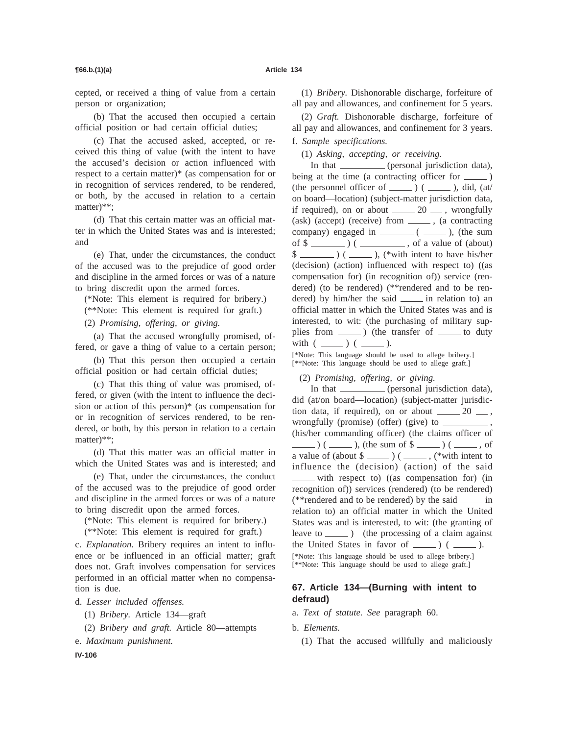cepted, or received a thing of value from a certain person or organization;

(b) That the accused then occupied a certain official position or had certain official duties;

(c) That the accused asked, accepted, or received this thing of value (with the intent to have the accused's decision or action influenced with respect to a certain matter)* (as compensation for or in recognition of services rendered, to be rendered, or both, by the accused in relation to a certain matter)**;

(d) That this certain matter was an official matter in which the United States was and is interested; and

(e) That, under the circumstances, the conduct of the accused was to the prejudice of good order and discipline in the armed forces or was of a nature to bring discredit upon the armed forces.

(*Note: This element is required for bribery.)

(**Note: This element is required for graft.)

(2) *Promising, offering, or giving.*

(a) That the accused wrongfully promised, offered, or gave a thing of value to a certain person;

(b) That this person then occupied a certain official position or had certain official duties;

(c) That this thing of value was promised, offered, or given (with the intent to influence the decision or action of this person)* (as compensation for or in recognition of services rendered, to be rendered, or both, by this person in relation to a certain matter)**;

(d) That this matter was an official matter in which the United States was and is interested; and

(e) That, under the circumstances, the conduct of the accused was to the prejudice of good order and discipline in the armed forces or was of a nature to bring discredit upon the armed forces.

(*Note: This element is required for bribery.)

(**Note: This element is required for graft.)

c. *Explanation.* Bribery requires an intent to influence or be influenced in an official matter; graft does not. Graft involves compensation for services performed in an official matter when no compensation is due.

d. *Lesser included offenses.*

(1) *Bribery.* Article 134—graft

(2) *Bribery and graft.* Article 80—attempts

e. *Maximum punishment.*

(1) *Bribery.* Dishonorable discharge, forfeiture of all pay and allowances, and confinement for 5 years.

(2) *Graft.* Dishonorable discharge, forfeiture of all pay and allowances, and confinement for 3 years.

f. *Sample specifications.*

(1) *Asking, accepting, or receiving.*

In that __________ (personal jurisdiction data), being at the time (a contracting officer for _____ ) (the personnel officer of _____ ) ( _____ ), did, (at/on board—location) (subject-matter jurisdiction data, if required), on or about _____ 20 ___ , wrongfully (ask) (accept) (receive) from _____ , (a contracting company) engaged in ________ ( _____ ), (the sum of $ ________ ) ( __________ , of a value of (about) $ ________ ) ( _____ ), (*with intent to have his/her (decision) (action) influenced with respect to) ((as compensation for) (in recognition of)) service (rendered) (to be rendered) (**rendered and to be rendered) by him/her the said _____ in relation to) an official matter in which the United States was and is interested, to wit: (the purchasing of military supplies from _____ ) (the transfer of _____ to duty with ( _____ ) ( _____ ).

[*Note: This language should be used to allege bribery.]
[**Note: This language should be used to allege graft.]

(2) *Promising, offering, or giving.*

In that __________ (personal jurisdiction data), did (at/on board—location) (subject-matter jurisdiction data, if required), on or about _____ 20 ___ , wrongfully (promise) (offer) (give) to __________ , (his/her commanding officer) (the claims officer of _____ ) ( _____ ), (the sum of $ _____ ) ( _____ , of a value of (about $ _____ ) ( _____ , (*with intent to influence the (decision) (action) of the said _____ with respect to) ((as compensation for) (in recognition of)) services (rendered) (to be rendered) (**rendered and to be rendered) by the said _____ in relation to) an official matter in which the United States was and is interested, to wit: (the granting of leave to _____ ) (the processing of a claim against the United States in favor of _____ ) ( _____ ).

[*Note: This language should be used to allege bribery.]
[**Note: This language should be used to allege graft.]

## 67. Article 134—(Burning with intent to defraud)

a. *Text of statute. See* paragraph 60.

b. *Elements.*

(1) That the accused willfully and maliciously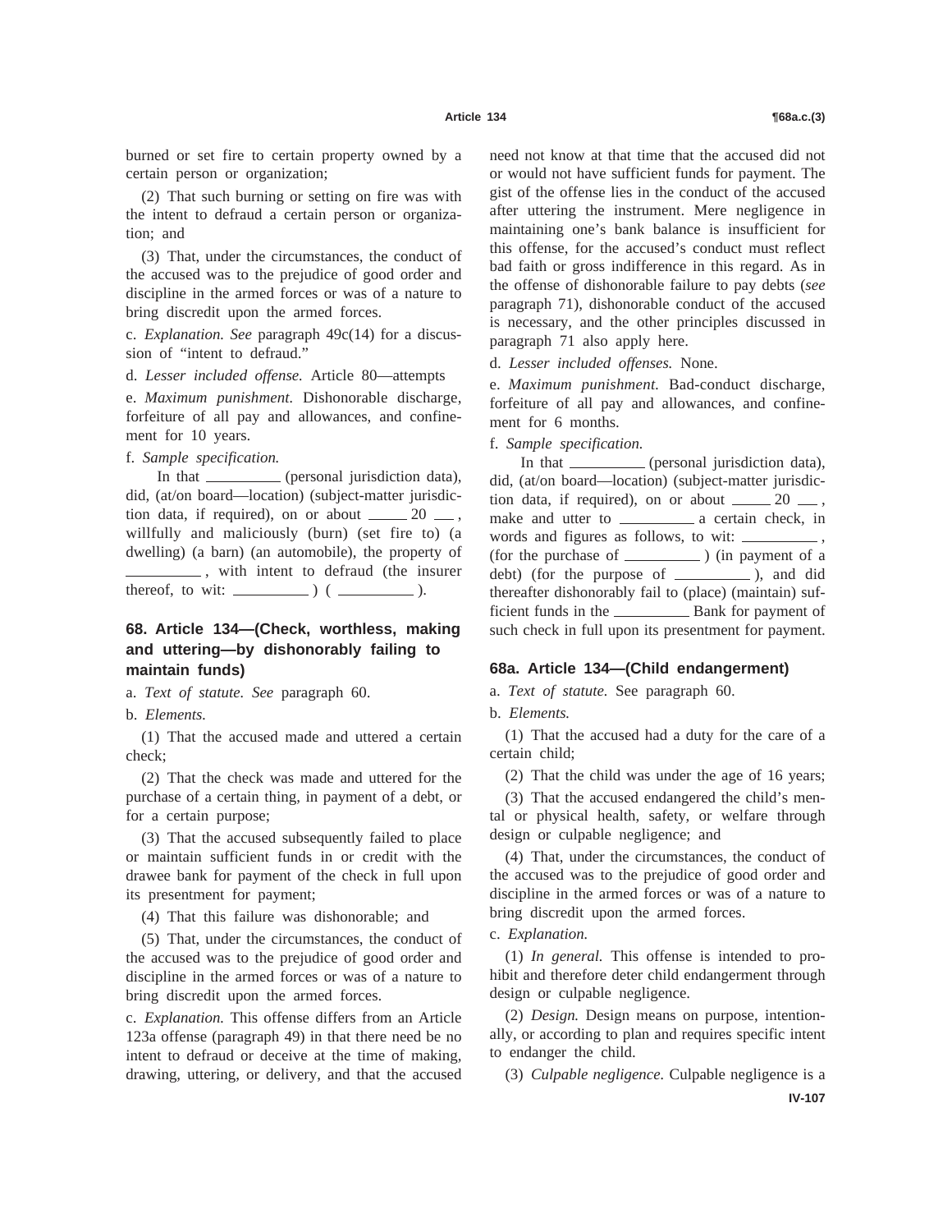burned or set fire to certain property owned by a certain person or organization;

(2) That such burning or setting on fire was with the intent to defraud a certain person or organization; and

(3) That, under the circumstances, the conduct of the accused was to the prejudice of good order and discipline in the armed forces or was of a nature to bring discredit upon the armed forces.

c. *Explanation. See* paragraph 49c(14) for a discussion of "intent to defraud."

d. *Lesser included offense.* Article 80—attempts

e. *Maximum punishment.* Dishonorable discharge, forfeiture of all pay and allowances, and confinement for 10 years.

f. *Sample specification.*

In that ________ (personal jurisdiction data), did, (at/on board—location) (subject-matter jurisdiction data, if required), on or about ____ 20 __ , willfully and maliciously (burn) (set fire to) (a dwelling) (a barn) (an automobile), the property of ________ , with intent to defraud (the insurer thereof, to wit: ________ ) ( ________ ).

## 68. Article 134—(Check, worthless, making and uttering—by dishonorably failing to maintain funds)

a. *Text of statute. See* paragraph 60.

b. *Elements.*

(1) That the accused made and uttered a certain check;

(2) That the check was made and uttered for the purchase of a certain thing, in payment of a debt, or for a certain purpose;

(3) That the accused subsequently failed to place or maintain sufficient funds in or credit with the drawee bank for payment of the check in full upon its presentment for payment;

(4) That this failure was dishonorable; and

(5) That, under the circumstances, the conduct of the accused was to the prejudice of good order and discipline in the armed forces or was of a nature to bring discredit upon the armed forces.

c. *Explanation.* This offense differs from an Article 123a offense (paragraph 49) in that there need be no intent to defraud or deceive at the time of making, drawing, uttering, or delivery, and that the accused need not know at that time that the accused did not or would not have sufficient funds for payment. The gist of the offense lies in the conduct of the accused after uttering the instrument. Mere negligence in maintaining one's bank balance is insufficient for this offense, for the accused's conduct must reflect bad faith or gross indifference in this regard. As in the offense of dishonorable failure to pay debts (*see* paragraph 71), dishonorable conduct of the accused is necessary, and the other principles discussed in paragraph 71 also apply here.

d. *Lesser included offenses.* None.

e. *Maximum punishment.* Bad-conduct discharge, forfeiture of all pay and allowances, and confinement for 6 months.

f. *Sample specification.*

In that ________ (personal jurisdiction data), did, (at/on board—location) (subject-matter jurisdiction data, if required), on or about ____ 20 __ , make and utter to ________ a certain check, in words and figures as follows, to wit: ________ , (for the purchase of ________ ) (in payment of a debt) (for the purpose of ________ ), and did thereafter dishonorably fail to (place) (maintain) sufficient funds in the ________ Bank for payment of such check in full upon its presentment for payment.

## 68a. Article 134—(Child endangerment)

a. *Text of statute.* See paragraph 60.

b. *Elements.*

(1) That the accused had a duty for the care of a certain child;

(2) That the child was under the age of 16 years;

(3) That the accused endangered the child's mental or physical health, safety, or welfare through design or culpable negligence; and

(4) That, under the circumstances, the conduct of the accused was to the prejudice of good order and discipline in the armed forces or was of a nature to bring discredit upon the armed forces.

c. *Explanation.*

(1) *In general.* This offense is intended to prohibit and therefore deter child endangerment through design or culpable negligence.

(2) *Design.* Design means on purpose, intentionally, or according to plan and requires specific intent to endanger the child.

(3) *Culpable negligence.* Culpable negligence is a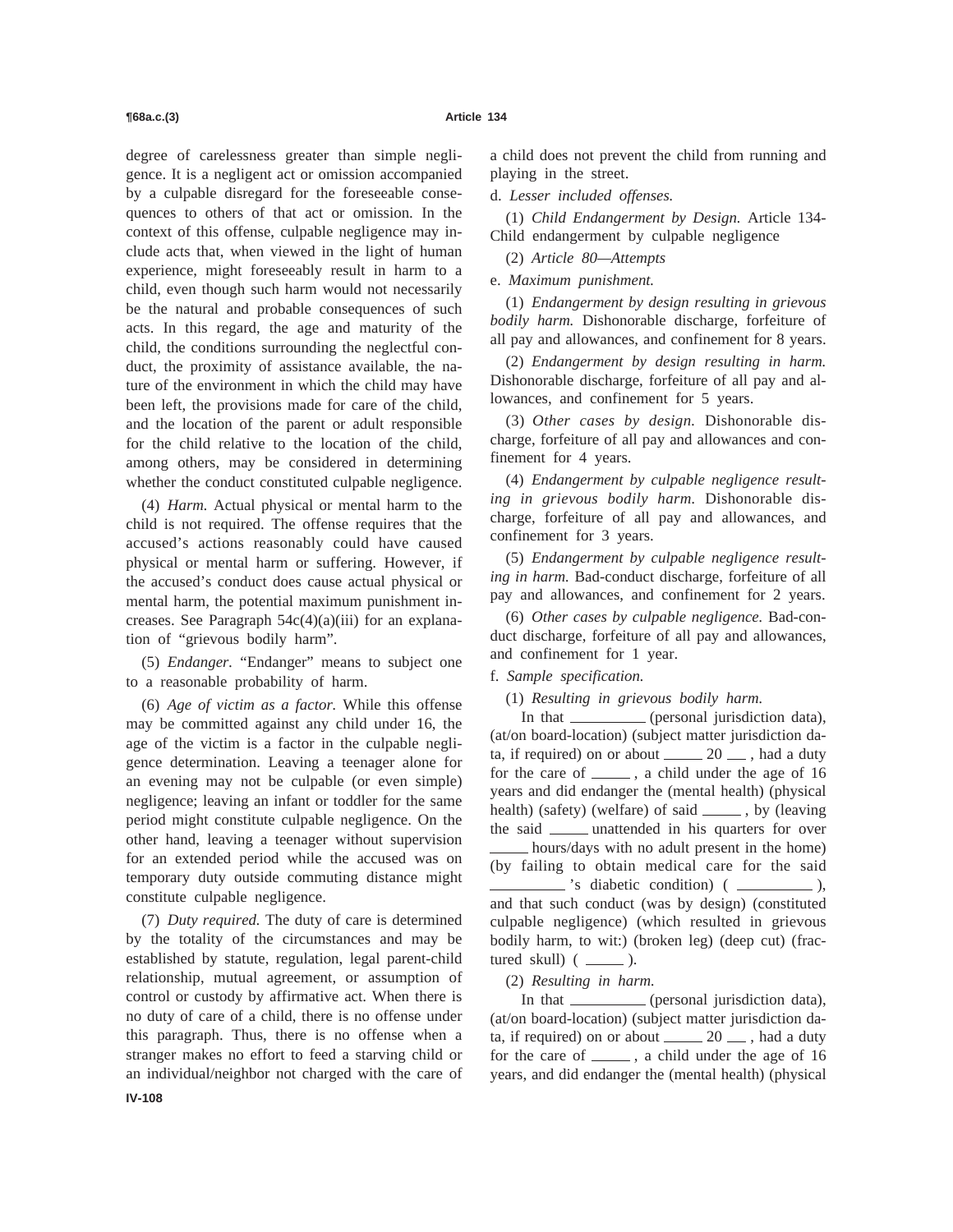degree of carelessness greater than simple negligence. It is a negligent act or omission accompanied by a culpable disregard for the foreseeable consequences to others of that act or omission. In the context of this offense, culpable negligence may include acts that, when viewed in the light of human experience, might foreseeably result in harm to a child, even though such harm would not necessarily be the natural and probable consequences of such acts. In this regard, the age and maturity of the child, the conditions surrounding the neglectful conduct, the proximity of assistance available, the nature of the environment in which the child may have been left, the provisions made for care of the child, and the location of the parent or adult responsible for the child relative to the location of the child, among others, may be considered in determining whether the conduct constituted culpable negligence.

(4) *Harm.* Actual physical or mental harm to the child is not required. The offense requires that the accused's actions reasonably could have caused physical or mental harm or suffering. However, if the accused's conduct does cause actual physical or mental harm, the potential maximum punishment increases. See Paragraph 54c(4)(a)(iii) for an explanation of "grievous bodily harm".

(5) *Endanger.* "Endanger" means to subject one to a reasonable probability of harm.

(6) *Age of victim as a factor.* While this offense may be committed against any child under 16, the age of the victim is a factor in the culpable negligence determination. Leaving a teenager alone for an evening may not be culpable (or even simple) negligence; leaving an infant or toddler for the same period might constitute culpable negligence. On the other hand, leaving a teenager without supervision for an extended period while the accused was on temporary duty outside commuting distance might constitute culpable negligence.

(7) *Duty required.* The duty of care is determined by the totality of the circumstances and may be established by statute, regulation, legal parent-child relationship, mutual agreement, or assumption of control or custody by affirmative act. When there is no duty of care of a child, there is no offense under this paragraph. Thus, there is no offense when a stranger makes no effort to feed a starving child or an individual/neighbor not charged with the care of a child does not prevent the child from running and playing in the street.

d. *Lesser included offenses.*

(1) *Child Endangerment by Design.* Article 134-Child endangerment by culpable negligence

(2) *Article 80—Attempts*

e. *Maximum punishment.*

(1) *Endangerment by design resulting in grievous bodily harm.* Dishonorable discharge, forfeiture of all pay and allowances, and confinement for 8 years.

(2) *Endangerment by design resulting in harm.* Dishonorable discharge, forfeiture of all pay and allowances, and confinement for 5 years.

(3) *Other cases by design.* Dishonorable discharge, forfeiture of all pay and allowances and confinement for 4 years.

(4) *Endangerment by culpable negligence resulting in grievous bodily harm.* Dishonorable discharge, forfeiture of all pay and allowances, and confinement for 3 years.

(5) *Endangerment by culpable negligence resulting in harm.* Bad-conduct discharge, forfeiture of all pay and allowances, and confinement for 2 years.

(6) *Other cases by culpable negligence.* Bad-conduct discharge, forfeiture of all pay and allowances, and confinement for 1 year.

f. *Sample specification.*

(1) *Resulting in grievous bodily harm.*

In that ________ (personal jurisdiction data), (at/on board-location) (subject matter jurisdiction data, if required) on or about _____ 20 ___, had a duty for the care of _____, a child under the age of 16 years and did endanger the (mental health) (physical health) (safety) (welfare) of said _____, by (leaving the said _____ unattended in his quarters for over _____ hours/days with no adult present in the home) (by failing to obtain medical care for the said ________'s diabetic condition) (________), and that such conduct (was by design) (constituted culpable negligence) (which resulted in grievous bodily harm, to wit:) (broken leg) (deep cut) (fractured skull) (_____).

(2) *Resulting in harm.*

In that ________ (personal jurisdiction data), (at/on board-location) (subject matter jurisdiction data, if required) on or about _____ 20 ___, had a duty for the care of _____, a child under the age of 16 years, and did endanger the (mental health) (physical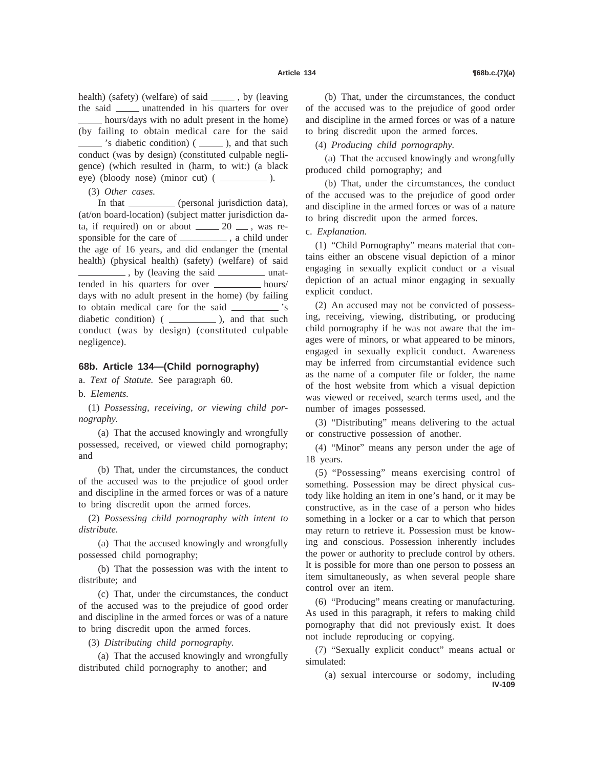health) (safety) (welfare) of said _____ , by (leaving the said _____ unattended in his quarters for over _____ hours/days with no adult present in the home) (by failing to obtain medical care for the said _____ 's diabetic condition) ( _____ ), and that such conduct (was by design) (constituted culpable negligence) (which resulted in (harm, to wit:) (a black eye) (bloody nose) (minor cut) ( __________ ).

(3) *Other cases.*

In that __________ (personal jurisdiction data), (at/on board-location) (subject matter jurisdiction data, if required) on or about _____ 20 ___ , was responsible for the care of __________ , a child under the age of 16 years, and did endanger the (mental health) (physical health) (safety) (welfare) of said __________ , by (leaving the said __________ unattended in his quarters for over __________ hours/days with no adult present in the home) (by failing to obtain medical care for the said __________ 's diabetic condition) ( __________ ), and that such conduct (was by design) (constituted culpable negligence).

## 68b. Article 134—(Child pornography)

a. *Text of Statute.* See paragraph 60.

b. *Elements.*

(1) *Possessing, receiving, or viewing child pornography.*

(a) That the accused knowingly and wrongfully possessed, received, or viewed child pornography; and

(b) That, under the circumstances, the conduct of the accused was to the prejudice of good order and discipline in the armed forces or was of a nature to bring discredit upon the armed forces.

(2) *Possessing child pornography with intent to distribute.*

(a) That the accused knowingly and wrongfully possessed child pornography;

(b) That the possession was with the intent to distribute; and

(c) That, under the circumstances, the conduct of the accused was to the prejudice of good order and discipline in the armed forces or was of a nature to bring discredit upon the armed forces.

(3) *Distributing child pornography.*

(a) That the accused knowingly and wrongfully distributed child pornography to another; and

(b) That, under the circumstances, the conduct of the accused was to the prejudice of good order and discipline in the armed forces or was of a nature to bring discredit upon the armed forces.

(4) *Producing child pornography.*

(a) That the accused knowingly and wrongfully produced child pornography; and

(b) That, under the circumstances, the conduct of the accused was to the prejudice of good order and discipline in the armed forces or was of a nature to bring discredit upon the armed forces.

c. *Explanation.*

(1) "Child Pornography" means material that contains either an obscene visual depiction of a minor engaging in sexually explicit conduct or a visual depiction of an actual minor engaging in sexually explicit conduct.

(2) An accused may not be convicted of possessing, receiving, viewing, distributing, or producing child pornography if he was not aware that the images were of minors, or what appeared to be minors, engaged in sexually explicit conduct. Awareness may be inferred from circumstantial evidence such as the name of a computer file or folder, the name of the host website from which a visual depiction was viewed or received, search terms used, and the number of images possessed.

(3) "Distributing" means delivering to the actual or constructive possession of another.

(4) "Minor" means any person under the age of 18 years.

(5) "Possessing" means exercising control of something. Possession may be direct physical custody like holding an item in one's hand, or it may be constructive, as in the case of a person who hides something in a locker or a car to which that person may return to retrieve it. Possession must be knowing and conscious. Possession inherently includes the power or authority to preclude control by others. It is possible for more than one person to possess an item simultaneously, as when several people share control over an item.

(6) "Producing" means creating or manufacturing. As used in this paragraph, it refers to making child pornography that did not previously exist. It does not include reproducing or copying.

(7) "Sexually explicit conduct" means actual or simulated:

(a) sexual intercourse or sodomy, including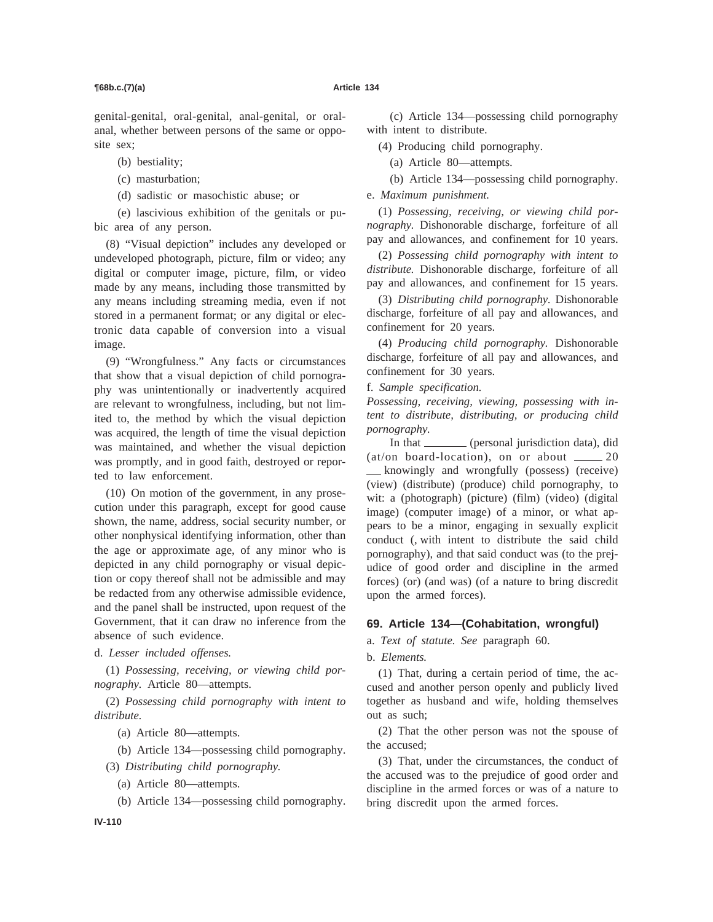genital-genital, oral-genital, anal-genital, or oral-anal, whether between persons of the same or opposite sex;

(b) bestiality;

(c) masturbation;

(d) sadistic or masochistic abuse; or

(e) lascivious exhibition of the genitals or pubic area of any person.

(8) "Visual depiction" includes any developed or undeveloped photograph, picture, film or video; any digital or computer image, picture, film, or video made by any means, including those transmitted by any means including streaming media, even if not stored in a permanent format; or any digital or electronic data capable of conversion into a visual image.

(9) "Wrongfulness." Any facts or circumstances that show that a visual depiction of child pornography was unintentionally or inadvertently acquired are relevant to wrongfulness, including, but not limited to, the method by which the visual depiction was acquired, the length of time the visual depiction was maintained, and whether the visual depiction was promptly, and in good faith, destroyed or reported to law enforcement.

(10) On motion of the government, in any prosecution under this paragraph, except for good cause shown, the name, address, social security number, or other nonphysical identifying information, other than the age or approximate age, of any minor who is depicted in any child pornography or visual depiction or copy thereof shall not be admissible and may be redacted from any otherwise admissible evidence, and the panel shall be instructed, upon request of the Government, that it can draw no inference from the absence of such evidence.

d. *Lesser included offenses.*

(1) *Possessing, receiving, or viewing child pornography.* Article 80—attempts.

(2) *Possessing child pornography with intent to distribute.*

(a) Article 80—attempts.

(b) Article 134—possessing child pornography.

(3) *Distributing child pornography.*

(a) Article 80—attempts.

(b) Article 134—possessing child pornography.

(c) Article 134—possessing child pornography with intent to distribute.

(4) Producing child pornography.

(a) Article 80—attempts.

(b) Article 134—possessing child pornography.

e. *Maximum punishment.*

(1) *Possessing, receiving, or viewing child pornography.* Dishonorable discharge, forfeiture of all pay and allowances, and confinement for 10 years.

(2) *Possessing child pornography with intent to distribute.* Dishonorable discharge, forfeiture of all pay and allowances, and confinement for 15 years.

(3) *Distributing child pornography.* Dishonorable discharge, forfeiture of all pay and allowances, and confinement for 20 years.

(4) *Producing child pornography.* Dishonorable discharge, forfeiture of all pay and allowances, and confinement for 30 years.

f. *Sample specification.*

*Possessing, receiving, viewing, possessing with intent to distribute, distributing, or producing child pornography.*

In that ________ (personal jurisdiction data), did (at/on board-location), on or about _____ 20 ___ knowingly and wrongfully (possess) (receive) (view) (distribute) (produce) child pornography, to wit: a (photograph) (picture) (film) (video) (digital image) (computer image) of a minor, or what appears to be a minor, engaging in sexually explicit conduct (, with intent to distribute the said child pornography), and that said conduct was (to the prejudice of good order and discipline in the armed forces) (or) (and was) (of a nature to bring discredit upon the armed forces).

## 69. Article 134—(Cohabitation, wrongful)

a. *Text of statute. See* paragraph 60.

b. *Elements.*

(1) That, during a certain period of time, the accused and another person openly and publicly lived together as husband and wife, holding themselves out as such;

(2) That the other person was not the spouse of the accused;

(3) That, under the circumstances, the conduct of the accused was to the prejudice of good order and discipline in the armed forces or was of a nature to bring discredit upon the armed forces.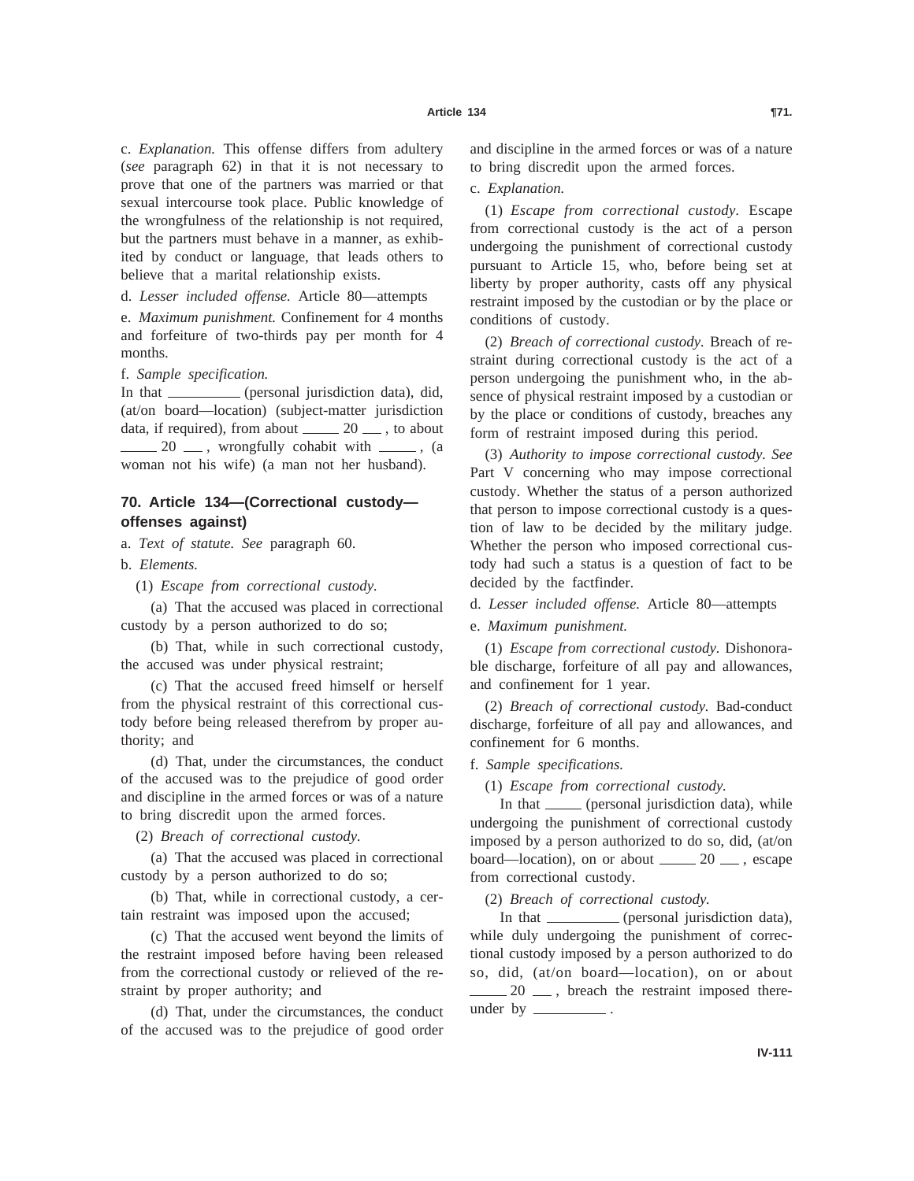c. *Explanation.* This offense differs from adultery (*see* paragraph 62) in that it is not necessary to prove that one of the partners was married or that sexual intercourse took place. Public knowledge of the wrongfulness of the relationship is not required, but the partners must behave in a manner, as exhibited by conduct or language, that leads others to believe that a marital relationship exists.

d. *Lesser included offense.* Article 80—attempts

e. *Maximum punishment.* Confinement for 4 months and forfeiture of two-thirds pay per month for 4 months.

f. *Sample specification.*

In that __________ (personal jurisdiction data), did, (at/on board—location) (subject-matter jurisdiction data, if required), from about _____ 20 ___ , to about _____ 20 ___ , wrongfully cohabit with _____ , (a woman not his wife) (a man not her husband).

## 70. Article 134—(Correctional custody—offenses against)

a. *Text of statute. See* paragraph 60.

b. *Elements.*

(1) *Escape from correctional custody.*

(a) That the accused was placed in correctional custody by a person authorized to do so;

(b) That, while in such correctional custody, the accused was under physical restraint;

(c) That the accused freed himself or herself from the physical restraint of this correctional custody before being released therefrom by proper authority; and

(d) That, under the circumstances, the conduct of the accused was to the prejudice of good order and discipline in the armed forces or was of a nature to bring discredit upon the armed forces.

(2) *Breach of correctional custody.*

(a) That the accused was placed in correctional custody by a person authorized to do so;

(b) That, while in correctional custody, a certain restraint was imposed upon the accused;

(c) That the accused went beyond the limits of the restraint imposed before having been released from the correctional custody or relieved of the restraint by proper authority; and

(d) That, under the circumstances, the conduct of the accused was to the prejudice of good order and discipline in the armed forces or was of a nature to bring discredit upon the armed forces.

c. *Explanation.*

(1) *Escape from correctional custody.* Escape from correctional custody is the act of a person undergoing the punishment of correctional custody pursuant to Article 15, who, before being set at liberty by proper authority, casts off any physical restraint imposed by the custodian or by the place or conditions of custody.

(2) *Breach of correctional custody.* Breach of restraint during correctional custody is the act of a person undergoing the punishment who, in the absence of physical restraint imposed by a custodian or by the place or conditions of custody, breaches any form of restraint imposed during this period.

(3) *Authority to impose correctional custody. See* Part V concerning who may impose correctional custody. Whether the status of a person authorized that person to impose correctional custody is a question of law to be decided by the military judge. Whether the person who imposed correctional custody had such a status is a question of fact to be decided by the factfinder.

d. *Lesser included offense.* Article 80—attempts

e. *Maximum punishment.*

(1) *Escape from correctional custody.* Dishonorable discharge, forfeiture of all pay and allowances, and confinement for 1 year.

(2) *Breach of correctional custody.* Bad-conduct discharge, forfeiture of all pay and allowances, and confinement for 6 months.

f. *Sample specifications.*

(1) *Escape from correctional custody.*

In that _____ (personal jurisdiction data), while undergoing the punishment of correctional custody imposed by a person authorized to do so, did, (at/on board—location), on or about _____ 20 ___ , escape from correctional custody.

(2) *Breach of correctional custody.*

In that __________ (personal jurisdiction data), while duly undergoing the punishment of correctional custody imposed by a person authorized to do so, did, (at/on board—location), on or about _____ 20 ___ , breach the restraint imposed thereunder by __________ .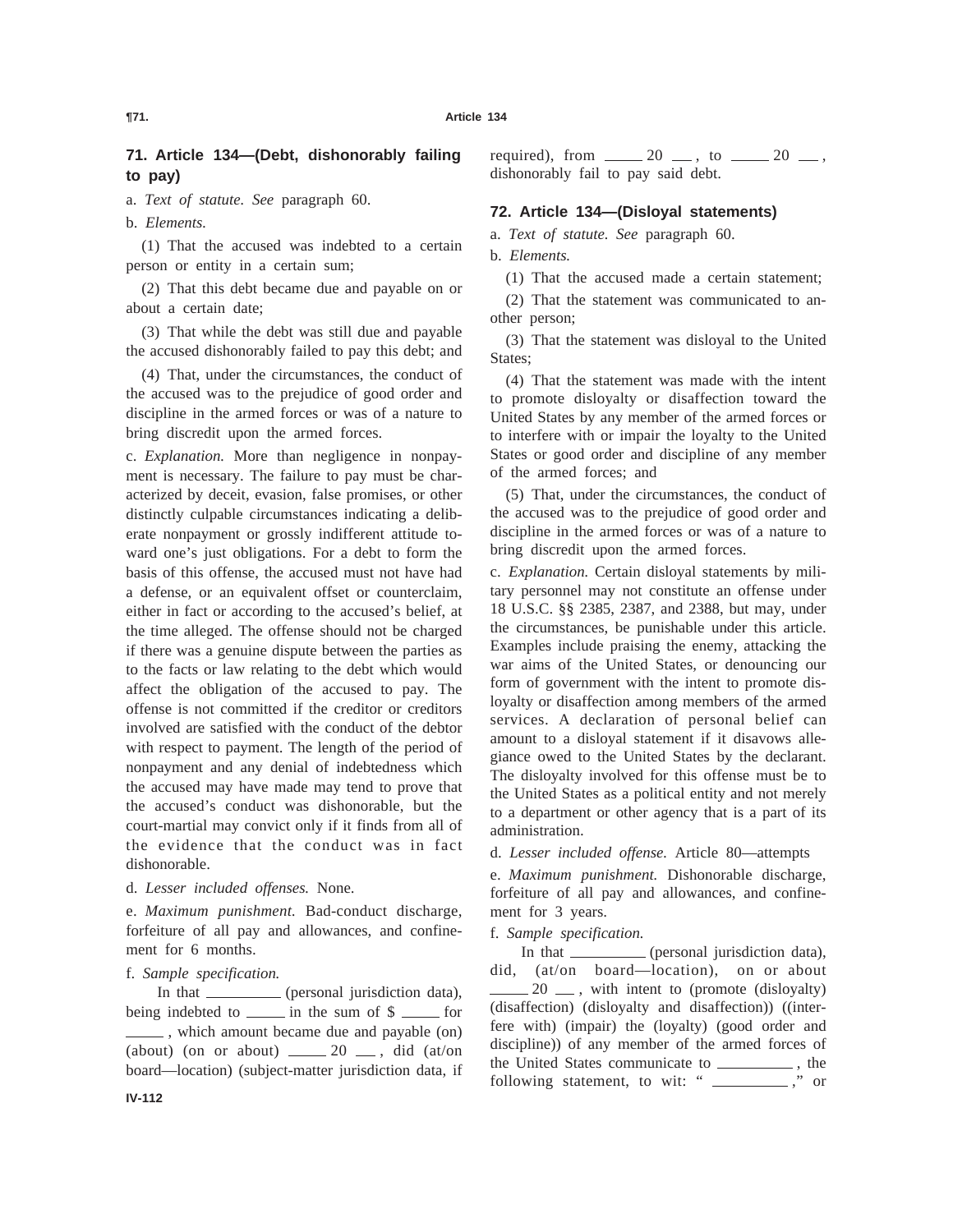## 71. Article 134—(Debt, dishonorably failing to pay)

a. *Text of statute. See* paragraph 60.

b. *Elements.*

(1) That the accused was indebted to a certain person or entity in a certain sum;

(2) That this debt became due and payable on or about a certain date;

(3) That while the debt was still due and payable the accused dishonorably failed to pay this debt; and

(4) That, under the circumstances, the conduct of the accused was to the prejudice of good order and discipline in the armed forces or was of a nature to bring discredit upon the armed forces.

c. *Explanation.* More than negligence in nonpayment is necessary. The failure to pay must be characterized by deceit, evasion, false promises, or other distinctly culpable circumstances indicating a deliberate nonpayment or grossly indifferent attitude toward one's just obligations. For a debt to form the basis of this offense, the accused must not have had a defense, or an equivalent offset or counterclaim, either in fact or according to the accused's belief, at the time alleged. The offense should not be charged if there was a genuine dispute between the parties as to the facts or law relating to the debt which would affect the obligation of the accused to pay. The offense is not committed if the creditor or creditors involved are satisfied with the conduct of the debtor with respect to payment. The length of the period of nonpayment and any denial of indebtedness which the accused may have made may tend to prove that the accused's conduct was dishonorable, but the court-martial may convict only if it finds from all of the evidence that the conduct was in fact dishonorable.

d. *Lesser included offenses.* None.

e. *Maximum punishment.* Bad-conduct discharge, forfeiture of all pay and allowances, and confinement for 6 months.

f. *Sample specification.*

In that ________ (personal jurisdiction data), being indebted to _____ in the sum of $ _____ for _____ , which amount became due and payable (on) (about) (on or about) _____ 20 __ , did (at/on board—location) (subject-matter jurisdiction data, if required), from _____ 20 __ , to _____ 20 __ , dishonorably fail to pay said debt.

## 72. Article 134—(Disloyal statements)

a. *Text of statute. See* paragraph 60.

b. *Elements.*

(1) That the accused made a certain statement;

(2) That the statement was communicated to another person;

(3) That the statement was disloyal to the United States;

(4) That the statement was made with the intent to promote disloyalty or disaffection toward the United States by any member of the armed forces or to interfere with or impair the loyalty to the United States or good order and discipline of any member of the armed forces; and

(5) That, under the circumstances, the conduct of the accused was to the prejudice of good order and discipline in the armed forces or was of a nature to bring discredit upon the armed forces.

c. *Explanation.* Certain disloyal statements by military personnel may not constitute an offense under 18 U.S.C. §§ 2385, 2387, and 2388, but may, under the circumstances, be punishable under this article. Examples include praising the enemy, attacking the war aims of the United States, or denouncing our form of government with the intent to promote disloyalty or disaffection among members of the armed services. A declaration of personal belief can amount to a disloyal statement if it disavows allegiance owed to the United States by the declarant. The disloyalty involved for this offense must be to the United States as a political entity and not merely to a department or other agency that is a part of its administration.

d. *Lesser included offense.* Article 80—attempts

e. *Maximum punishment.* Dishonorable discharge, forfeiture of all pay and allowances, and confinement for 3 years.

f. *Sample specification.*

In that ________ (personal jurisdiction data), did, (at/on board—location), on or about _____ 20 __ , with intent to (promote (disloyalty) (disaffection) (disloyalty and disaffection)) ((interfere with) (impair) the (loyalty) (good order and discipline)) of any member of the armed forces of the United States communicate to ________ , the following statement, to wit: " ________ ," or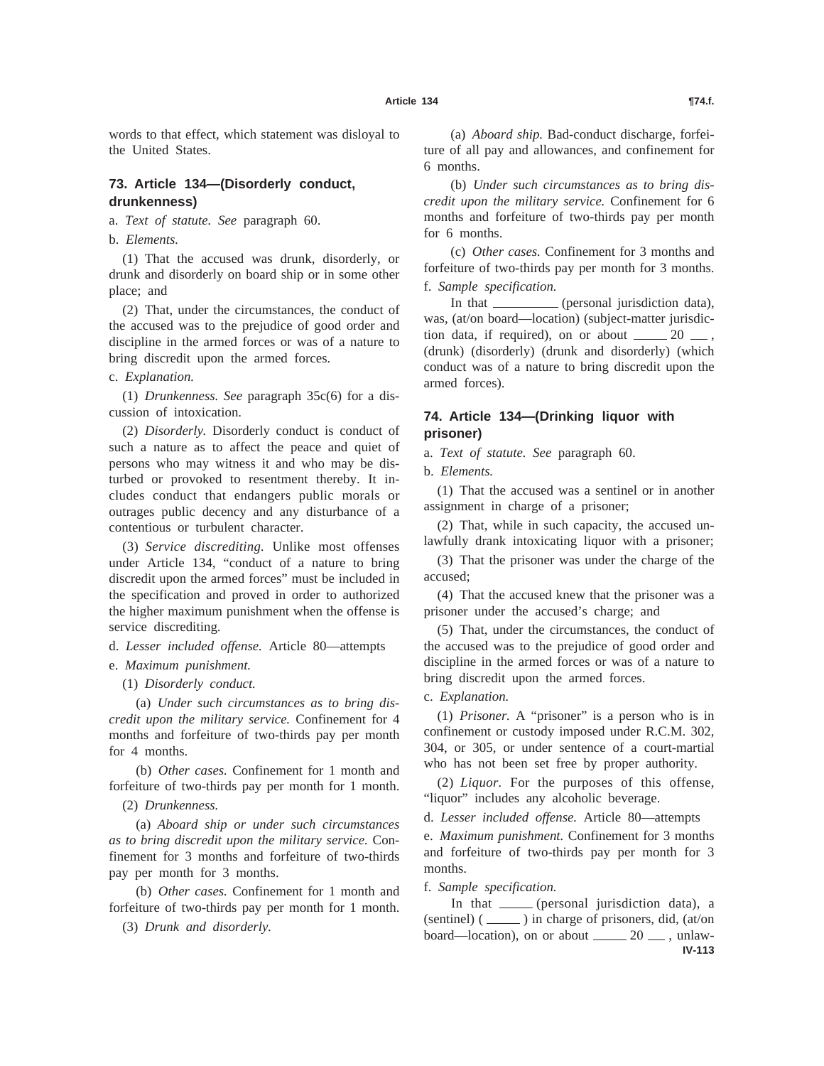words to that effect, which statement was disloyal to the United States.

## 73. Article 134—(Disorderly conduct, drunkenness)

a. *Text of statute. See* paragraph 60.

b. *Elements.*

(1) That the accused was drunk, disorderly, or drunk and disorderly on board ship or in some other place; and

(2) That, under the circumstances, the conduct of the accused was to the prejudice of good order and discipline in the armed forces or was of a nature to bring discredit upon the armed forces.

c. *Explanation.*

(1) *Drunkenness. See* paragraph 35c(6) for a discussion of intoxication.

(2) *Disorderly.* Disorderly conduct is conduct of such a nature as to affect the peace and quiet of persons who may witness it and who may be disturbed or provoked to resentment thereby. It includes conduct that endangers public morals or outrages public decency and any disturbance of a contentious or turbulent character.

(3) *Service discrediting.* Unlike most offenses under Article 134, "conduct of a nature to bring discredit upon the armed forces" must be included in the specification and proved in order to authorized the higher maximum punishment when the offense is service discrediting.

d. *Lesser included offense.* Article 80—attempts

e. *Maximum punishment.*

(1) *Disorderly conduct.*

(a) *Under such circumstances as to bring discredit upon the military service.* Confinement for 4 months and forfeiture of two-thirds pay per month for 4 months.

(b) *Other cases.* Confinement for 1 month and forfeiture of two-thirds pay per month for 1 month.

(2) *Drunkenness.*

(a) *Aboard ship or under such circumstances as to bring discredit upon the military service.* Confinement for 3 months and forfeiture of two-thirds pay per month for 3 months.

(b) *Other cases.* Confinement for 1 month and forfeiture of two-thirds pay per month for 1 month.

(3) *Drunk and disorderly.*

(a) *Aboard ship.* Bad-conduct discharge, forfeiture of all pay and allowances, and confinement for 6 months.

(b) *Under such circumstances as to bring discredit upon the military service.* Confinement for 6 months and forfeiture of two-thirds pay per month for 6 months.

(c) *Other cases.* Confinement for 3 months and forfeiture of two-thirds pay per month for 3 months.

f. *Sample specification.*

In that ________ (personal jurisdiction data), was, (at/on board—location) (subject-matter jurisdiction data, if required), on or about _____ 20 ___, (drunk) (disorderly) (drunk and disorderly) (which conduct was of a nature to bring discredit upon the armed forces).

## 74. Article 134—(Drinking liquor with prisoner)

a. *Text of statute. See* paragraph 60.

b. *Elements.*

(1) That the accused was a sentinel or in another assignment in charge of a prisoner;

(2) That, while in such capacity, the accused unlawfully drank intoxicating liquor with a prisoner;

(3) That the prisoner was under the charge of the accused;

(4) That the accused knew that the prisoner was a prisoner under the accused's charge; and

(5) That, under the circumstances, the conduct of the accused was to the prejudice of good order and discipline in the armed forces or was of a nature to bring discredit upon the armed forces.

c. *Explanation.*

(1) *Prisoner.* A "prisoner" is a person who is in confinement or custody imposed under R.C.M. 302, 304, or 305, or under sentence of a court-martial who has not been set free by proper authority.

(2) *Liquor.* For the purposes of this offense, "liquor" includes any alcoholic beverage.

d. *Lesser included offense.* Article 80—attempts

e. *Maximum punishment.* Confinement for 3 months and forfeiture of two-thirds pay per month for 3 months.

f. *Sample specification.*

In that _____ (personal jurisdiction data), a (sentinel) ( _____ ) in charge of prisoners, did, (at/on board—location), on or about _____ 20 ___, unlaw-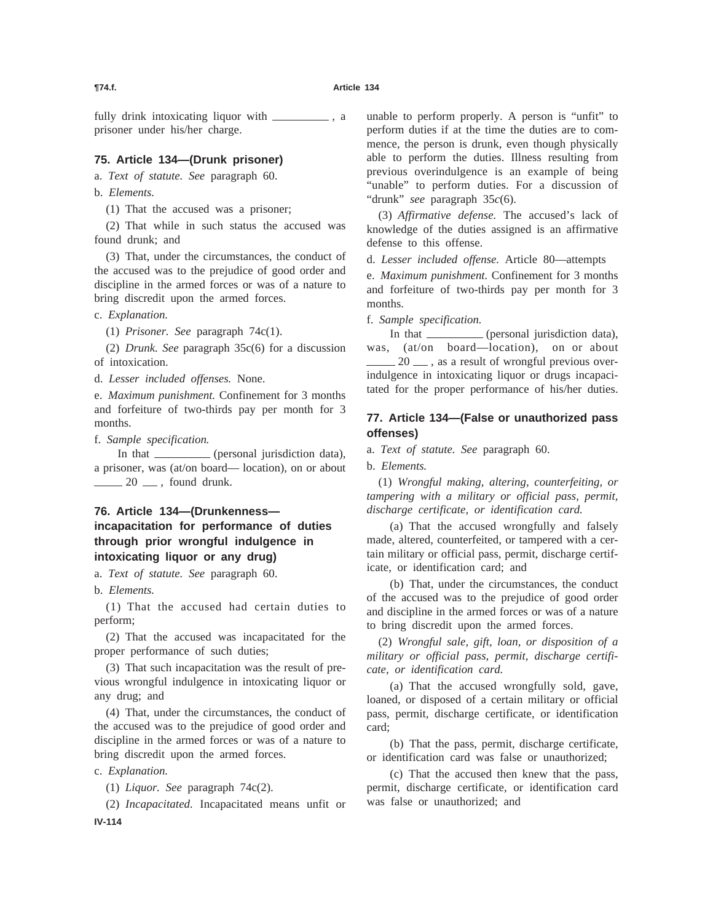fully drink intoxicating liquor with __________ , a prisoner under his/her charge.

### 75. Article 134—(Drunk prisoner)

a. *Text of statute. See* paragraph 60.

b. *Elements.*

(1) That the accused was a prisoner;

(2) That while in such status the accused was found drunk; and

(3) That, under the circumstances, the conduct of the accused was to the prejudice of good order and discipline in the armed forces or was of a nature to bring discredit upon the armed forces.

c. *Explanation.*

(1) *Prisoner. See* paragraph 74c(1).

(2) *Drunk. See* paragraph 35c(6) for a discussion of intoxication.

d. *Lesser included offenses.* None.

e. *Maximum punishment.* Confinement for 3 months and forfeiture of two-thirds pay per month for 3 months.

f. *Sample specification.*

In that __________ (personal jurisdiction data), a prisoner, was (at/on board— location), on or about _____ 20 ___ , found drunk.

### 76. Article 134—(Drunkenness—incapacitation for performance of duties through prior wrongful indulgence in intoxicating liquor or any drug)

a. *Text of statute. See* paragraph 60.

b. *Elements.*

(1) That the accused had certain duties to perform;

(2) That the accused was incapacitated for the proper performance of such duties;

(3) That such incapacitation was the result of previous wrongful indulgence in intoxicating liquor or any drug; and

(4) That, under the circumstances, the conduct of the accused was to the prejudice of good order and discipline in the armed forces or was of a nature to bring discredit upon the armed forces.

c. *Explanation.*

(1) *Liquor. See* paragraph 74c(2).

(2) *Incapacitated.* Incapacitated means unfit or unable to perform properly. A person is "unfit" to perform duties if at the time the duties are to commence, the person is drunk, even though physically able to perform the duties. Illness resulting from previous overindulgence is an example of being "unable" to perform duties. For a discussion of "drunk" *see* paragraph 35*c*(6).

(3) *Affirmative defense.* The accused's lack of knowledge of the duties assigned is an affirmative defense to this offense.

d. *Lesser included offense.* Article 80—attempts

e. *Maximum punishment.* Confinement for 3 months and forfeiture of two-thirds pay per month for 3 months.

f. *Sample specification.*

In that __________ (personal jurisdiction data), was, (at/on board—location), on or about _____ 20 ___ , as a result of wrongful previous overindulgence in intoxicating liquor or drugs incapacitated for the proper performance of his/her duties.

### 77. Article 134—(False or unauthorized pass offenses)

a. *Text of statute. See* paragraph 60.

b. *Elements.*

(1) *Wrongful making, altering, counterfeiting, or tampering with a military or official pass, permit, discharge certificate, or identification card.*

(a) That the accused wrongfully and falsely made, altered, counterfeited, or tampered with a certain military or official pass, permit, discharge certificate, or identification card; and

(b) That, under the circumstances, the conduct of the accused was to the prejudice of good order and discipline in the armed forces or was of a nature to bring discredit upon the armed forces.

(2) *Wrongful sale, gift, loan, or disposition of a military or official pass, permit, discharge certificate, or identification card.*

(a) That the accused wrongfully sold, gave, loaned, or disposed of a certain military or official pass, permit, discharge certificate, or identification card;

(b) That the pass, permit, discharge certificate, or identification card was false or unauthorized;

(c) That the accused then knew that the pass, permit, discharge certificate, or identification card was false or unauthorized; and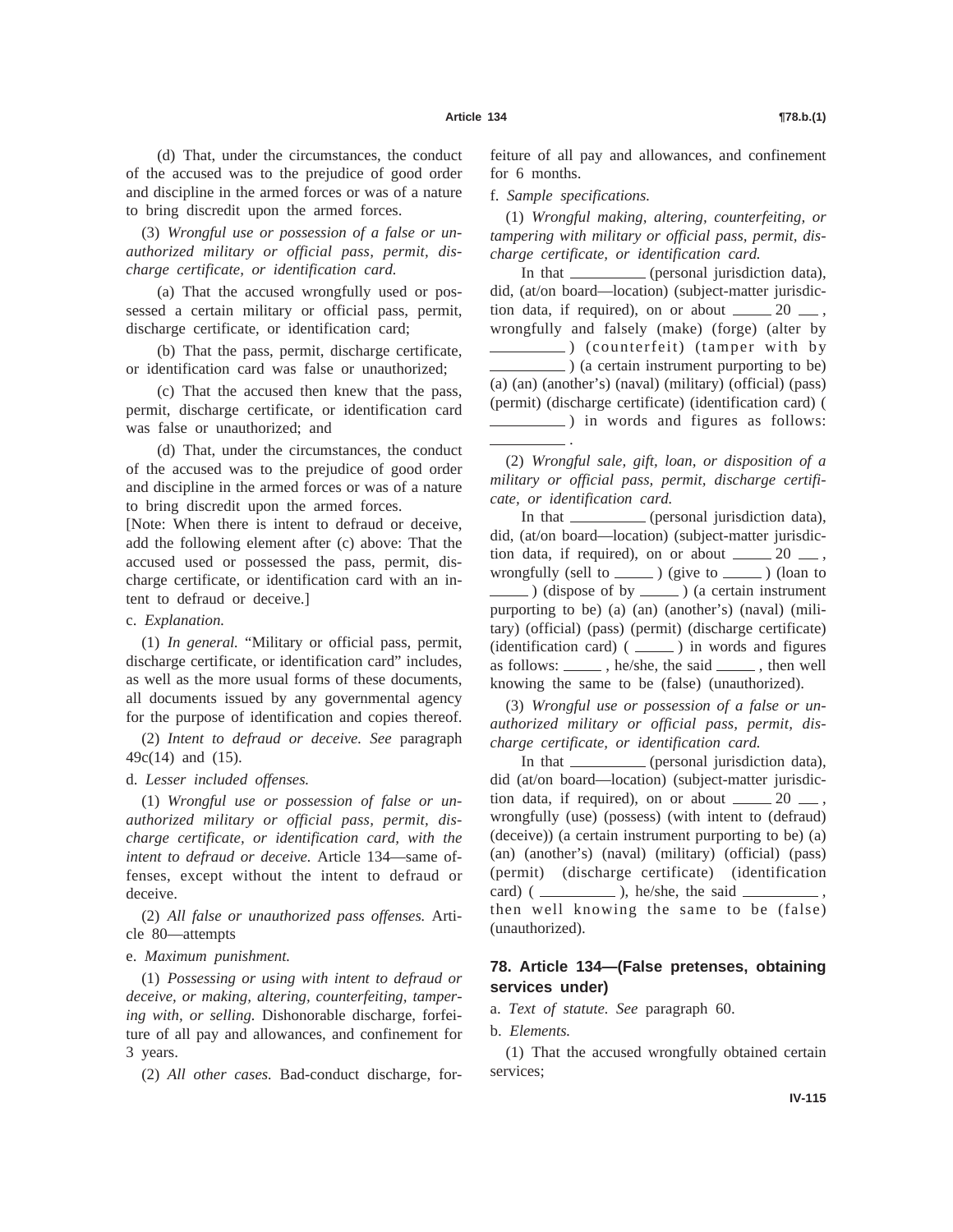(d) That, under the circumstances, the conduct of the accused was to the prejudice of good order and discipline in the armed forces or was of a nature to bring discredit upon the armed forces.

(3) *Wrongful use or possession of a false or unauthorized military or official pass, permit, discharge certificate, or identification card.*

(a) That the accused wrongfully used or possessed a certain military or official pass, permit, discharge certificate, or identification card;

(b) That the pass, permit, discharge certificate, or identification card was false or unauthorized;

(c) That the accused then knew that the pass, permit, discharge certificate, or identification card was false or unauthorized; and

(d) That, under the circumstances, the conduct of the accused was to the prejudice of good order and discipline in the armed forces or was of a nature to bring discredit upon the armed forces.

[Note: When there is intent to defraud or deceive, add the following element after (c) above: That the accused used or possessed the pass, permit, discharge certificate, or identification card with an intent to defraud or deceive.]

c. *Explanation.*

(1) *In general.* "Military or official pass, permit, discharge certificate, or identification card" includes, as well as the more usual forms of these documents, all documents issued by any governmental agency for the purpose of identification and copies thereof.

(2) *Intent to defraud or deceive. See* paragraph 49c(14) and (15).

d. *Lesser included offenses.*

(1) *Wrongful use or possession of false or unauthorized military or official pass, permit, discharge certificate, or identification card, with the intent to defraud or deceive.* Article 134—same offenses, except without the intent to defraud or deceive.

(2) *All false or unauthorized pass offenses.* Article 80—attempts

e. *Maximum punishment.*

(1) *Possessing or using with intent to defraud or deceive, or making, altering, counterfeiting, tampering with, or selling.* Dishonorable discharge, forfeiture of all pay and allowances, and confinement for 3 years.

(2) *All other cases.* Bad-conduct discharge, forfeiture of all pay and allowances, and confinement for 6 months.

f. *Sample specifications.*

(1) *Wrongful making, altering, counterfeiting, or tampering with military or official pass, permit, discharge certificate, or identification card.*

In that ________ (personal jurisdiction data), did, (at/on board—location) (subject-matter jurisdiction data, if required), on or about _____ 20 __ , wrongfully and falsely (make) (forge) (alter by ________ ) (counterfeit) (tamper with by ________ ) (a certain instrument purporting to be) (a) (an) (another's) (naval) (military) (official) (pass) (permit) (discharge certificate) (identification card) ( ________ ) in words and figures as follows: ________ .

(2) *Wrongful sale, gift, loan, or disposition of a military or official pass, permit, discharge certificate, or identification card.*

In that ________ (personal jurisdiction data), did, (at/on board—location) (subject-matter jurisdiction data, if required), on or about _____ 20 __ , wrongfully (sell to _____ ) (give to _____ ) (loan to _____ ) (dispose of by _____ ) (a certain instrument purporting to be) (a) (an) (another's) (naval) (military) (official) (pass) (permit) (discharge certificate) (identification card) ( _____ ) in words and figures as follows: _____ , he/she, the said _____ , then well knowing the same to be (false) (unauthorized).

(3) *Wrongful use or possession of a false or unauthorized military or official pass, permit, discharge certificate, or identification card.*

In that ________ (personal jurisdiction data), did (at/on board—location) (subject-matter jurisdiction data, if required), on or about _____ 20 __ , wrongfully (use) (possess) (with intent to (defraud) (deceive)) (a certain instrument purporting to be) (a) (an) (another's) (naval) (military) (official) (pass) (permit) (discharge certificate) (identification card) ( ________ ), he/she, the said ________ , then well knowing the same to be (false) (unauthorized).

## 78. Article 134—(False pretenses, obtaining services under)

a. *Text of statute. See* paragraph 60.

b. *Elements.*

(1) That the accused wrongfully obtained certain services;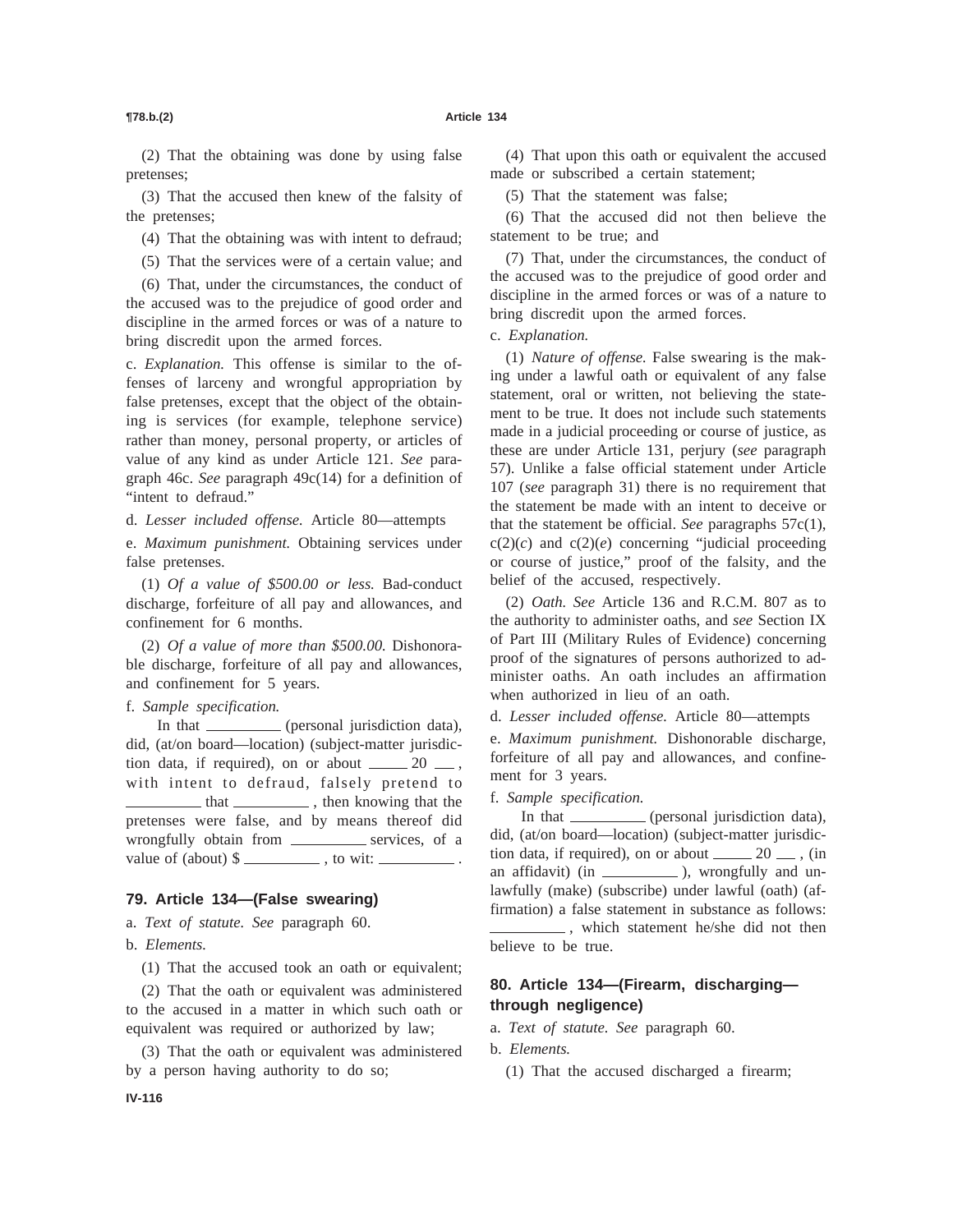(2) That the obtaining was done by using false pretenses;

(3) That the accused then knew of the falsity of the pretenses;

(4) That the obtaining was with intent to defraud;

(5) That the services were of a certain value; and

(6) That, under the circumstances, the conduct of the accused was to the prejudice of good order and discipline in the armed forces or was of a nature to bring discredit upon the armed forces.

c. *Explanation.* This offense is similar to the offenses of larceny and wrongful appropriation by false pretenses, except that the object of the obtaining is services (for example, telephone service) rather than money, personal property, or articles of value of any kind as under Article 121. *See* paragraph 46c. *See* paragraph 49c(14) for a definition of "intent to defraud."

d. *Lesser included offense.* Article 80—attempts

e. *Maximum punishment.* Obtaining services under false pretenses.

(1) *Of a value of $500.00 or less.* Bad-conduct discharge, forfeiture of all pay and allowances, and confinement for 6 months.

(2) *Of a value of more than $500.00.* Dishonorable discharge, forfeiture of all pay and allowances, and confinement for 5 years.

f. *Sample specification.*

In that __________ (personal jurisdiction data), did, (at/on board—location) (subject-matter jurisdiction data, if required), on or about _____ 20 ___, with intent to defraud, falsely pretend to __________ that __________, then knowing that the pretenses were false, and by means thereof did wrongfully obtain from __________ services, of a value of (about) $ __________, to wit: __________.

## 79. Article 134—(False swearing)

a. *Text of statute. See* paragraph 60.

b. *Elements.*

(1) That the accused took an oath or equivalent;

(2) That the oath or equivalent was administered to the accused in a matter in which such oath or equivalent was required or authorized by law;

(3) That the oath or equivalent was administered by a person having authority to do so;

(4) That upon this oath or equivalent the accused made or subscribed a certain statement;

(5) That the statement was false;

(6) That the accused did not then believe the statement to be true; and

(7) That, under the circumstances, the conduct of the accused was to the prejudice of good order and discipline in the armed forces or was of a nature to bring discredit upon the armed forces.

c. *Explanation.*

(1) *Nature of offense.* False swearing is the making under a lawful oath or equivalent of any false statement, oral or written, not believing the statement to be true. It does not include such statements made in a judicial proceeding or course of justice, as these are under Article 131, perjury (*see* paragraph 57). Unlike a false official statement under Article 107 (*see* paragraph 31) there is no requirement that the statement be made with an intent to deceive or that the statement be official. *See* paragraphs 57c(1), c(2)(*c*) and c(2)(*e*) concerning "judicial proceeding or course of justice," proof of the falsity, and the belief of the accused, respectively.

(2) *Oath. See* Article 136 and R.C.M. 807 as to the authority to administer oaths, and *see* Section IX of Part III (Military Rules of Evidence) concerning proof of the signatures of persons authorized to administer oaths. An oath includes an affirmation when authorized in lieu of an oath.

d. *Lesser included offense.* Article 80—attempts

e. *Maximum punishment.* Dishonorable discharge, forfeiture of all pay and allowances, and confinement for 3 years.

f. *Sample specification.*

In that __________ (personal jurisdiction data), did, (at/on board—location) (subject-matter jurisdiction data, if required), on or about _____ 20 ___, (in an affidavit) (in __________), wrongfully and unlawfully (make) (subscribe) under lawful (oath) (affirmation) a false statement in substance as follows: __________, which statement he/she did not then believe to be true.

## 80. Article 134—(Firearm, discharging—through negligence)

a. *Text of statute. See* paragraph 60.

b. *Elements.*

(1) That the accused discharged a firearm;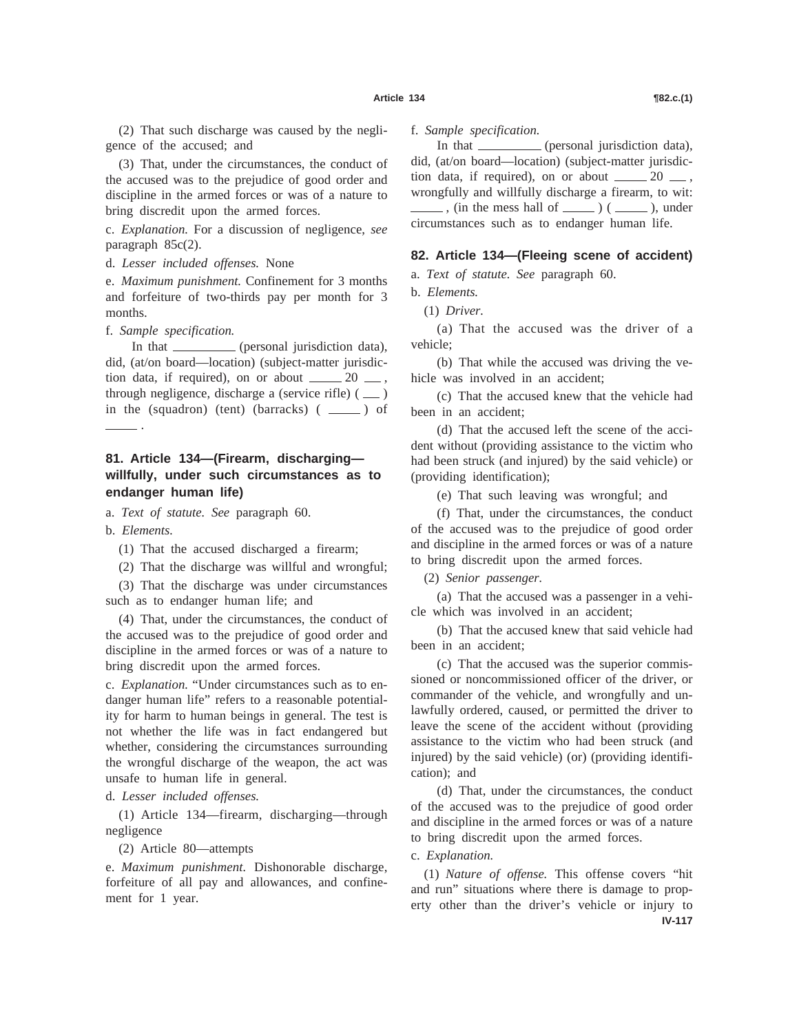(2) That such discharge was caused by the negligence of the accused; and

(3) That, under the circumstances, the conduct of the accused was to the prejudice of good order and discipline in the armed forces or was of a nature to bring discredit upon the armed forces.

c. *Explanation.* For a discussion of negligence, *see* paragraph 85c(2).

d. *Lesser included offenses.* None

e. *Maximum punishment.* Confinement for 3 months and forfeiture of two-thirds pay per month for 3 months.

f. *Sample specification.*

In that ________ (personal jurisdiction data), did, (at/on board—location) (subject-matter jurisdiction data, if required), on or about _____ 20 __ , through negligence, discharge a (service rifle) ( __ ) in the (squadron) (tent) (barracks) ( _____ ) of _____ .

### 81. Article 134—(Firearm, discharging—willfully, under such circumstances as to endanger human life)

a. *Text of statute. See* paragraph 60.

b. *Elements.*

(1) That the accused discharged a firearm;

(2) That the discharge was willful and wrongful;

(3) That the discharge was under circumstances such as to endanger human life; and

(4) That, under the circumstances, the conduct of the accused was to the prejudice of good order and discipline in the armed forces or was of a nature to bring discredit upon the armed forces.

c. *Explanation.* "Under circumstances such as to endanger human life" refers to a reasonable potentiality for harm to human beings in general. The test is not whether the life was in fact endangered but whether, considering the circumstances surrounding the wrongful discharge of the weapon, the act was unsafe to human life in general.

d. *Lesser included offenses.*

(1) Article 134—firearm, discharging—through negligence

(2) Article 80—attempts

e. *Maximum punishment.* Dishonorable discharge, forfeiture of all pay and allowances, and confinement for 1 year.

f. *Sample specification.*

In that ________ (personal jurisdiction data), did, (at/on board—location) (subject-matter jurisdiction data, if required), on or about _____ 20 __ , wrongfully and willfully discharge a firearm, to wit: _____ , (in the mess hall of _____ ) ( _____ ), under circumstances such as to endanger human life.

### 82. Article 134—(Fleeing scene of accident)

a. *Text of statute. See* paragraph 60.

b. *Elements.*

(1) *Driver.*

(a) That the accused was the driver of a vehicle;

(b) That while the accused was driving the vehicle was involved in an accident;

(c) That the accused knew that the vehicle had been in an accident;

(d) That the accused left the scene of the accident without (providing assistance to the victim who had been struck (and injured) by the said vehicle) or (providing identification);

(e) That such leaving was wrongful; and

(f) That, under the circumstances, the conduct of the accused was to the prejudice of good order and discipline in the armed forces or was of a nature to bring discredit upon the armed forces.

(2) *Senior passenger.*

(a) That the accused was a passenger in a vehicle which was involved in an accident;

(b) That the accused knew that said vehicle had been in an accident;

(c) That the accused was the superior commissioned or noncommissioned officer of the driver, or commander of the vehicle, and wrongfully and unlawfully ordered, caused, or permitted the driver to leave the scene of the accident without (providing assistance to the victim who had been struck (and injured) by the said vehicle) (or) (providing identification); and

(d) That, under the circumstances, the conduct of the accused was to the prejudice of good order and discipline in the armed forces or was of a nature to bring discredit upon the armed forces.

c. *Explanation.*

(1) *Nature of offense.* This offense covers "hit and run" situations where there is damage to property other than the driver's vehicle or injury to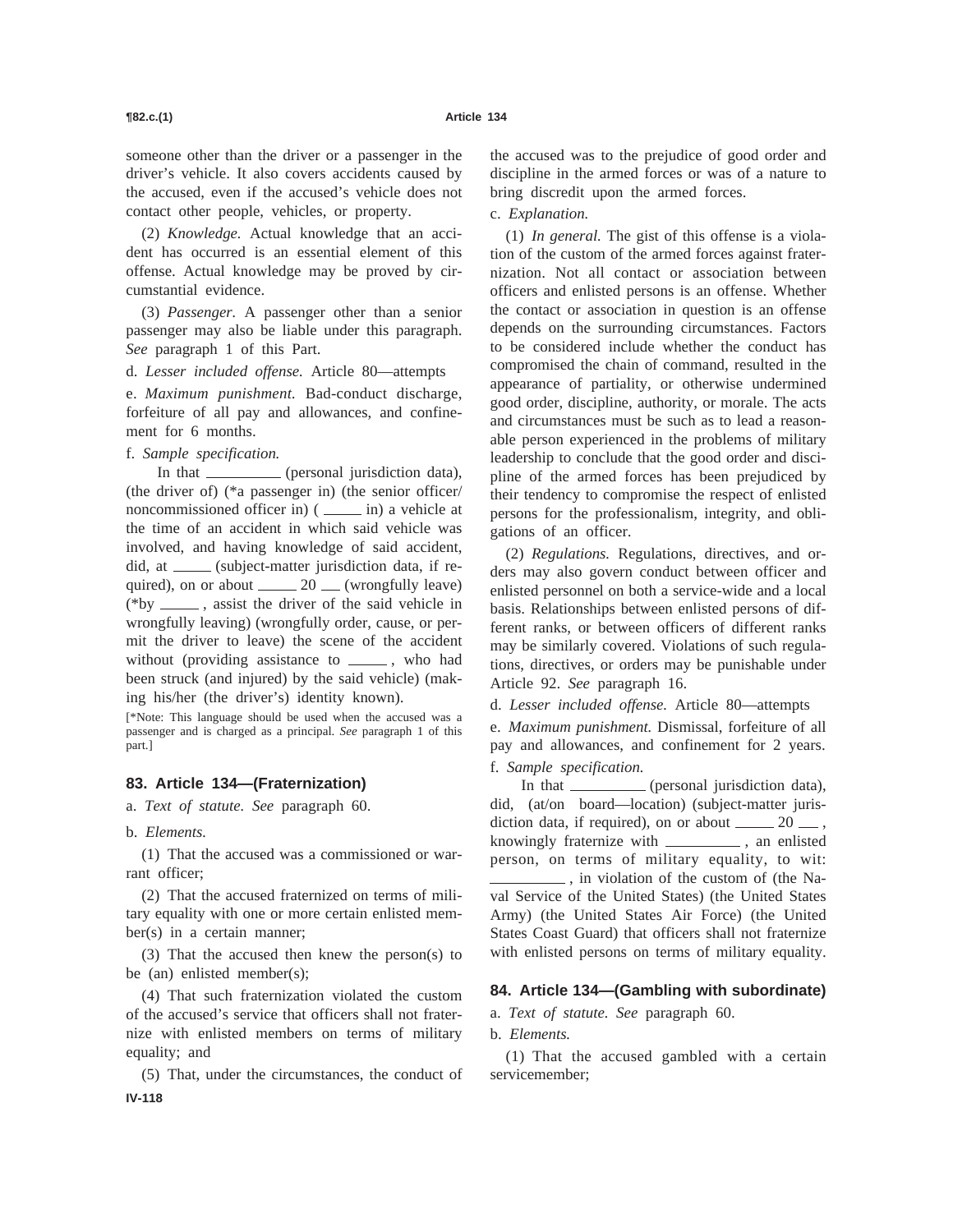someone other than the driver or a passenger in the driver's vehicle. It also covers accidents caused by the accused, even if the accused's vehicle does not contact other people, vehicles, or property.

(2) *Knowledge.* Actual knowledge that an accident has occurred is an essential element of this offense. Actual knowledge may be proved by circumstantial evidence.

(3) *Passenger.* A passenger other than a senior passenger may also be liable under this paragraph. *See* paragraph 1 of this Part.

d. *Lesser included offense.* Article 80—attempts

e. *Maximum punishment.* Bad-conduct discharge, forfeiture of all pay and allowances, and confinement for 6 months.

f. *Sample specification.*

In that __________ (personal jurisdiction data), (the driver of) (*a passenger in) (the senior officer/noncommissioned officer in) ( _____ in) a vehicle at the time of an accident in which said vehicle was involved, and having knowledge of said accident, did, at _____ (subject-matter jurisdiction data, if required), on or about _____ 20 __ (wrongfully leave) (*by _____ , assist the driver of the said vehicle in wrongfully leaving) (wrongfully order, cause, or permit the driver to leave) the scene of the accident without (providing assistance to _____ , who had been struck (and injured) by the said vehicle) (making his/her (the driver's) identity known).

[*Note: This language should be used when the accused was a passenger and is charged as a principal. *See* paragraph 1 of this part.]

## 83. Article 134—(Fraternization)

a. *Text of statute. See* paragraph 60.

b. *Elements.*

(1) That the accused was a commissioned or warrant officer;

(2) That the accused fraternized on terms of military equality with one or more certain enlisted member(s) in a certain manner;

(3) That the accused then knew the person(s) to be (an) enlisted member(s);

(4) That such fraternization violated the custom of the accused's service that officers shall not fraternize with enlisted members on terms of military equality; and

(5) That, under the circumstances, the conduct of the accused was to the prejudice of good order and discipline in the armed forces or was of a nature to bring discredit upon the armed forces.

c. *Explanation.*

(1) *In general.* The gist of this offense is a violation of the custom of the armed forces against fraternization. Not all contact or association between officers and enlisted persons is an offense. Whether the contact or association in question is an offense depends on the surrounding circumstances. Factors to be considered include whether the conduct has compromised the chain of command, resulted in the appearance of partiality, or otherwise undermined good order, discipline, authority, or morale. The acts and circumstances must be such as to lead a reasonable person experienced in the problems of military leadership to conclude that the good order and discipline of the armed forces has been prejudiced by their tendency to compromise the respect of enlisted persons for the professionalism, integrity, and obligations of an officer.

(2) *Regulations.* Regulations, directives, and orders may also govern conduct between officer and enlisted personnel on both a service-wide and a local basis. Relationships between enlisted persons of different ranks, or between officers of different ranks may be similarly covered. Violations of such regulations, directives, or orders may be punishable under Article 92. *See* paragraph 16.

d. *Lesser included offense.* Article 80—attempts

e. *Maximum punishment.* Dismissal, forfeiture of all pay and allowances, and confinement for 2 years.

f. *Sample specification.*

In that __________ (personal jurisdiction data), did, (at/on board—location) (subject-matter jurisdiction data, if required), on or about _____ 20 __ , knowingly fraternize with __________ , an enlisted person, on terms of military equality, to wit: __________ , in violation of the custom of (the Naval Service of the United States) (the United States Army) (the United States Air Force) (the United States Coast Guard) that officers shall not fraternize with enlisted persons on terms of military equality.

## 84. Article 134—(Gambling with subordinate)

a. *Text of statute. See* paragraph 60.

b. *Elements.*

(1) That the accused gambled with a certain servicemember;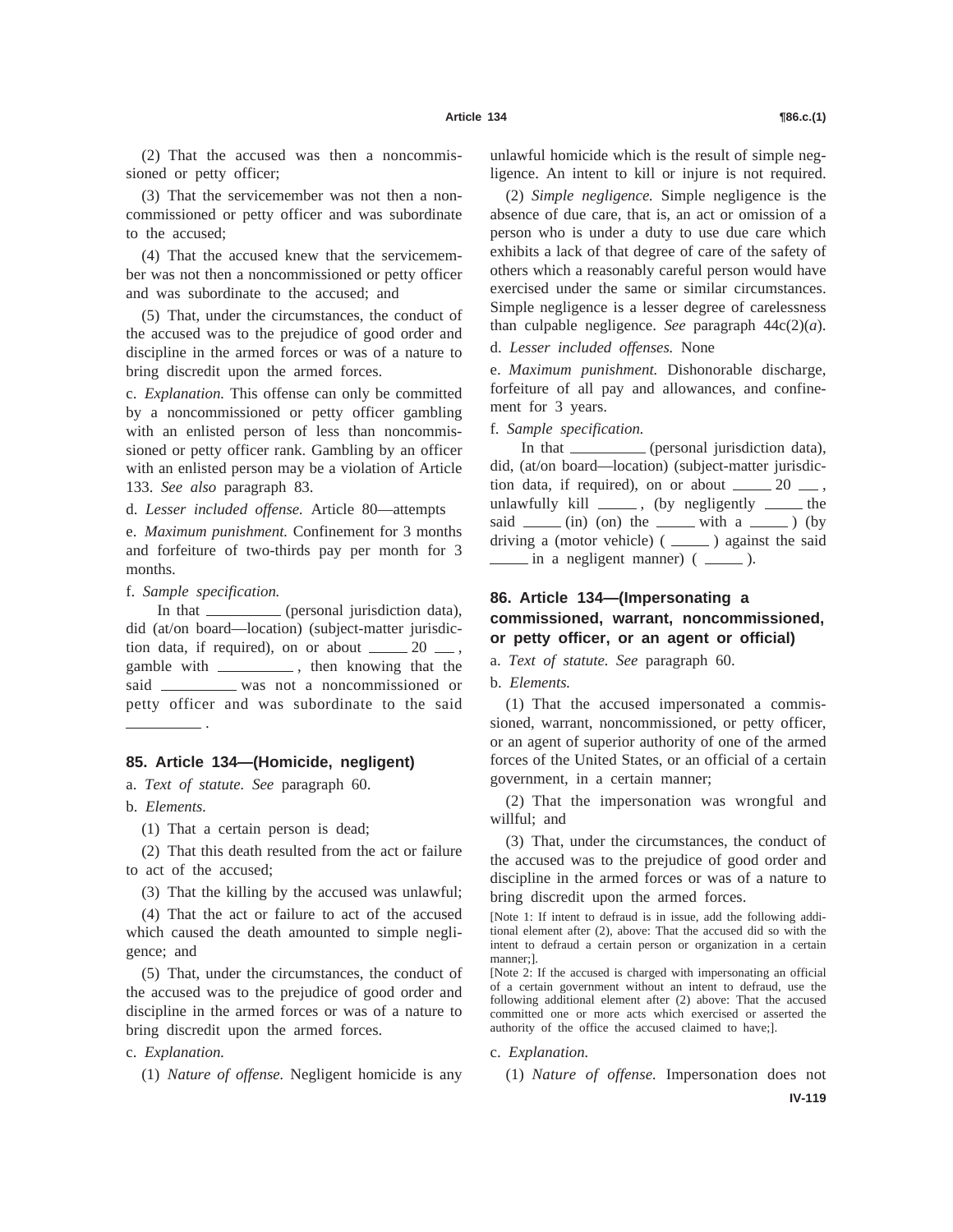(2) That the accused was then a noncommissioned or petty officer;

(3) That the servicemember was not then a noncommissioned or petty officer and was subordinate to the accused;

(4) That the accused knew that the servicemember was not then a noncommissioned or petty officer and was subordinate to the accused; and

(5) That, under the circumstances, the conduct of the accused was to the prejudice of good order and discipline in the armed forces or was of a nature to bring discredit upon the armed forces.

c. *Explanation.* This offense can only be committed by a noncommissioned or petty officer gambling with an enlisted person of less than noncommissioned or petty officer rank. Gambling by an officer with an enlisted person may be a violation of Article 133. *See also* paragraph 83.

d. *Lesser included offense.* Article 80—attempts

e. *Maximum punishment.* Confinement for 3 months and forfeiture of two-thirds pay per month for 3 months.

f. *Sample specification.*

In that __________ (personal jurisdiction data), did (at/on board—location) (subject-matter jurisdiction data, if required), on or about _____ 20 ___, gamble with __________, then knowing that the said __________ was not a noncommissioned or petty officer and was subordinate to the said __________.

## 85. Article 134—(Homicide, negligent)

a. *Text of statute. See* paragraph 60.

b. *Elements.*

(1) That a certain person is dead;

(2) That this death resulted from the act or failure to act of the accused;

(3) That the killing by the accused was unlawful;

(4) That the act or failure to act of the accused which caused the death amounted to simple negligence; and

(5) That, under the circumstances, the conduct of the accused was to the prejudice of good order and discipline in the armed forces or was of a nature to bring discredit upon the armed forces.

c. *Explanation.*

(1) *Nature of offense.* Negligent homicide is any unlawful homicide which is the result of simple negligence. An intent to kill or injure is not required.

(2) *Simple negligence.* Simple negligence is the absence of due care, that is, an act or omission of a person who is under a duty to use due care which exhibits a lack of that degree of care of the safety of others which a reasonably careful person would have exercised under the same or similar circumstances. Simple negligence is a lesser degree of carelessness than culpable negligence. *See* paragraph 44c(2)(*a*).

d. *Lesser included offenses.* None

e. *Maximum punishment.* Dishonorable discharge, forfeiture of all pay and allowances, and confinement for 3 years.

f. *Sample specification.*

In that __________ (personal jurisdiction data), did, (at/on board—location) (subject-matter jurisdiction data, if required), on or about _____ 20 ___, unlawfully kill _____, (by negligently _____ the said _____ (in) (on) the _____ with a _____) (by driving a (motor vehicle) ( _____ ) against the said _____ in a negligent manner) ( _____ ).

## 86. Article 134—(Impersonating a commissioned, warrant, noncommissioned, or petty officer, or an agent or official)

a. *Text of statute. See* paragraph 60.

b. *Elements.*

(1) That the accused impersonated a commissioned, warrant, noncommissioned, or petty officer, or an agent of superior authority of one of the armed forces of the United States, or an official of a certain government, in a certain manner;

(2) That the impersonation was wrongful and willful; and

(3) That, under the circumstances, the conduct of the accused was to the prejudice of good order and discipline in the armed forces or was of a nature to bring discredit upon the armed forces.

[Note 1: If intent to defraud is in issue, add the following additional element after (2), above: That the accused did so with the intent to defraud a certain person or organization in a certain manner;].

[Note 2: If the accused is charged with impersonating an official of a certain government without an intent to defraud, use the following additional element after (2) above: That the accused committed one or more acts which exercised or asserted the authority of the office the accused claimed to have;].

c. *Explanation.*

(1) *Nature of offense.* Impersonation does not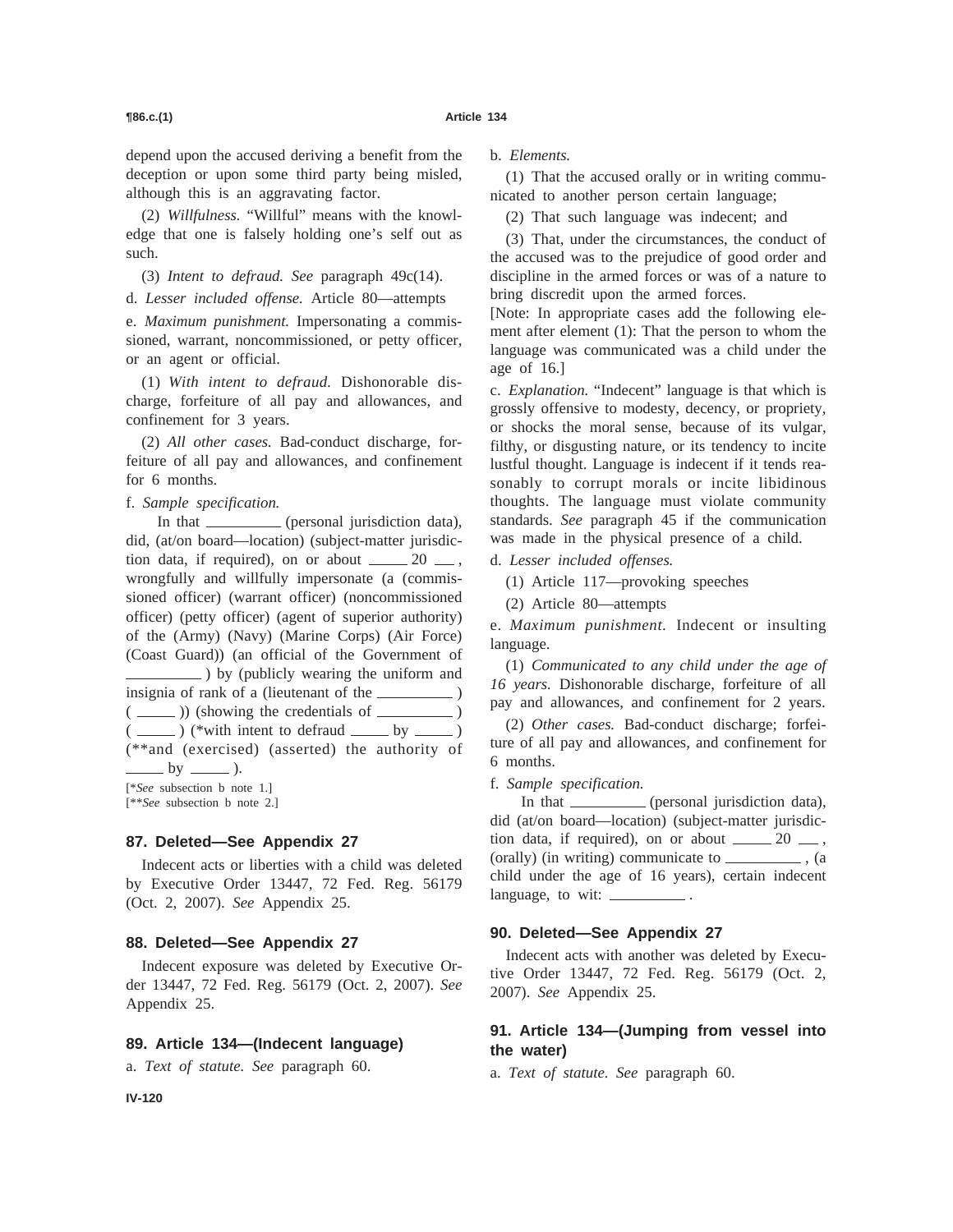depend upon the accused deriving a benefit from the deception or upon some third party being misled, although this is an aggravating factor.

(2) *Willfulness.* "Willful" means with the knowledge that one is falsely holding one's self out as such.

(3) *Intent to defraud. See* paragraph 49c(14).

d. *Lesser included offense.* Article 80—attempts

e. *Maximum punishment.* Impersonating a commissioned, warrant, noncommissioned, or petty officer, or an agent or official.

(1) *With intent to defraud.* Dishonorable discharge, forfeiture of all pay and allowances, and confinement for 3 years.

(2) *All other cases.* Bad-conduct discharge, forfeiture of all pay and allowances, and confinement for 6 months.

f. *Sample specification.*

In that __________ (personal jurisdiction data), did, (at/on board—location) (subject-matter jurisdiction data, if required), on or about _____ 20 ___, wrongfully and willfully impersonate (a (commissioned officer) (warrant officer) (noncommissioned officer) (petty officer) (agent of superior authority) of the (Army) (Navy) (Marine Corps) (Air Force) (Coast Guard)) (an official of the Government of __________ ) by (publicly wearing the uniform and insignia of rank of a (lieutenant of the __________ ) ( _____ )) (showing the credentials of __________ ) ( _____ ) (*with intent to defraud _____ by _____ ) (**and (exercised) (asserted) the authority of _____ by _____ ).

[*See subsection b note 1.]
[**See subsection b note 2.]

## 87. Deleted—See Appendix 27

Indecent acts or liberties with a child was deleted by Executive Order 13447, 72 Fed. Reg. 56179 (Oct. 2, 2007). *See* Appendix 25.

## 88. Deleted—See Appendix 27

Indecent exposure was deleted by Executive Order 13447, 72 Fed. Reg. 56179 (Oct. 2, 2007). *See* Appendix 25.

## 89. Article 134—(Indecent language)

a. *Text of statute. See* paragraph 60.

b. *Elements.*

(1) That the accused orally or in writing communicated to another person certain language;

(2) That such language was indecent; and

(3) That, under the circumstances, the conduct of the accused was to the prejudice of good order and discipline in the armed forces or was of a nature to bring discredit upon the armed forces.

[Note: In appropriate cases add the following element after element (1): That the person to whom the language was communicated was a child under the age of 16.]

c. *Explanation.* "Indecent" language is that which is grossly offensive to modesty, decency, or propriety, or shocks the moral sense, because of its vulgar, filthy, or disgusting nature, or its tendency to incite lustful thought. Language is indecent if it tends reasonably to corrupt morals or incite libidinous thoughts. The language must violate community standards. *See* paragraph 45 if the communication was made in the physical presence of a child.

d. *Lesser included offenses.*

(1) Article 117—provoking speeches

(2) Article 80—attempts

e. *Maximum punishment.* Indecent or insulting language.

(1) *Communicated to any child under the age of 16 years.* Dishonorable discharge, forfeiture of all pay and allowances, and confinement for 2 years.

(2) *Other cases.* Bad-conduct discharge; forfeiture of all pay and allowances, and confinement for 6 months.

f. *Sample specification.*

In that __________ (personal jurisdiction data), did (at/on board—location) (subject-matter jurisdiction data, if required), on or about _____ 20 ___, (orally) (in writing) communicate to __________ , (a child under the age of 16 years), certain indecent language, to wit: __________ .

## 90. Deleted—See Appendix 27

Indecent acts with another was deleted by Executive Order 13447, 72 Fed. Reg. 56179 (Oct. 2, 2007). *See* Appendix 25.

## 91. Article 134—(Jumping from vessel into the water)

a. *Text of statute. See* paragraph 60.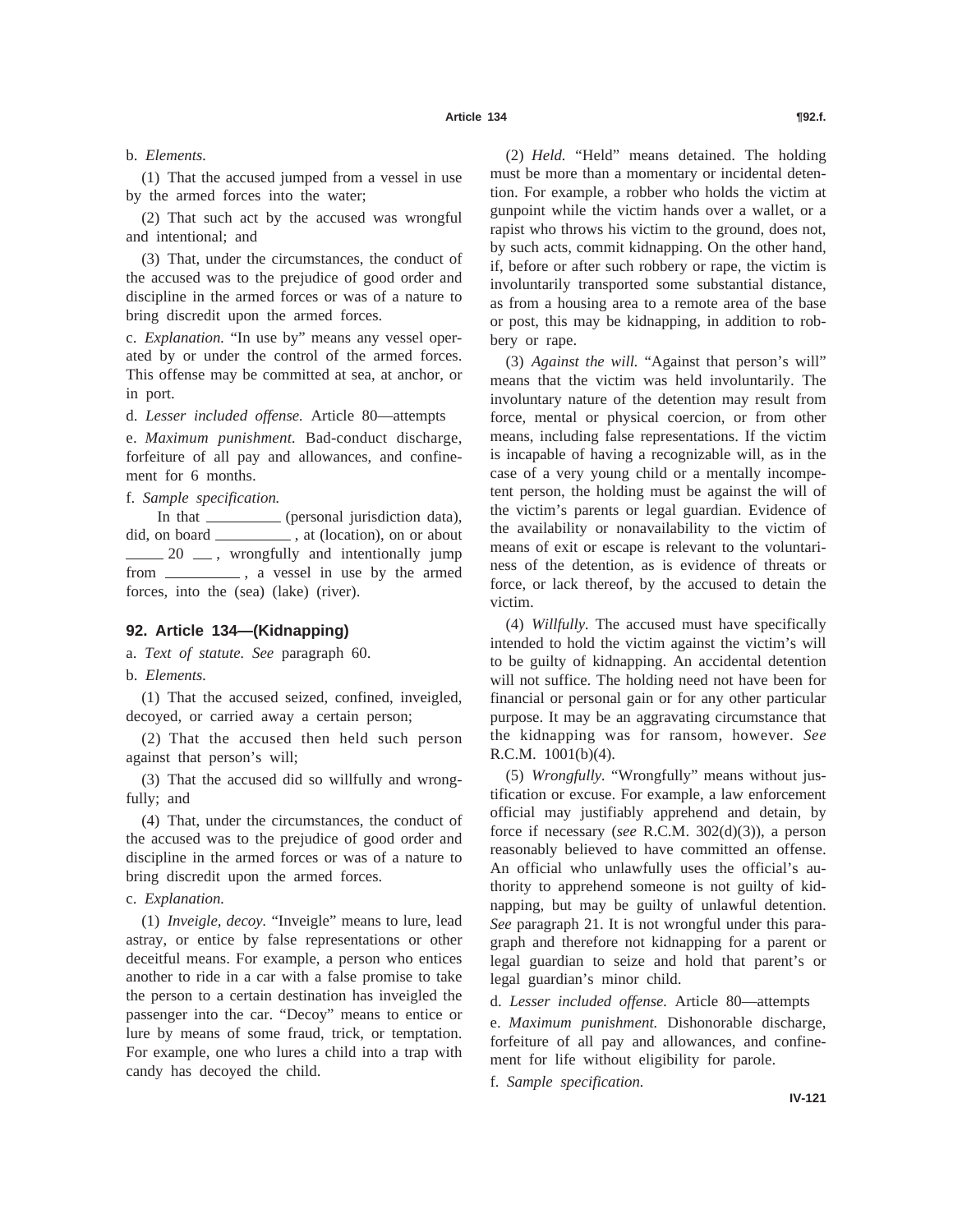b. *Elements.*

(1) That the accused jumped from a vessel in use by the armed forces into the water;

(2) That such act by the accused was wrongful and intentional; and

(3) That, under the circumstances, the conduct of the accused was to the prejudice of good order and discipline in the armed forces or was of a nature to bring discredit upon the armed forces.

c. *Explanation.* "In use by" means any vessel operated by or under the control of the armed forces. This offense may be committed at sea, at anchor, or in port.

d. *Lesser included offense.* Article 80—attempts

e. *Maximum punishment.* Bad-conduct discharge, forfeiture of all pay and allowances, and confinement for 6 months.

f. *Sample specification.*

In that __________ (personal jurisdiction data), did, on board __________ , at (location), on or about _____ 20 __ , wrongfully and intentionally jump from __________ , a vessel in use by the armed forces, into the (sea) (lake) (river).

## 92. Article 134—(Kidnapping)

a. *Text of statute. See* paragraph 60.

b. *Elements.*

(1) That the accused seized, confined, inveigled, decoyed, or carried away a certain person;

(2) That the accused then held such person against that person's will;

(3) That the accused did so willfully and wrongfully; and

(4) That, under the circumstances, the conduct of the accused was to the prejudice of good order and discipline in the armed forces or was of a nature to bring discredit upon the armed forces.

c. *Explanation.*

(1) *Inveigle, decoy.* "Inveigle" means to lure, lead astray, or entice by false representations or other deceitful means. For example, a person who entices another to ride in a car with a false promise to take the person to a certain destination has inveigled the passenger into the car. "Decoy" means to entice or lure by means of some fraud, trick, or temptation. For example, one who lures a child into a trap with candy has decoyed the child.

(2) *Held.* "Held" means detained. The holding must be more than a momentary or incidental detention. For example, a robber who holds the victim at gunpoint while the victim hands over a wallet, or a rapist who throws his victim to the ground, does not, by such acts, commit kidnapping. On the other hand, if, before or after such robbery or rape, the victim is involuntarily transported some substantial distance, as from a housing area to a remote area of the base or post, this may be kidnapping, in addition to robbery or rape.

(3) *Against the will.* "Against that person's will" means that the victim was held involuntarily. The involuntary nature of the detention may result from force, mental or physical coercion, or from other means, including false representations. If the victim is incapable of having a recognizable will, as in the case of a very young child or a mentally incompetent person, the holding must be against the will of the victim's parents or legal guardian. Evidence of the availability or nonavailability to the victim of means of exit or escape is relevant to the voluntariness of the detention, as is evidence of threats or force, or lack thereof, by the accused to detain the victim.

(4) *Willfully.* The accused must have specifically intended to hold the victim against the victim's will to be guilty of kidnapping. An accidental detention will not suffice. The holding need not have been for financial or personal gain or for any other particular purpose. It may be an aggravating circumstance that the kidnapping was for ransom, however. *See* R.C.M. 1001(b)(4).

(5) *Wrongfully.* "Wrongfully" means without justification or excuse. For example, a law enforcement official may justifiably apprehend and detain, by force if necessary (*see* R.C.M. 302(d)(3)), a person reasonably believed to have committed an offense. An official who unlawfully uses the official's authority to apprehend someone is not guilty of kidnapping, but may be guilty of unlawful detention. *See* paragraph 21. It is not wrongful under this paragraph and therefore not kidnapping for a parent or legal guardian to seize and hold that parent's or legal guardian's minor child.

d. *Lesser included offense.* Article 80—attempts

e. *Maximum punishment.* Dishonorable discharge, forfeiture of all pay and allowances, and confinement for life without eligibility for parole.

f. *Sample specification.*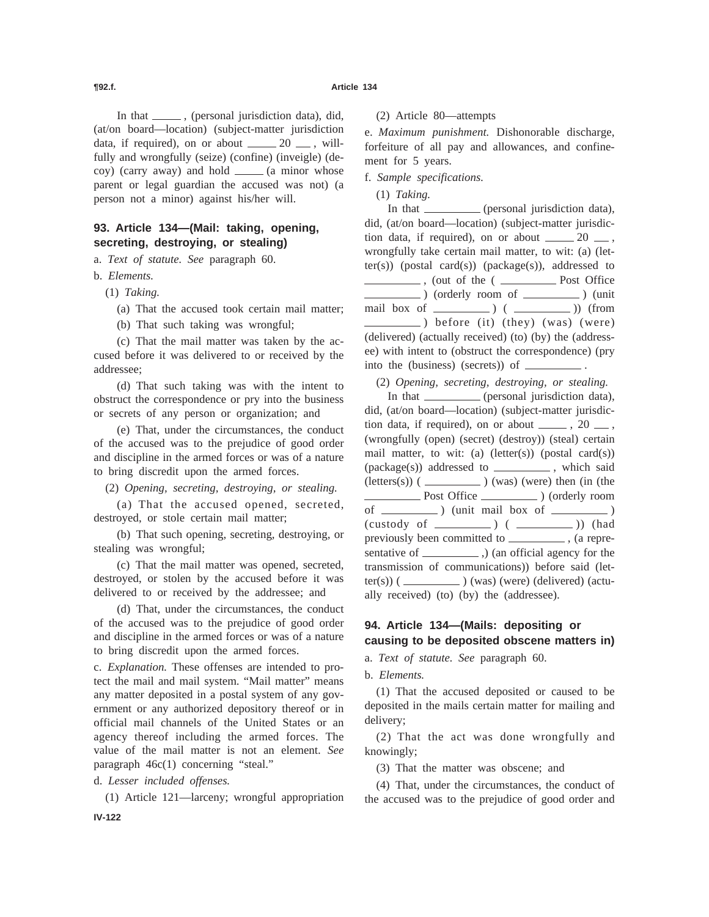In that ______ , (personal jurisdiction data), did, (at/on board—location) (subject-matter jurisdiction data, if required), on or about ______ 20 ___ , willfully and wrongfully (seize) (confine) (inveigle) (decoy) (carry away) and hold ______ (a minor whose parent or legal guardian the accused was not) (a person not a minor) against his/her will.

## 93. Article 134—(Mail: taking, opening, secreting, destroying, or stealing)

a. *Text of statute. See* paragraph 60.

b. *Elements.*

(1) *Taking.*

(a) That the accused took certain mail matter;

(b) That such taking was wrongful;

(c) That the mail matter was taken by the accused before it was delivered to or received by the addressee;

(d) That such taking was with the intent to obstruct the correspondence or pry into the business or secrets of any person or organization; and

(e) That, under the circumstances, the conduct of the accused was to the prejudice of good order and discipline in the armed forces or was of a nature to bring discredit upon the armed forces.

(2) *Opening, secreting, destroying, or stealing.*

(a) That the accused opened, secreted, destroyed, or stole certain mail matter;

(b) That such opening, secreting, destroying, or stealing was wrongful;

(c) That the mail matter was opened, secreted, destroyed, or stolen by the accused before it was delivered to or received by the addressee; and

(d) That, under the circumstances, the conduct of the accused was to the prejudice of good order and discipline in the armed forces or was of a nature to bring discredit upon the armed forces.

c. *Explanation.* These offenses are intended to protect the mail and mail system. "Mail matter" means any matter deposited in a postal system of any government or any authorized depository thereof or in official mail channels of the United States or an agency thereof including the armed forces. The value of the mail matter is not an element. *See* paragraph 46c(1) concerning "steal."

d. *Lesser included offenses.*

(1) Article 121—larceny; wrongful appropriation

(2) Article 80—attempts

e. *Maximum punishment.* Dishonorable discharge, forfeiture of all pay and allowances, and confinement for 5 years.

f. *Sample specifications.*

(1) *Taking.*

In that __________ (personal jurisdiction data), did, (at/on board—location) (subject-matter jurisdiction data, if required), on or about ______ 20 ___ , wrongfully take certain mail matter, to wit: (a) (letter(s)) (postal card(s)) (package(s)), addressed to __________ , (out of the ( __________ Post Office __________ ) (orderly room of __________ ) (unit mail box of __________ ) ( __________ )) (from __________ ) before (it) (they) (was) (were) (delivered) (actually received) (to) (by) the (addressee) with intent to (obstruct the correspondence) (pry into the (business) (secrets)) of __________ .

(2) *Opening, secreting, destroying, or stealing.*

In that __________ (personal jurisdiction data), did, (at/on board—location) (subject-matter jurisdiction data, if required), on or about ______ , 20 ___ , (wrongfully (open) (secret) (destroy)) (steal) certain mail matter, to wit: (a) (letter(s)) (postal card(s)) (package(s)) addressed to __________ , which said (letters(s)) ( __________ ) (was) (were) then (in (the __________ Post Office __________ ) (orderly room of __________ ) (unit mail box of __________ ) (custody of __________ ) ( __________ )) (had previously been committed to __________ , (a representative of __________ ,) (an official agency for the transmission of communications)) before said (letter(s)) ( __________ ) (was) (were) (delivered) (actually received) (to) (by) the (addressee).

## 94. Article 134—(Mails: depositing or causing to be deposited obscene matters in)

a. *Text of statute. See* paragraph 60.

b. *Elements.*

(1) That the accused deposited or caused to be deposited in the mails certain matter for mailing and delivery;

(2) That the act was done wrongfully and knowingly;

(3) That the matter was obscene; and

(4) That, under the circumstances, the conduct of the accused was to the prejudice of good order and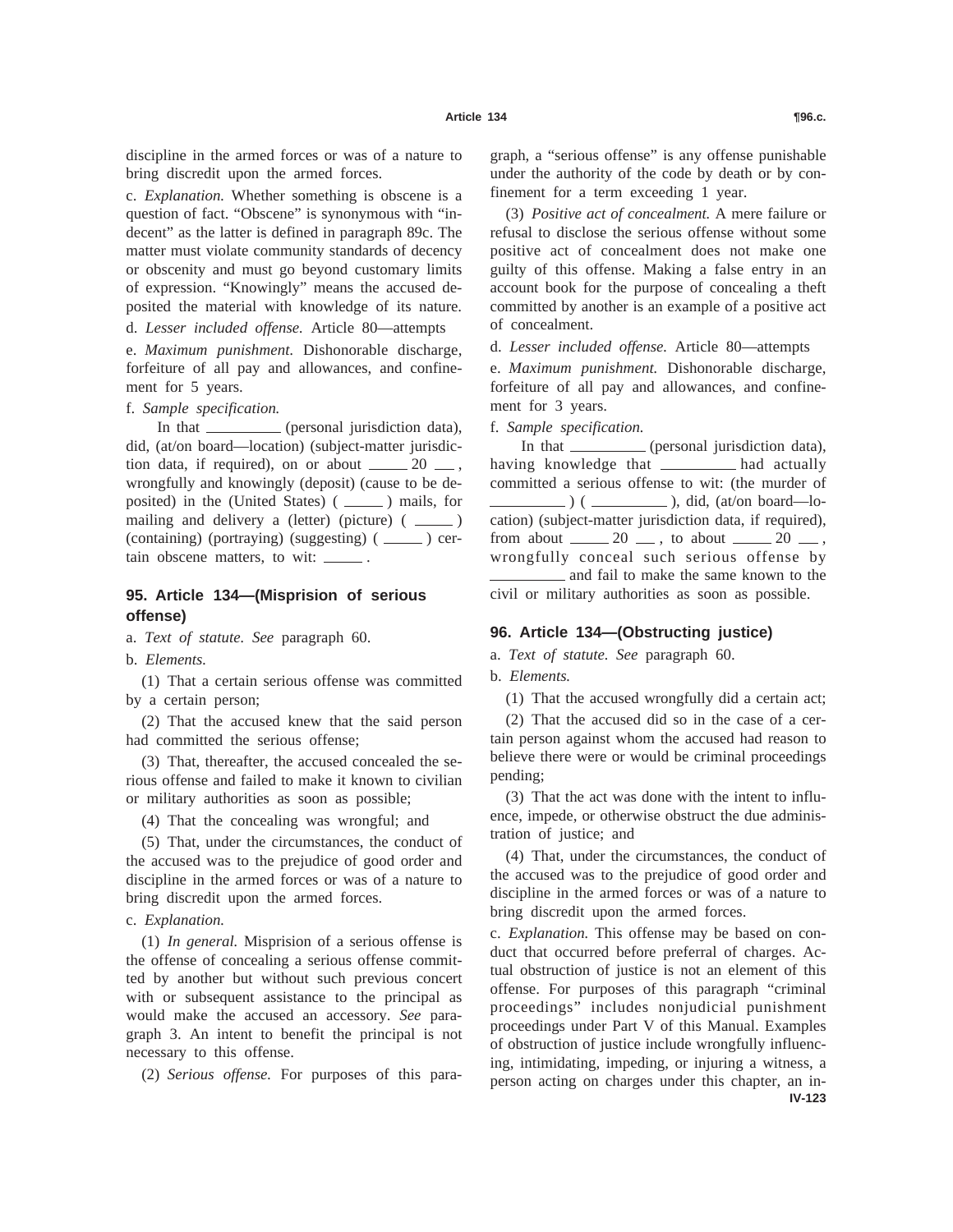discipline in the armed forces or was of a nature to bring discredit upon the armed forces.

c. *Explanation.* Whether something is obscene is a question of fact. "Obscene" is synonymous with "indecent" as the latter is defined in paragraph 89c. The matter must violate community standards of decency or obscenity and must go beyond customary limits of expression. "Knowingly" means the accused deposited the material with knowledge of its nature.

d. *Lesser included offense.* Article 80—attempts

e. *Maximum punishment.* Dishonorable discharge, forfeiture of all pay and allowances, and confinement for 5 years.

f. *Sample specification.*

In that \_\_\_\_\_\_\_\_\_\_ (personal jurisdiction data), did, (at/on board—location) (subject-matter jurisdiction data, if required), on or about \_\_\_\_\_ 20 \_\_\_, wrongfully and knowingly (deposit) (cause to be deposited) in the (United States) ( \_\_\_\_\_ ) mails, for mailing and delivery a (letter) (picture) ( \_\_\_\_\_ ) (containing) (portraying) (suggesting) ( \_\_\_\_\_ ) certain obscene matters, to wit: \_\_\_\_\_ .

## 95. Article 134—(Misprision of serious offense)

a. *Text of statute. See* paragraph 60.

b. *Elements.*

(1) That a certain serious offense was committed by a certain person;

(2) That the accused knew that the said person had committed the serious offense;

(3) That, thereafter, the accused concealed the serious offense and failed to make it known to civilian or military authorities as soon as possible;

(4) That the concealing was wrongful; and

(5) That, under the circumstances, the conduct of the accused was to the prejudice of good order and discipline in the armed forces or was of a nature to bring discredit upon the armed forces.

c. *Explanation.*

(1) *In general.* Misprision of a serious offense is the offense of concealing a serious offense committed by another but without such previous concert with or subsequent assistance to the principal as would make the accused an accessory. *See* paragraph 3. An intent to benefit the principal is not necessary to this offense.

(2) *Serious offense.* For purposes of this paragraph, a "serious offense" is any offense punishable under the authority of the code by death or by confinement for a term exceeding 1 year.

(3) *Positive act of concealment.* A mere failure or refusal to disclose the serious offense without some positive act of concealment does not make one guilty of this offense. Making a false entry in an account book for the purpose of concealing a theft committed by another is an example of a positive act of concealment.

d. *Lesser included offense.* Article 80—attempts

e. *Maximum punishment.* Dishonorable discharge, forfeiture of all pay and allowances, and confinement for 3 years.

f. *Sample specification.*

In that \_\_\_\_\_\_\_\_\_\_ (personal jurisdiction data), having knowledge that \_\_\_\_\_\_\_\_\_\_ had actually committed a serious offense to wit: (the murder of \_\_\_\_\_\_\_\_\_\_ ) ( \_\_\_\_\_\_\_\_\_\_ ), did, (at/on board—location) (subject-matter jurisdiction data, if required), from about \_\_\_\_\_ 20 \_\_\_, to about \_\_\_\_\_ 20 \_\_\_, wrongfully conceal such serious offense by \_\_\_\_\_\_\_\_\_\_ and fail to make the same known to the civil or military authorities as soon as possible.

## 96. Article 134—(Obstructing justice)

a. *Text of statute. See* paragraph 60.

b. *Elements.*

(1) That the accused wrongfully did a certain act;

(2) That the accused did so in the case of a certain person against whom the accused had reason to believe there were or would be criminal proceedings pending;

(3) That the act was done with the intent to influence, impede, or otherwise obstruct the due administration of justice; and

(4) That, under the circumstances, the conduct of the accused was to the prejudice of good order and discipline in the armed forces or was of a nature to bring discredit upon the armed forces.

c. *Explanation.* This offense may be based on conduct that occurred before preferral of charges. Actual obstruction of justice is not an element of this offense. For purposes of this paragraph "criminal proceedings" includes nonjudicial punishment proceedings under Part V of this Manual. Examples of obstruction of justice include wrongfully influencing, intimidating, impeding, or injuring a witness, a person acting on charges under this chapter, an in-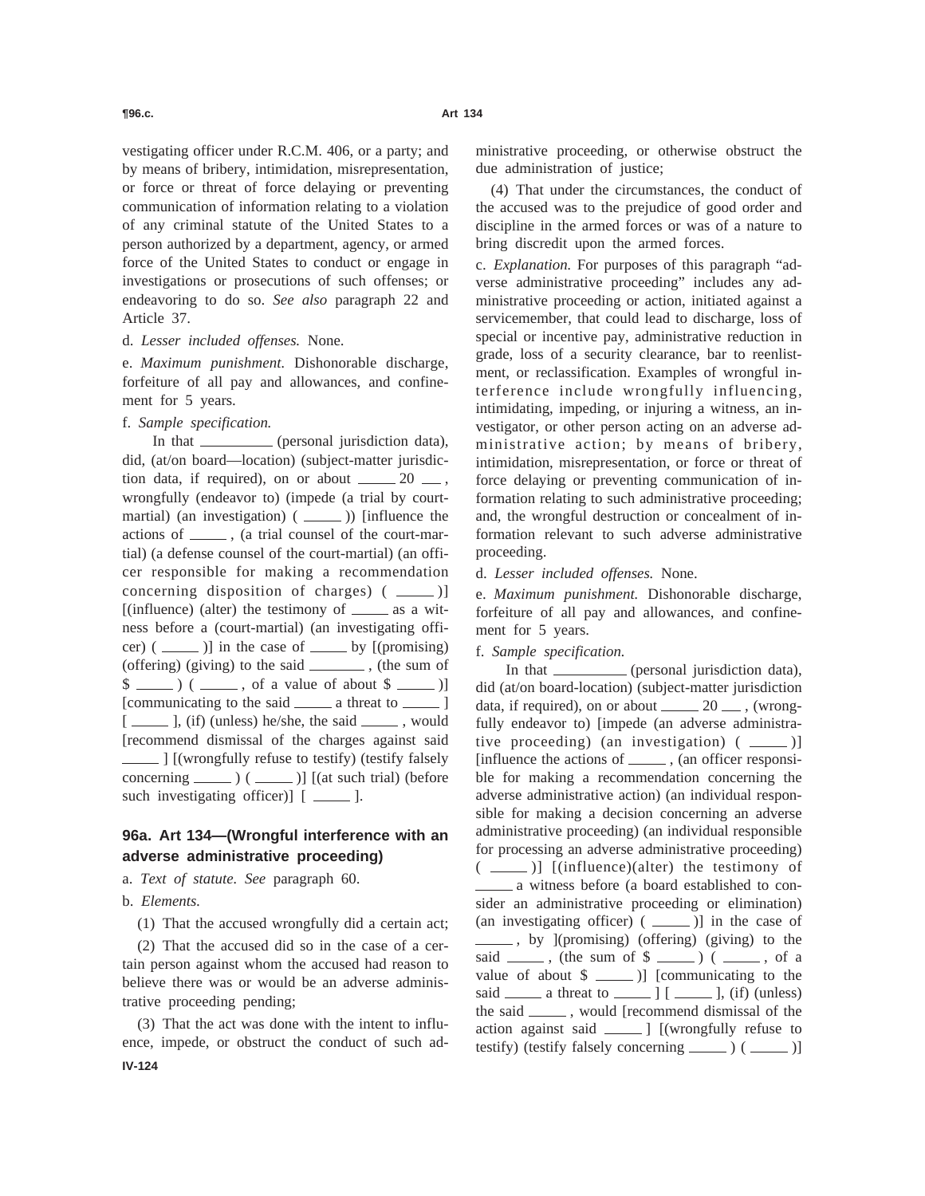vestigating officer under R.C.M. 406, or a party; and by means of bribery, intimidation, misrepresentation, or force or threat of force delaying or preventing communication of information relating to a violation of any criminal statute of the United States to a person authorized by a department, agency, or armed force of the United States to conduct or engage in investigations or prosecutions of such offenses; or endeavoring to do so. *See also* paragraph 22 and Article 37.

d. *Lesser included offenses.* None.

e. *Maximum punishment.* Dishonorable discharge, forfeiture of all pay and allowances, and confinement for 5 years.

f. *Sample specification.*

In that ________ (personal jurisdiction data), did, (at/on board—location) (subject-matter jurisdiction data, if required), on or about _____ 20 __ , wrongfully (endeavor to) (impede (a trial by court-martial) (an investigation) ( _____ )) [influence the actions of _____ , (a trial counsel of the court-martial) (a defense counsel of the court-martial) (an officer responsible for making a recommendation concerning disposition of charges) ( _____ )] [(influence) (alter) the testimony of _____ as a witness before a (court-martial) (an investigating officer) ( _____ )] in the case of _____ by [(promising) (offering) (giving) to the said _______ , (the sum of $ _____ ) ( _____ , of a value of about $ _____ )] [communicating to the said _____ a threat to _____ ] [ _____ ], (if) (unless) he/she, the said _____ , would [recommend dismissal of the charges against said _____ ] [(wrongfully refuse to testify) (testify falsely concerning _____ ) ( _____ )] [(at such trial) (before such investigating officer)] [ _____ ].

## 96a. Art 134—(Wrongful interference with an adverse administrative proceeding)

a. *Text of statute. See* paragraph 60.

b. *Elements.*

(1) That the accused wrongfully did a certain act;

(2) That the accused did so in the case of a certain person against whom the accused had reason to believe there was or would be an adverse administrative proceeding pending;

(3) That the act was done with the intent to influence, impede, or obstruct the conduct of such administrative proceeding, or otherwise obstruct the due administration of justice;

(4) That under the circumstances, the conduct of the accused was to the prejudice of good order and discipline in the armed forces or was of a nature to bring discredit upon the armed forces.

c. *Explanation.* For purposes of this paragraph "adverse administrative proceeding" includes any administrative proceeding or action, initiated against a servicemember, that could lead to discharge, loss of special or incentive pay, administrative reduction in grade, loss of a security clearance, bar to reenlistment, or reclassification. Examples of wrongful interference include wrongfully influencing, intimidating, impeding, or injuring a witness, an investigator, or other person acting on an adverse administrative action; by means of bribery, intimidation, misrepresentation, or force or threat of force delaying or preventing communication of information relating to such administrative proceeding; and, the wrongful destruction or concealment of information relevant to such adverse administrative proceeding.

d. *Lesser included offenses.* None.

e. *Maximum punishment.* Dishonorable discharge, forfeiture of all pay and allowances, and confinement for 5 years.

f. *Sample specification.*

In that ________ (personal jurisdiction data), did (at/on board-location) (subject-matter jurisdiction data, if required), on or about _____ 20 __ , (wrongfully endeavor to) [impede (an adverse administrative proceeding) (an investigation) ( _____ )] [influence the actions of _____ , (an officer responsible for making a recommendation concerning the adverse administrative action) (an individual responsible for making a decision concerning an adverse administrative proceeding) (an individual responsible for processing an adverse administrative proceeding) ( _____ )] [(influence)(alter) the testimony of _____ a witness before (a board established to consider an administrative proceeding or elimination) (an investigating officer) ( _____ )] in the case of _____ , by ](promising) (offering) (giving) to the said _____ , (the sum of $ _____ ) ( _____ , of a value of about $ _____ )] [communicating to the said _____ a threat to _____ ] [ _____ ], (if) (unless) the said _____ , would [recommend dismissal of the action against said _____ ] [(wrongfully refuse to testify) (testify falsely concerning _____ ) ( _____ )]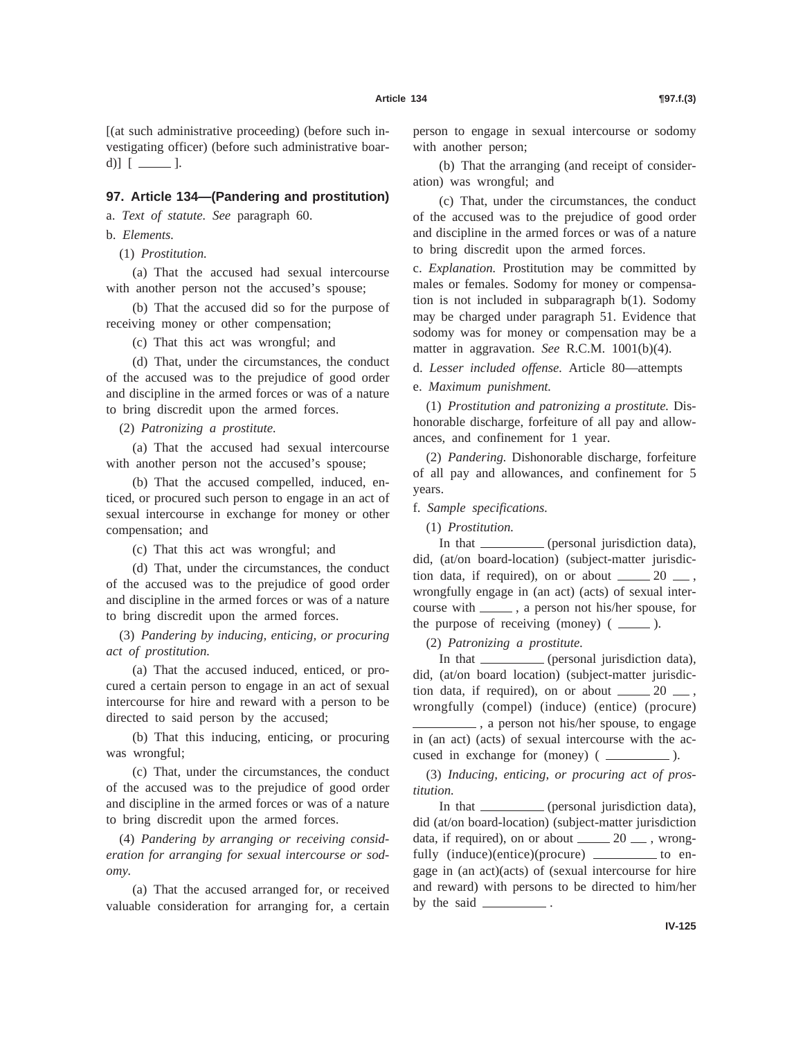[(at such administrative proceeding) (before such investigating officer) (before such administrative board)] [ _____ ].

## 97. Article 134—(Pandering and prostitution)

a. *Text of statute. See* paragraph 60.

b. *Elements.*

(1) *Prostitution.*

(a) That the accused had sexual intercourse with another person not the accused's spouse;

(b) That the accused did so for the purpose of receiving money or other compensation;

(c) That this act was wrongful; and

(d) That, under the circumstances, the conduct of the accused was to the prejudice of good order and discipline in the armed forces or was of a nature to bring discredit upon the armed forces.

(2) *Patronizing a prostitute.*

(a) That the accused had sexual intercourse with another person not the accused's spouse;

(b) That the accused compelled, induced, enticed, or procured such person to engage in an act of sexual intercourse in exchange for money or other compensation; and

(c) That this act was wrongful; and

(d) That, under the circumstances, the conduct of the accused was to the prejudice of good order and discipline in the armed forces or was of a nature to bring discredit upon the armed forces.

(3) *Pandering by inducing, enticing, or procuring act of prostitution.*

(a) That the accused induced, enticed, or procured a certain person to engage in an act of sexual intercourse for hire and reward with a person to be directed to said person by the accused;

(b) That this inducing, enticing, or procuring was wrongful;

(c) That, under the circumstances, the conduct of the accused was to the prejudice of good order and discipline in the armed forces or was of a nature to bring discredit upon the armed forces.

(4) *Pandering by arranging or receiving consideration for arranging for sexual intercourse or sodomy.*

(a) That the accused arranged for, or received valuable consideration for arranging for, a certain person to engage in sexual intercourse or sodomy with another person;

(b) That the arranging (and receipt of consideration) was wrongful; and

(c) That, under the circumstances, the conduct of the accused was to the prejudice of good order and discipline in the armed forces or was of a nature to bring discredit upon the armed forces.

c. *Explanation.* Prostitution may be committed by males or females. Sodomy for money or compensation is not included in subparagraph b(1). Sodomy may be charged under paragraph 51. Evidence that sodomy was for money or compensation may be a matter in aggravation. *See* R.C.M. 1001(b)(4).

d. *Lesser included offense.* Article 80—attempts

e. *Maximum punishment.*

(1) *Prostitution and patronizing a prostitute.* Dishonorable discharge, forfeiture of all pay and allowances, and confinement for 1 year.

(2) *Pandering.* Dishonorable discharge, forfeiture of all pay and allowances, and confinement for 5 years.

f. *Sample specifications.*

(1) *Prostitution.*

In that __________ (personal jurisdiction data), did, (at/on board-location) (subject-matter jurisdiction data, if required), on or about _____ 20 ___ , wrongfully engage in (an act) (acts) of sexual intercourse with _____ , a person not his/her spouse, for the purpose of receiving (money) ( _____ ).

(2) *Patronizing a prostitute.*

In that __________ (personal jurisdiction data), did, (at/on board location) (subject-matter jurisdiction data, if required), on or about _____ 20 ___ , wrongfully (compel) (induce) (entice) (procure) __________ , a person not his/her spouse, to engage in (an act) (acts) of sexual intercourse with the accused in exchange for (money) ( __________ ).

(3) *Inducing, enticing, or procuring act of prostitution.*

In that __________ (personal jurisdiction data), did (at/on board-location) (subject-matter jurisdiction data, if required), on or about _____ 20 ___ , wrongfully (induce)(entice)(procure) __________ to engage in (an act)(acts) of (sexual intercourse for hire and reward) with persons to be directed to him/her by the said __________ .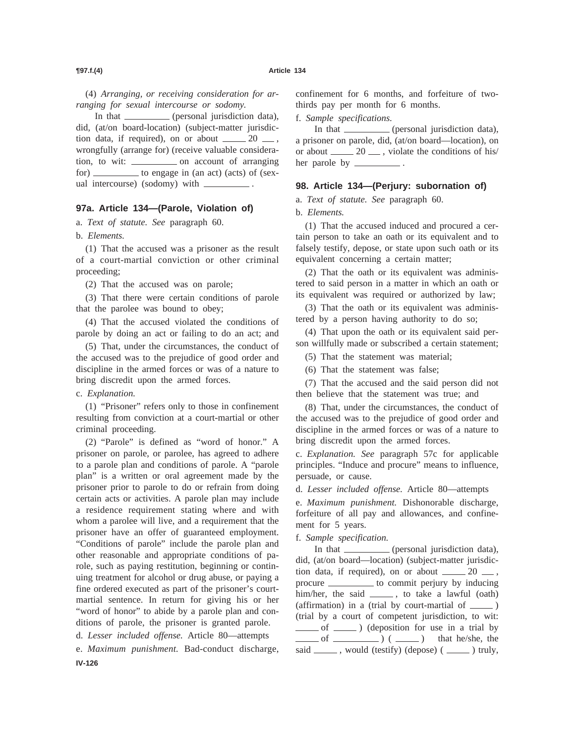(4) *Arranging, or receiving consideration for arranging for sexual intercourse or sodomy.*

In that __________ (personal jurisdiction data), did, (at/on board-location) (subject-matter jurisdiction data, if required), on or about _____ 20 __ , wrongfully (arrange for) (receive valuable consideration, to wit: __________ on account of arranging for) __________ to engage in (an act) (acts) of (sexual intercourse) (sodomy) with __________ .

## 97a. Article 134—(Parole, Violation of)

a. *Text of statute. See* paragraph 60.

b. *Elements.*

(1) That the accused was a prisoner as the result of a court-martial conviction or other criminal proceeding;

(2) That the accused was on parole;

(3) That there were certain conditions of parole that the parolee was bound to obey;

(4) That the accused violated the conditions of parole by doing an act or failing to do an act; and

(5) That, under the circumstances, the conduct of the accused was to the prejudice of good order and discipline in the armed forces or was of a nature to bring discredit upon the armed forces.

c. *Explanation.*

(1) "Prisoner" refers only to those in confinement resulting from conviction at a court-martial or other criminal proceeding.

(2) "Parole" is defined as "word of honor." A prisoner on parole, or parolee, has agreed to adhere to a parole plan and conditions of parole. A "parole plan" is a written or oral agreement made by the prisoner prior to parole to do or refrain from doing certain acts or activities. A parole plan may include a residence requirement stating where and with whom a parolee will live, and a requirement that the prisoner have an offer of guaranteed employment. "Conditions of parole" include the parole plan and other reasonable and appropriate conditions of parole, such as paying restitution, beginning or continuing treatment for alcohol or drug abuse, or paying a fine ordered executed as part of the prisoner's court-martial sentence. In return for giving his or her "word of honor" to abide by a parole plan and conditions of parole, the prisoner is granted parole.

d. *Lesser included offense.* Article 80—attempts

e. *Maximum punishment.* Bad-conduct discharge, confinement for 6 months, and forfeiture of two-thirds pay per month for 6 months.

f. *Sample specifications.*

In that __________ (personal jurisdiction data), a prisoner on parole, did, (at/on board—location), on or about _____ 20 __ , violate the conditions of his/her parole by __________ .

## 98. Article 134—(Perjury: subornation of)

a. *Text of statute. See* paragraph 60.

b. *Elements.*

(1) That the accused induced and procured a certain person to take an oath or its equivalent and to falsely testify, depose, or state upon such oath or its equivalent concerning a certain matter;

(2) That the oath or its equivalent was administered to said person in a matter in which an oath or its equivalent was required or authorized by law;

(3) That the oath or its equivalent was administered by a person having authority to do so;

(4) That upon the oath or its equivalent said person willfully made or subscribed a certain statement;

(5) That the statement was material;

(6) That the statement was false;

(7) That the accused and the said person did not then believe that the statement was true; and

(8) That, under the circumstances, the conduct of the accused was to the prejudice of good order and discipline in the armed forces or was of a nature to bring discredit upon the armed forces.

c. *Explanation. See* paragraph 57c for applicable principles. "Induce and procure" means to influence, persuade, or cause.

d. *Lesser included offense.* Article 80—attempts

e. *Maximum punishment.* Dishonorable discharge, forfeiture of all pay and allowances, and confinement for 5 years.

f. *Sample specification.*

In that __________ (personal jurisdiction data), did, (at/on board—location) (subject-matter jurisdiction data, if required), on or about _____ 20 __ , procure __________ to commit perjury by inducing him/her, the said _____ , to take a lawful (oath) (affirmation) in a (trial by court-martial of _____ ) (trial by a court of competent jurisdiction, to wit: _____ of _____ ) (deposition for use in a trial by _____ of __________ ) ( _____ ) that he/she, the said _____ , would (testify) (depose) ( _____ ) truly,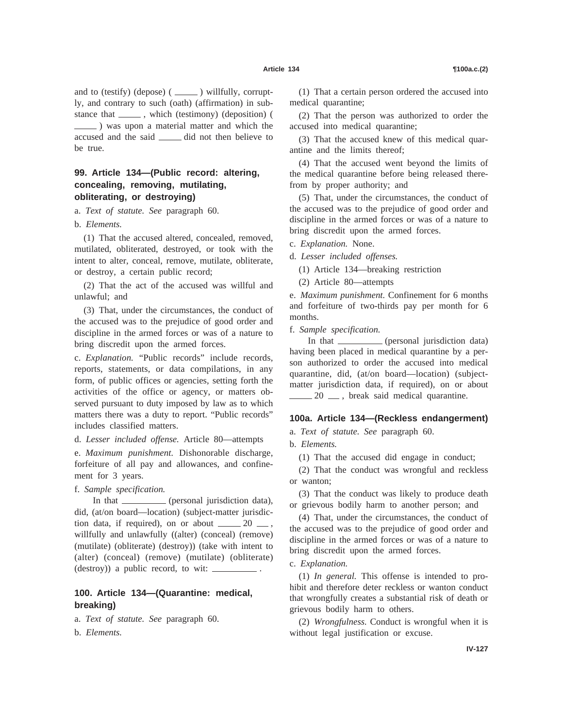and to (testify) (depose) ( _____ ) willfully, corruptly, and contrary to such (oath) (affirmation) in substance that _____ , which (testimony) (deposition) ( _____ ) was upon a material matter and which the accused and the said _____ did not then believe to be true.

### 99. Article 134—(Public record: altering, concealing, removing, mutilating, obliterating, or destroying)

a. *Text of statute. See* paragraph 60.

b. *Elements.*

(1) That the accused altered, concealed, removed, mutilated, obliterated, destroyed, or took with the intent to alter, conceal, remove, mutilate, obliterate, or destroy, a certain public record;

(2) That the act of the accused was willful and unlawful; and

(3) That, under the circumstances, the conduct of the accused was to the prejudice of good order and discipline in the armed forces or was of a nature to bring discredit upon the armed forces.

c. *Explanation.* "Public records" include records, reports, statements, or data compilations, in any form, of public offices or agencies, setting forth the activities of the office or agency, or matters observed pursuant to duty imposed by law as to which matters there was a duty to report. "Public records" includes classified matters.

d. *Lesser included offense.* Article 80—attempts

e. *Maximum punishment.* Dishonorable discharge, forfeiture of all pay and allowances, and confinement for 3 years.

f. *Sample specification.*

In that __________ (personal jurisdiction data), did, (at/on board—location) (subject-matter jurisdiction data, if required), on or about _____ 20 ___ , willfully and unlawfully ((alter) (conceal) (remove) (mutilate) (obliterate) (destroy)) (take with intent to (alter) (conceal) (remove) (mutilate) (obliterate) (destroy)) a public record, to wit: __________ .

### 100. Article 134—(Quarantine: medical, breaking)

a. *Text of statute. See* paragraph 60.

b. *Elements.*

(1) That a certain person ordered the accused into medical quarantine;

(2) That the person was authorized to order the accused into medical quarantine;

(3) That the accused knew of this medical quarantine and the limits thereof;

(4) That the accused went beyond the limits of the medical quarantine before being released therefrom by proper authority; and

(5) That, under the circumstances, the conduct of the accused was to the prejudice of good order and discipline in the armed forces or was of a nature to bring discredit upon the armed forces.

c. *Explanation.* None.

d. *Lesser included offenses.*

(1) Article 134—breaking restriction

(2) Article 80—attempts

e. *Maximum punishment.* Confinement for 6 months and forfeiture of two-thirds pay per month for 6 months.

f. *Sample specification.*

In that __________ (personal jurisdiction data) having been placed in medical quarantine by a person authorized to order the accused into medical quarantine, did, (at/on board—location) (subject-matter jurisdiction data, if required), on or about _____ 20 ___ , break said medical quarantine.

### 100a. Article 134—(Reckless endangerment)

a. *Text of statute. See* paragraph 60.

b. *Elements.*

(1) That the accused did engage in conduct;

(2) That the conduct was wrongful and reckless or wanton;

(3) That the conduct was likely to produce death or grievous bodily harm to another person; and

(4) That, under the circumstances, the conduct of the accused was to the prejudice of good order and discipline in the armed forces or was of a nature to bring discredit upon the armed forces.

c. *Explanation.*

(1) *In general.* This offense is intended to prohibit and therefore deter reckless or wanton conduct that wrongfully creates a substantial risk of death or grievous bodily harm to others.

(2) *Wrongfulness.* Conduct is wrongful when it is without legal justification or excuse.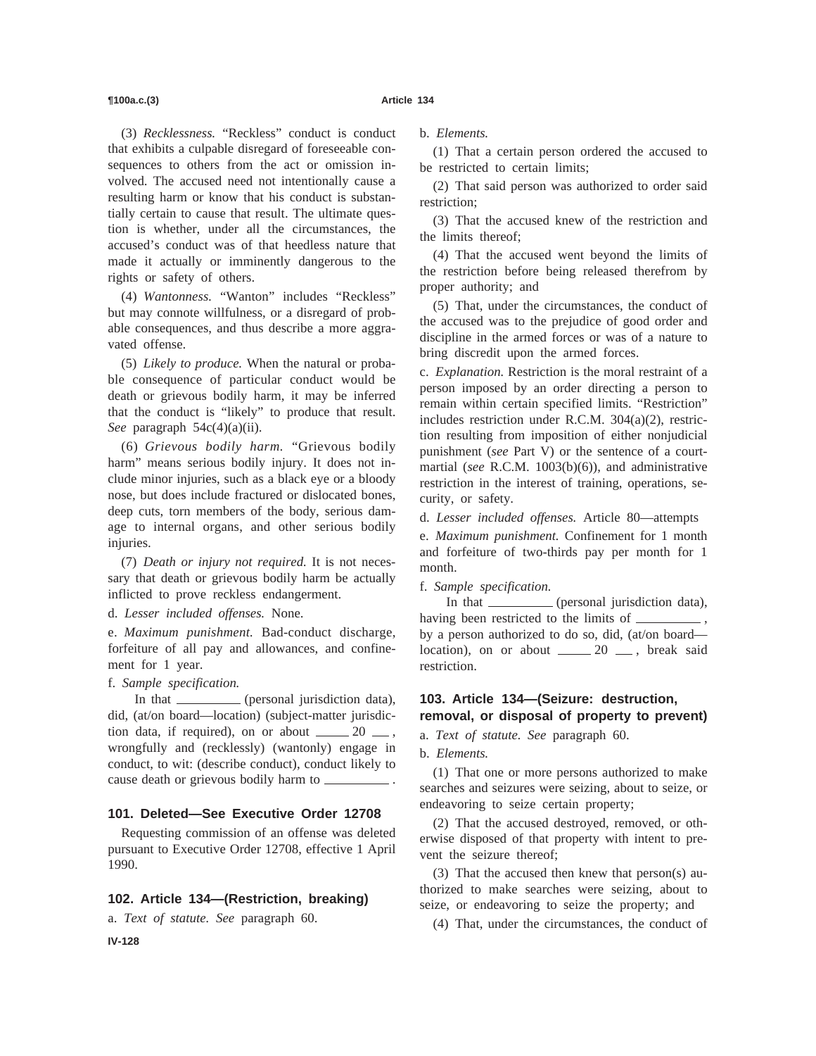(3) *Recklessness.* "Reckless" conduct is conduct that exhibits a culpable disregard of foreseeable consequences to others from the act or omission involved. The accused need not intentionally cause a resulting harm or know that his conduct is substantially certain to cause that result. The ultimate question is whether, under all the circumstances, the accused's conduct was of that heedless nature that made it actually or imminently dangerous to the rights or safety of others.

(4) *Wantonness.* "Wanton" includes "Reckless" but may connote willfulness, or a disregard of probable consequences, and thus describe a more aggravated offense.

(5) *Likely to produce.* When the natural or probable consequence of particular conduct would be death or grievous bodily harm, it may be inferred that the conduct is "likely" to produce that result. *See* paragraph 54c(4)(a)(ii).

(6) *Grievous bodily harm.* "Grievous bodily harm" means serious bodily injury. It does not include minor injuries, such as a black eye or a bloody nose, but does include fractured or dislocated bones, deep cuts, torn members of the body, serious damage to internal organs, and other serious bodily injuries.

(7) *Death or injury not required.* It is not necessary that death or grievous bodily harm be actually inflicted to prove reckless endangerment.

d. *Lesser included offenses.* None.

e. *Maximum punishment.* Bad-conduct discharge, forfeiture of all pay and allowances, and confinement for 1 year.

f. *Sample specification.*

In that \_\_\_\_\_\_\_\_\_\_ (personal jurisdiction data), did, (at/on board—location) (subject-matter jurisdiction data, if required), on or about \_\_\_\_\_ 20 \_\_\_, wrongfully and (recklessly) (wantonly) engage in conduct, to wit: (describe conduct), conduct likely to cause death or grievous bodily harm to \_\_\_\_\_\_\_\_\_\_.

### 101. Deleted—See Executive Order 12708

Requesting commission of an offense was deleted pursuant to Executive Order 12708, effective 1 April 1990.

### 102. Article 134—(Restriction, breaking)

a. *Text of statute. See* paragraph 60.

b. *Elements.*

(1) That a certain person ordered the accused to be restricted to certain limits;

(2) That said person was authorized to order said restriction;

(3) That the accused knew of the restriction and the limits thereof;

(4) That the accused went beyond the limits of the restriction before being released therefrom by proper authority; and

(5) That, under the circumstances, the conduct of the accused was to the prejudice of good order and discipline in the armed forces or was of a nature to bring discredit upon the armed forces.

c. *Explanation.* Restriction is the moral restraint of a person imposed by an order directing a person to remain within certain specified limits. "Restriction" includes restriction under R.C.M. 304(a)(2), restriction resulting from imposition of either nonjudicial punishment (*see* Part V) or the sentence of a court-martial (*see* R.C.M. 1003(b)(6)), and administrative restriction in the interest of training, operations, security, or safety.

d. *Lesser included offenses.* Article 80—attempts

e. *Maximum punishment.* Confinement for 1 month and forfeiture of two-thirds pay per month for 1 month.

f. *Sample specification.*

In that \_\_\_\_\_\_\_\_\_\_ (personal jurisdiction data), having been restricted to the limits of \_\_\_\_\_\_\_\_\_\_, by a person authorized to do so, did, (at/on board—location), on or about \_\_\_\_\_ 20 \_\_\_, break said restriction.

### 103. Article 134—(Seizure: destruction, removal, or disposal of property to prevent)

a. *Text of statute. See* paragraph 60.

b. *Elements.*

(1) That one or more persons authorized to make searches and seizures were seizing, about to seize, or endeavoring to seize certain property;

(2) That the accused destroyed, removed, or otherwise disposed of that property with intent to prevent the seizure thereof;

(3) That the accused then knew that person(s) authorized to make searches were seizing, about to seize, or endeavoring to seize the property; and

(4) That, under the circumstances, the conduct of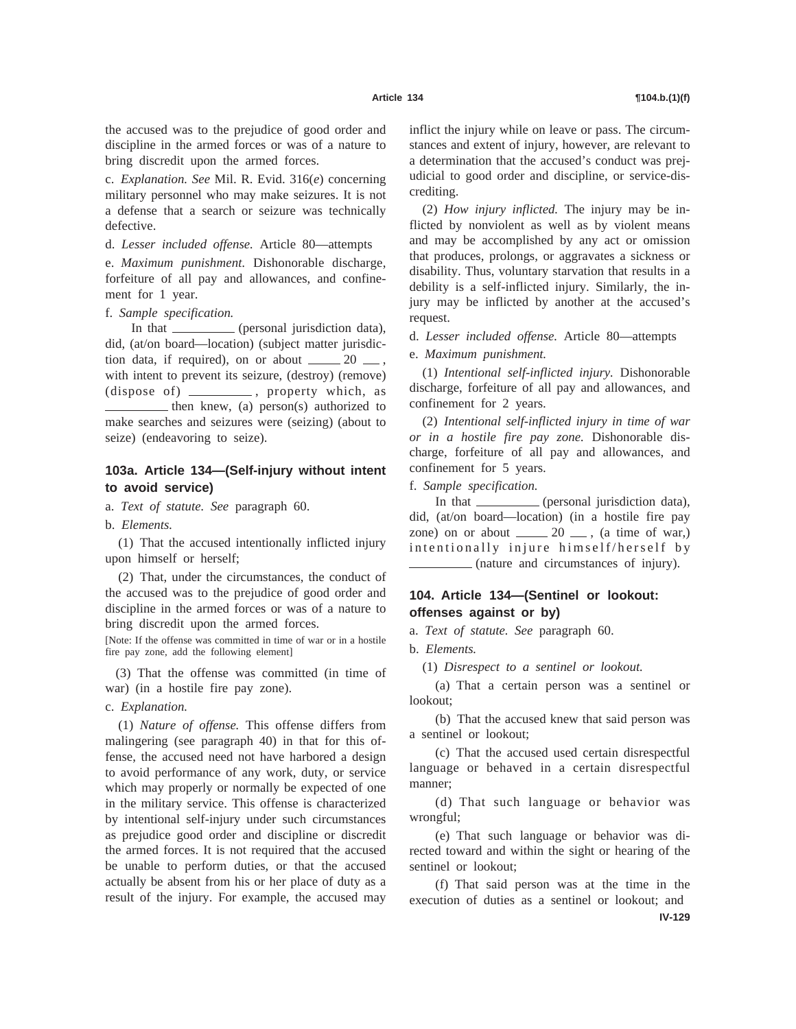the accused was to the prejudice of good order and discipline in the armed forces or was of a nature to bring discredit upon the armed forces.

c. *Explanation. See* Mil. R. Evid. 316(*e*) concerning military personnel who may make seizures. It is not a defense that a search or seizure was technically defective.

d. *Lesser included offense.* Article 80—attempts

e. *Maximum punishment.* Dishonorable discharge, forfeiture of all pay and allowances, and confinement for 1 year.

f. *Sample specification.*

In that __________ (personal jurisdiction data), did, (at/on board—location) (subject matter jurisdiction data, if required), on or about _____ 20 ___, with intent to prevent its seizure, (destroy) (remove) (dispose of) __________, property which, as __________ then knew, (a) person(s) authorized to make searches and seizures were (seizing) (about to seize) (endeavoring to seize).

### 103a. Article 134—(Self-injury without intent to avoid service)

a. *Text of statute. See* paragraph 60.

b. *Elements.*

(1) That the accused intentionally inflicted injury upon himself or herself;

(2) That, under the circumstances, the conduct of the accused was to the prejudice of good order and discipline in the armed forces or was of a nature to bring discredit upon the armed forces.

[Note: If the offense was committed in time of war or in a hostile fire pay zone, add the following element]

(3) That the offense was committed (in time of war) (in a hostile fire pay zone).

c. *Explanation.*

(1) *Nature of offense.* This offense differs from malingering (see paragraph 40) in that for this offense, the accused need not have harbored a design to avoid performance of any work, duty, or service which may properly or normally be expected of one in the military service. This offense is characterized by intentional self-injury under such circumstances as prejudice good order and discipline or discredit the armed forces. It is not required that the accused be unable to perform duties, or that the accused actually be absent from his or her place of duty as a result of the injury. For example, the accused may inflict the injury while on leave or pass. The circumstances and extent of injury, however, are relevant to a determination that the accused's conduct was prejudicial to good order and discipline, or service-discrediting.

(2) *How injury inflicted.* The injury may be inflicted by nonviolent as well as by violent means and may be accomplished by any act or omission that produces, prolongs, or aggravates a sickness or disability. Thus, voluntary starvation that results in a debility is a self-inflicted injury. Similarly, the injury may be inflicted by another at the accused's request.

d. *Lesser included offense.* Article 80—attempts

e. *Maximum punishment.*

(1) *Intentional self-inflicted injury.* Dishonorable discharge, forfeiture of all pay and allowances, and confinement for 2 years.

(2) *Intentional self-inflicted injury in time of war or in a hostile fire pay zone.* Dishonorable discharge, forfeiture of all pay and allowances, and confinement for 5 years.

f. *Sample specification.*

In that __________ (personal jurisdiction data), did, (at/on board—location) (in a hostile fire pay zone) on or about _____ 20 ___, (a time of war,) intentionally injure himself/herself by __________ (nature and circumstances of injury).

### 104. Article 134—(Sentinel or lookout: offenses against or by)

a. *Text of statute. See* paragraph 60.

b. *Elements.*

(1) *Disrespect to a sentinel or lookout.*

(a) That a certain person was a sentinel or lookout;

(b) That the accused knew that said person was a sentinel or lookout;

(c) That the accused used certain disrespectful language or behaved in a certain disrespectful manner;

(d) That such language or behavior was wrongful;

(e) That such language or behavior was directed toward and within the sight or hearing of the sentinel or lookout;

(f) That said person was at the time in the execution of duties as a sentinel or lookout; and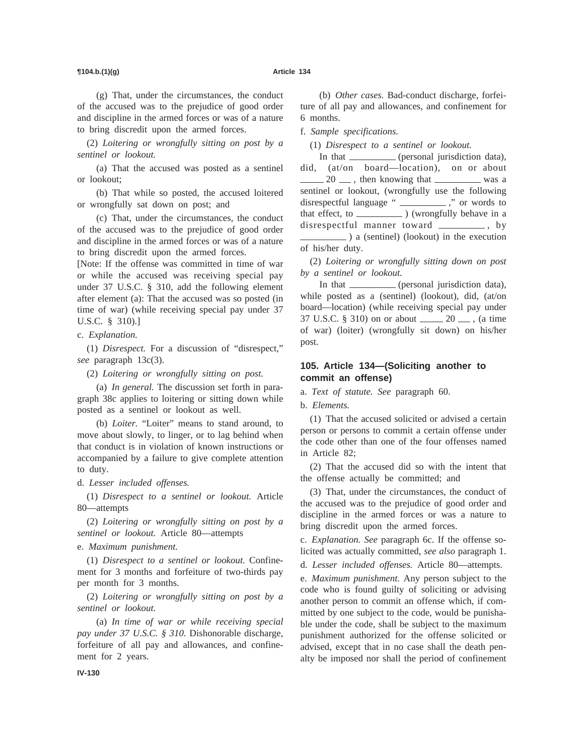(g) That, under the circumstances, the conduct of the accused was to the prejudice of good order and discipline in the armed forces or was of a nature to bring discredit upon the armed forces.

(2) *Loitering or wrongfully sitting on post by a sentinel or lookout.*

(a) That the accused was posted as a sentinel or lookout;

(b) That while so posted, the accused loitered or wrongfully sat down on post; and

(c) That, under the circumstances, the conduct of the accused was to the prejudice of good order and discipline in the armed forces or was of a nature to bring discredit upon the armed forces.

[Note: If the offense was committed in time of war or while the accused was receiving special pay under 37 U.S.C. § 310, add the following element after element (a): That the accused was so posted (in time of war) (while receiving special pay under 37 U.S.C. § 310).]

c. *Explanation.*

(1) *Disrespect.* For a discussion of "disrespect," *see* paragraph 13c(3).

(2) *Loitering or wrongfully sitting on post.*

(a) *In general.* The discussion set forth in paragraph 38c applies to loitering or sitting down while posted as a sentinel or lookout as well.

(b) *Loiter.* "Loiter" means to stand around, to move about slowly, to linger, or to lag behind when that conduct is in violation of known instructions or accompanied by a failure to give complete attention to duty.

d. *Lesser included offenses.*

(1) *Disrespect to a sentinel or lookout.* Article 80—attempts

(2) *Loitering or wrongfully sitting on post by a sentinel or lookout.* Article 80—attempts

e. *Maximum punishment.*

(1) *Disrespect to a sentinel or lookout.* Confinement for 3 months and forfeiture of two-thirds pay per month for 3 months.

(2) *Loitering or wrongfully sitting on post by a sentinel or lookout.*

(a) *In time of war or while receiving special pay under 37 U.S.C. § 310.* Dishonorable discharge, forfeiture of all pay and allowances, and confinement for 2 years.

(b) *Other cases.* Bad-conduct discharge, forfeiture of all pay and allowances, and confinement for 6 months.

f. *Sample specifications.*

(1) *Disrespect to a sentinel or lookout.*

In that __________ (personal jurisdiction data), did, (at/on board—location), on or about _____ 20 ___ , then knowing that __________ was a sentinel or lookout, (wrongfully use the following disrespectful language " __________ ," or words to that effect, to __________ ) (wrongfully behave in a disrespectful manner toward __________ , by __________ ) a (sentinel) (lookout) in the execution of his/her duty.

(2) *Loitering or wrongfully sitting down on post by a sentinel or lookout.*

In that __________ (personal jurisdiction data), while posted as a (sentinel) (lookout), did, (at/on board—location) (while receiving special pay under 37 U.S.C. § 310) on or about _____ 20 ___ , (a time of war) (loiter) (wrongfully sit down) on his/her post.

## 105. Article 134—(Soliciting another to commit an offense)

a. *Text of statute. See* paragraph 60.

b. *Elements.*

(1) That the accused solicited or advised a certain person or persons to commit a certain offense under the code other than one of the four offenses named in Article 82;

(2) That the accused did so with the intent that the offense actually be committed; and

(3) That, under the circumstances, the conduct of the accused was to the prejudice of good order and discipline in the armed forces or was a nature to bring discredit upon the armed forces.

c. *Explanation. See* paragraph 6c. If the offense solicited was actually committed, *see also* paragraph 1.

d. *Lesser included offenses.* Article 80—attempts.

e. *Maximum punishment.* Any person subject to the code who is found guilty of soliciting or advising another person to commit an offense which, if committed by one subject to the code, would be punishable under the code, shall be subject to the maximum punishment authorized for the offense solicited or advised, except that in no case shall the death penalty be imposed nor shall the period of confinement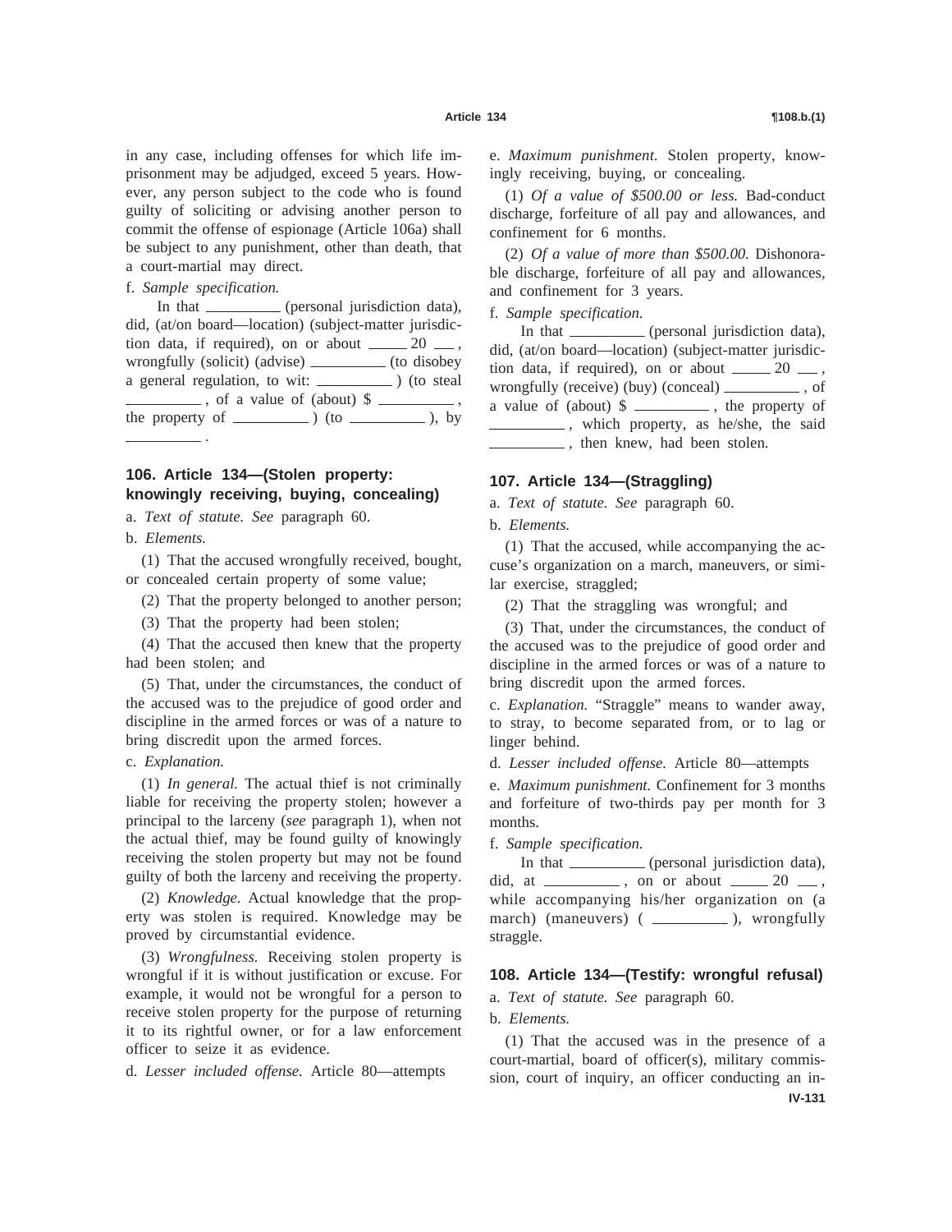in any case, including offenses for which life imprisonment may be adjudged, exceed 5 years. However, any person subject to the code who is found guilty of soliciting or advising another person to commit the offense of espionage (Article 106a) shall be subject to any punishment, other than death, that a court-martial may direct.

f. *Sample specification.*

In that __________ (personal jurisdiction data), did, (at/on board—location) (subject-matter jurisdiction data, if required), on or about _____ 20 ___, wrongfully (solicit) (advise) __________ (to disobey a general regulation, to wit: __________ ) (to steal __________ , of a value of (about) $ __________ , the property of __________ ) (to __________ ), by __________ .

## 106. Article 134—(Stolen property: knowingly receiving, buying, concealing)

a. *Text of statute. See* paragraph 60.

b. *Elements.*

(1) That the accused wrongfully received, bought, or concealed certain property of some value;

(2) That the property belonged to another person;

(3) That the property had been stolen;

(4) That the accused then knew that the property had been stolen; and

(5) That, under the circumstances, the conduct of the accused was to the prejudice of good order and discipline in the armed forces or was of a nature to bring discredit upon the armed forces.

c. *Explanation.*

(1) *In general.* The actual thief is not criminally liable for receiving the property stolen; however a principal to the larceny (*see* paragraph 1), when not the actual thief, may be found guilty of knowingly receiving the stolen property but may not be found guilty of both the larceny and receiving the property.

(2) *Knowledge.* Actual knowledge that the property was stolen is required. Knowledge may be proved by circumstantial evidence.

(3) *Wrongfulness.* Receiving stolen property is wrongful if it is without justification or excuse. For example, it would not be wrongful for a person to receive stolen property for the purpose of returning it to its rightful owner, or for a law enforcement officer to seize it as evidence.

d. *Lesser included offense.* Article 80—attempts

e. *Maximum punishment.* Stolen property, knowingly receiving, buying, or concealing.

(1) *Of a value of $500.00 or less.* Bad-conduct discharge, forfeiture of all pay and allowances, and confinement for 6 months.

(2) *Of a value of more than $500.00.* Dishonorable discharge, forfeiture of all pay and allowances, and confinement for 3 years.

f. *Sample specification.*

In that __________ (personal jurisdiction data), did, (at/on board—location) (subject-matter jurisdiction data, if required), on or about _____ 20 ___, wrongfully (receive) (buy) (conceal) __________ , of a value of (about) $ __________ , the property of __________ , which property, as he/she, the said __________ , then knew, had been stolen.

## 107. Article 134—(Straggling)

a. *Text of statute. See* paragraph 60.

b. *Elements.*

(1) That the accused, while accompanying the accuse's organization on a march, maneuvers, or similar exercise, straggled;

(2) That the straggling was wrongful; and

(3) That, under the circumstances, the conduct of the accused was to the prejudice of good order and discipline in the armed forces or was of a nature to bring discredit upon the armed forces.

c. *Explanation.* "Straggle" means to wander away, to stray, to become separated from, or to lag or linger behind.

d. *Lesser included offense.* Article 80—attempts

e. *Maximum punishment.* Confinement for 3 months and forfeiture of two-thirds pay per month for 3 months.

f. *Sample specification.*

In that __________ (personal jurisdiction data), did, at __________ , on or about _____ 20 ___, while accompanying his/her organization on (a march) (maneuvers) ( __________ ), wrongfully straggle.

## 108. Article 134—(Testify: wrongful refusal)

a. *Text of statute. See* paragraph 60.

b. *Elements.*

(1) That the accused was in the presence of a court-martial, board of officer(s), military commission, court of inquiry, an officer conducting an in-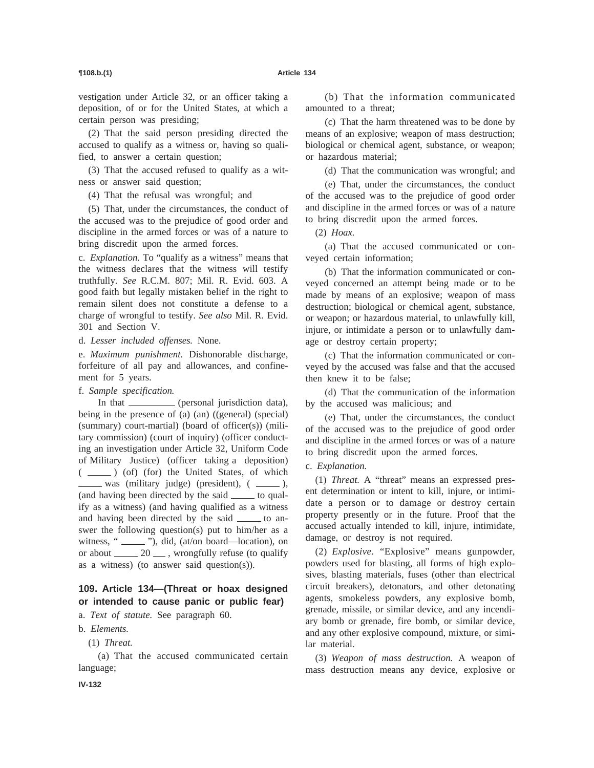vestigation under Article 32, or an officer taking a deposition, of or for the United States, at which a certain person was presiding;

(2) That the said person presiding directed the accused to qualify as a witness or, having so qualified, to answer a certain question;

(3) That the accused refused to qualify as a witness or answer said question;

(4) That the refusal was wrongful; and

(5) That, under the circumstances, the conduct of the accused was to the prejudice of good order and discipline in the armed forces or was of a nature to bring discredit upon the armed forces.

c. *Explanation.* To "qualify as a witness" means that the witness declares that the witness will testify truthfully. *See* R.C.M. 807; Mil. R. Evid. 603. A good faith but legally mistaken belief in the right to remain silent does not constitute a defense to a charge of wrongful to testify. *See also* Mil. R. Evid. 301 and Section V.

d. *Lesser included offenses.* None.

e. *Maximum punishment.* Dishonorable discharge, forfeiture of all pay and allowances, and confinement for 5 years.

f. *Sample specification.*

In that \_\_\_\_\_\_\_\_\_\_ (personal jurisdiction data), being in the presence of (a) (an) ((general) (special) (summary) court-martial) (board of officer(s)) (military commission) (court of inquiry) (officer conducting an investigation under Article 32, Uniform Code of Military Justice) (officer taking a deposition) ( \_\_\_\_\_ ) (of) (for) the United States, of which \_\_\_\_\_ was (military judge) (president), ( \_\_\_\_\_ ), (and having been directed by the said \_\_\_\_\_ to qualify as a witness) (and having qualified as a witness and having been directed by the said \_\_\_\_\_ to answer the following question(s) put to him/her as a witness, " \_\_\_\_\_ "), did, (at/on board—location), on or about \_\_\_\_\_ 20 \_\_\_ , wrongfully refuse (to qualify as a witness) (to answer said question(s)).

## 109. Article 134—(Threat or hoax designed or intended to cause panic or public fear)

a. *Text of statute.* See paragraph 60.

b. *Elements.*

(1) *Threat.*

(a) That the accused communicated certain language;

(b) That the information communicated amounted to a threat;

(c) That the harm threatened was to be done by means of an explosive; weapon of mass destruction; biological or chemical agent, substance, or weapon; or hazardous material;

(d) That the communication was wrongful; and

(e) That, under the circumstances, the conduct of the accused was to the prejudice of good order and discipline in the armed forces or was of a nature to bring discredit upon the armed forces.

(2) *Hoax.*

(a) That the accused communicated or conveyed certain information;

(b) That the information communicated or conveyed concerned an attempt being made or to be made by means of an explosive; weapon of mass destruction; biological or chemical agent, substance, or weapon; or hazardous material, to unlawfully kill, injure, or intimidate a person or to unlawfully damage or destroy certain property;

(c) That the information communicated or conveyed by the accused was false and that the accused then knew it to be false;

(d) That the communication of the information by the accused was malicious; and

(e) That, under the circumstances, the conduct of the accused was to the prejudice of good order and discipline in the armed forces or was of a nature to bring discredit upon the armed forces.

c. *Explanation.*

(1) *Threat.* A "threat" means an expressed present determination or intent to kill, injure, or intimidate a person or to damage or destroy certain property presently or in the future. Proof that the accused actually intended to kill, injure, intimidate, damage, or destroy is not required.

(2) *Explosive.* "Explosive" means gunpowder, powders used for blasting, all forms of high explosives, blasting materials, fuses (other than electrical circuit breakers), detonators, and other detonating agents, smokeless powders, any explosive bomb, grenade, missile, or similar device, and any incendiary bomb or grenade, fire bomb, or similar device, and any other explosive compound, mixture, or similar material.

(3) *Weapon of mass destruction.* A weapon of mass destruction means any device, explosive or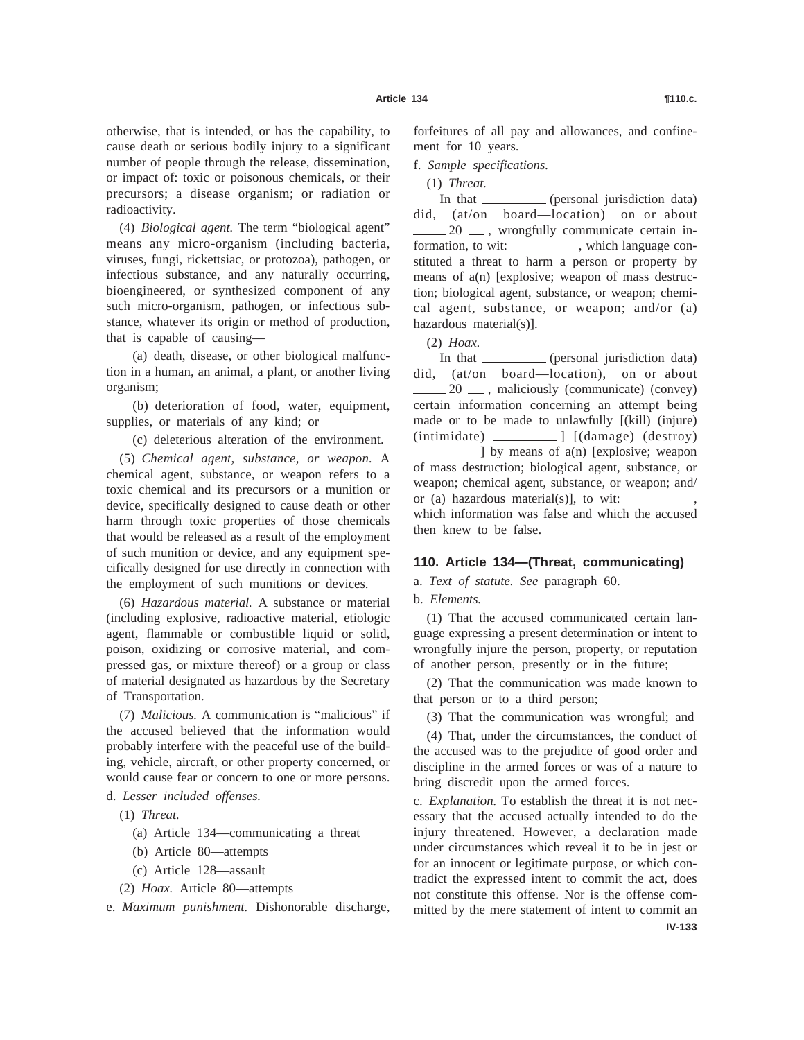otherwise, that is intended, or has the capability, to cause death or serious bodily injury to a significant number of people through the release, dissemination, or impact of: toxic or poisonous chemicals, or their precursors; a disease organism; or radiation or radioactivity.

(4) *Biological agent.* The term "biological agent" means any micro-organism (including bacteria, viruses, fungi, rickettsiac, or protozoa), pathogen, or infectious substance, and any naturally occurring, bioengineered, or synthesized component of any such micro-organism, pathogen, or infectious substance, whatever its origin or method of production, that is capable of causing—

(a) death, disease, or other biological malfunction in a human, an animal, a plant, or another living organism;

(b) deterioration of food, water, equipment, supplies, or materials of any kind; or

(c) deleterious alteration of the environment.

(5) *Chemical agent, substance, or weapon.* A chemical agent, substance, or weapon refers to a toxic chemical and its precursors or a munition or device, specifically designed to cause death or other harm through toxic properties of those chemicals that would be released as a result of the employment of such munition or device, and any equipment specifically designed for use directly in connection with the employment of such munitions or devices.

(6) *Hazardous material.* A substance or material (including explosive, radioactive material, etiologic agent, flammable or combustible liquid or solid, poison, oxidizing or corrosive material, and compressed gas, or mixture thereof) or a group or class of material designated as hazardous by the Secretary of Transportation.

(7) *Malicious.* A communication is "malicious" if the accused believed that the information would probably interfere with the peaceful use of the building, vehicle, aircraft, or other property concerned, or would cause fear or concern to one or more persons.

d. *Lesser included offenses.*

(1) *Threat.*

(a) Article 134—communicating a threat

(b) Article 80—attempts

(c) Article 128—assault

(2) *Hoax.* Article 80—attempts

e. *Maximum punishment.* Dishonorable discharge, forfeitures of all pay and allowances, and confinement for 10 years.

f. *Sample specifications.*

(1) *Threat.*

In that __________ (personal jurisdiction data) did, (at/on board—location) on or about _____ 20 __ , wrongfully communicate certain information, to wit: __________ , which language constituted a threat to harm a person or property by means of a(n) [explosive; weapon of mass destruction; biological agent, substance, or weapon; chemical agent, substance, or weapon; and/or (a) hazardous material(s)].

(2) *Hoax.*

In that __________ (personal jurisdiction data) did, (at/on board—location), on or about _____ 20 __ , maliciously (communicate) (convey) certain information concerning an attempt being made or to be made to unlawfully [(kill) (injure) (intimidate) __________ ] [(damage) (destroy) __________ ] by means of a(n) [explosive; weapon of mass destruction; biological agent, substance, or weapon; chemical agent, substance, or weapon; and/or (a) hazardous material(s)], to wit: __________ , which information was false and which the accused then knew to be false.

## 110. Article 134—(Threat, communicating)

a. *Text of statute. See* paragraph 60.

b. *Elements.*

(1) That the accused communicated certain language expressing a present determination or intent to wrongfully injure the person, property, or reputation of another person, presently or in the future;

(2) That the communication was made known to that person or to a third person;

(3) That the communication was wrongful; and

(4) That, under the circumstances, the conduct of the accused was to the prejudice of good order and discipline in the armed forces or was of a nature to bring discredit upon the armed forces.

c. *Explanation.* To establish the threat it is not necessary that the accused actually intended to do the injury threatened. However, a declaration made under circumstances which reveal it to be in jest or for an innocent or legitimate purpose, or which contradict the expressed intent to commit the act, does not constitute this offense. Nor is the offense committed by the mere statement of intent to commit an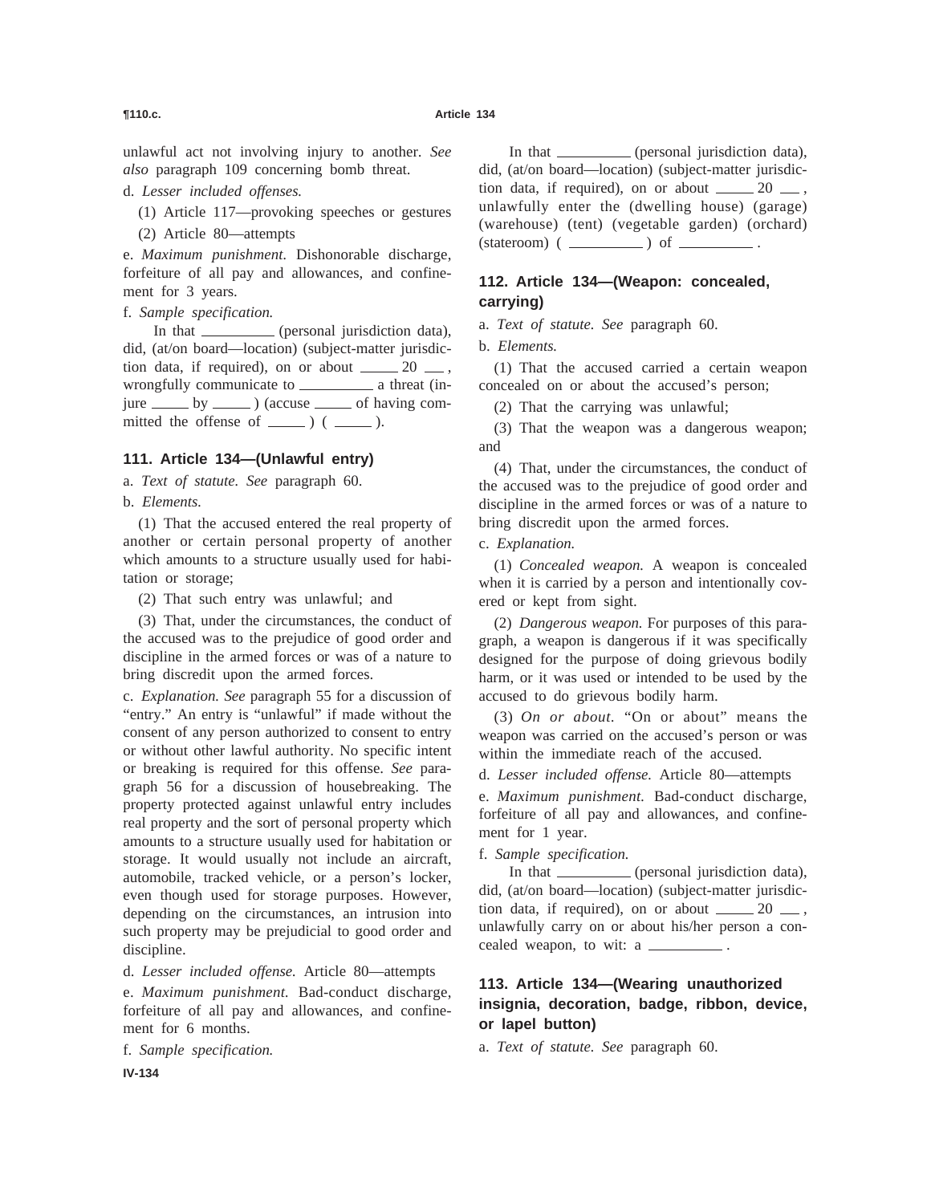unlawful act not involving injury to another. *See also* paragraph 109 concerning bomb threat.

d. *Lesser included offenses.*

(1) Article 117—provoking speeches or gestures

(2) Article 80—attempts

e. *Maximum punishment.* Dishonorable discharge, forfeiture of all pay and allowances, and confinement for 3 years.

f. *Sample specification.*

In that __________ (personal jurisdiction data), did, (at/on board—location) (subject-matter jurisdiction data, if required), on or about _____ 20 ___, wrongfully communicate to __________ a threat (injure _____ by _____) (accuse _____ of having committed the offense of _____) ( _____ ).

## 111. Article 134—(Unlawful entry)

a. *Text of statute. See* paragraph 60.

b. *Elements.*

(1) That the accused entered the real property of another or certain personal property of another which amounts to a structure usually used for habitation or storage;

(2) That such entry was unlawful; and

(3) That, under the circumstances, the conduct of the accused was to the prejudice of good order and discipline in the armed forces or was of a nature to bring discredit upon the armed forces.

c. *Explanation. See* paragraph 55 for a discussion of "entry." An entry is "unlawful" if made without the consent of any person authorized to consent to entry or without other lawful authority. No specific intent or breaking is required for this offense. *See* paragraph 56 for a discussion of housebreaking. The property protected against unlawful entry includes real property and the sort of personal property which amounts to a structure usually used for habitation or storage. It would usually not include an aircraft, automobile, tracked vehicle, or a person's locker, even though used for storage purposes. However, depending on the circumstances, an intrusion into such property may be prejudicial to good order and discipline.

d. *Lesser included offense.* Article 80—attempts

e. *Maximum punishment.* Bad-conduct discharge, forfeiture of all pay and allowances, and confinement for 6 months.

f. *Sample specification.*

In that __________ (personal jurisdiction data), did, (at/on board—location) (subject-matter jurisdiction data, if required), on or about _____ 20 ___, unlawfully enter the (dwelling house) (garage) (warehouse) (tent) (vegetable garden) (orchard) (stateroom) ( __________ ) of __________ .

## 112. Article 134—(Weapon: concealed, carrying)

a. *Text of statute. See* paragraph 60.

b. *Elements.*

(1) That the accused carried a certain weapon concealed on or about the accused's person;

(2) That the carrying was unlawful;

(3) That the weapon was a dangerous weapon; and

(4) That, under the circumstances, the conduct of the accused was to the prejudice of good order and discipline in the armed forces or was of a nature to bring discredit upon the armed forces.

c. *Explanation.*

(1) *Concealed weapon.* A weapon is concealed when it is carried by a person and intentionally covered or kept from sight.

(2) *Dangerous weapon.* For purposes of this paragraph, a weapon is dangerous if it was specifically designed for the purpose of doing grievous bodily harm, or it was used or intended to be used by the accused to do grievous bodily harm.

(3) *On or about.* "On or about" means the weapon was carried on the accused's person or was within the immediate reach of the accused.

d. *Lesser included offense.* Article 80—attempts

e. *Maximum punishment.* Bad-conduct discharge, forfeiture of all pay and allowances, and confinement for 1 year.

f. *Sample specification.*

In that __________ (personal jurisdiction data), did, (at/on board—location) (subject-matter jurisdiction data, if required), on or about _____ 20 ___, unlawfully carry on or about his/her person a concealed weapon, to wit: a __________ .

## 113. Article 134—(Wearing unauthorized insignia, decoration, badge, ribbon, device, or lapel button)

a. *Text of statute. See* paragraph 60.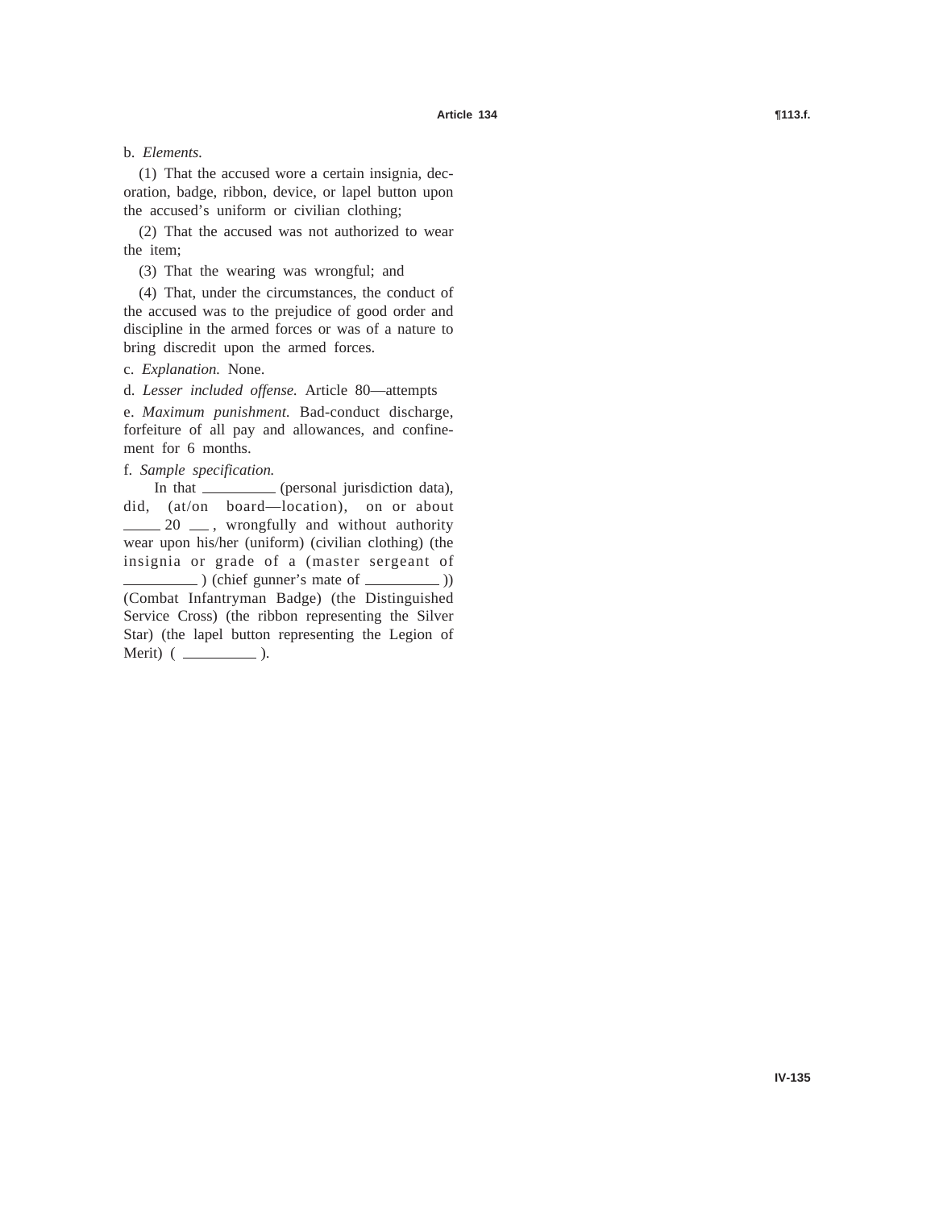b. *Elements.*

(1) That the accused wore a certain insignia, decoration, badge, ribbon, device, or lapel button upon the accused's uniform or civilian clothing;

(2) That the accused was not authorized to wear the item;

(3) That the wearing was wrongful; and

(4) That, under the circumstances, the conduct of the accused was to the prejudice of good order and discipline in the armed forces or was of a nature to bring discredit upon the armed forces.

c. *Explanation.* None.

d. *Lesser included offense.* Article 80—attempts

e. *Maximum punishment.* Bad-conduct discharge, forfeiture of all pay and allowances, and confinement for 6 months.

f. *Sample specification.*

In that __________ (personal jurisdiction data), did, (at/on board—location), on or about _____ 20 ___, wrongfully and without authority wear upon his/her (uniform) (civilian clothing) (the insignia or grade of a (master sergeant of __________) (chief gunner's mate of __________)) (Combat Infantryman Badge) (the Distinguished Service Cross) (the ribbon representing the Silver Star) (the lapel button representing the Legion of Merit) ( __________ ).